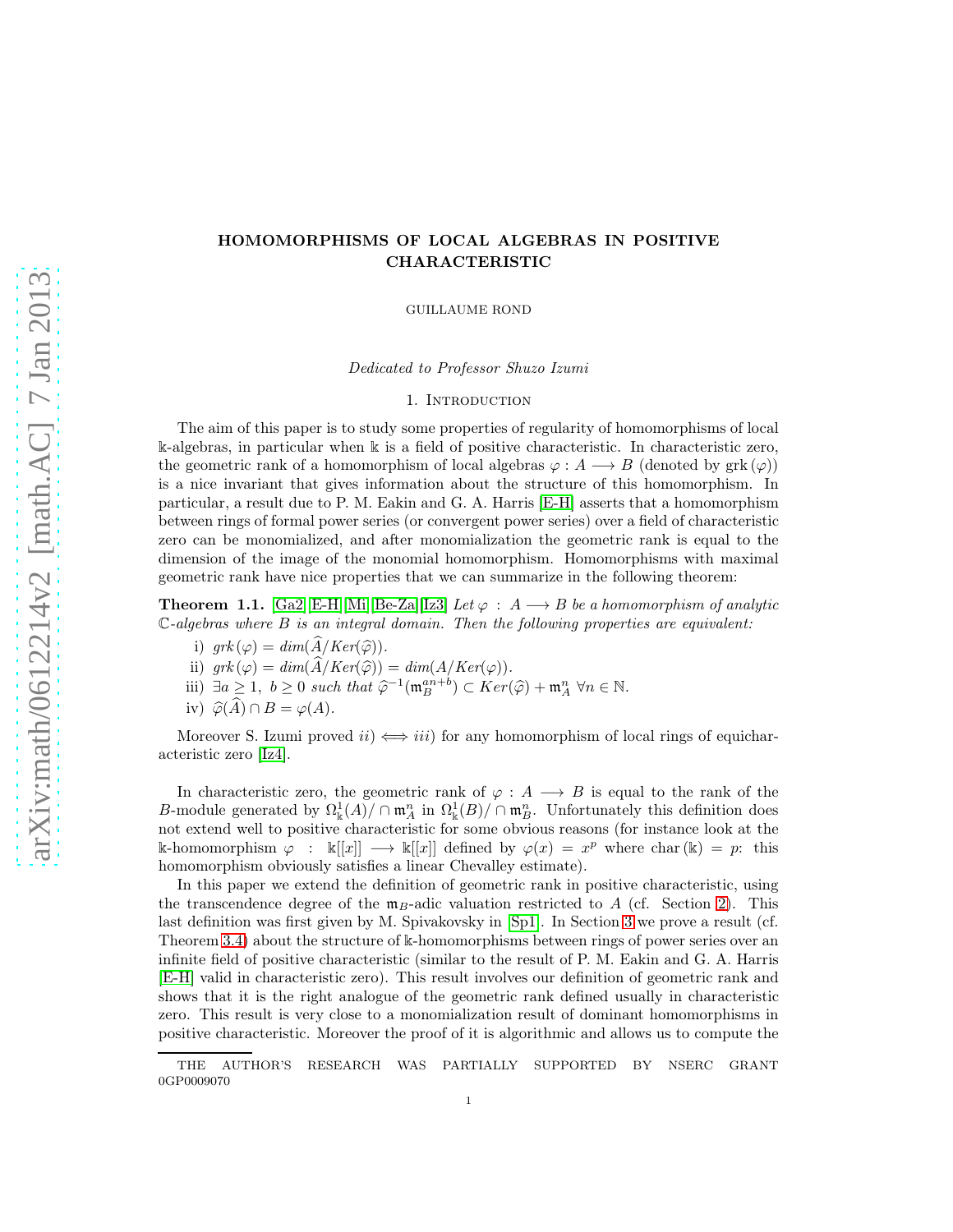# HOMOMORPHISMS OF LOCAL ALGEBRAS IN POSITIVE CHARACTERISTIC

GUILLAUME ROND

*Dedicated to Professor Shuzo Izumi*

## 1. Introduction

The aim of this paper is to study some properties of regularity of homomorphisms of local $\mathbb{k}$-algebras, in particular when $\mathbb{k}$ is a field of positive characteristic. In characteristic zero, the geometric rank of a homomorphism of local algebras $\varphi : A \longrightarrow B$ (denoted by $\text{grk}(\varphi)$) is a nice invariant that gives information about the structure of this homomorphism. In particular, a result due to P. M. Eakin and G. A. Harris [E-H] asserts that a homomorphism between rings of formal power series (or convergent power series) over a field of characteristic zero can be monomialized, and after monomialization the geometric rank is equal to the dimension of the image of the monomial homomorphism. Homomorphisms with maximal geometric rank have nice properties that we can summarize in the following theorem:

**Theorem 1.1.** [Ga2][E-H][Mi][Be-Za][Iz3] *Let $\varphi : A \longrightarrow B$ be a homomorphism of analytic $\mathbb{C}$-algebras where $B$ is an integral domain. Then the following properties are equivalent:*

i) $grk(\varphi) = dim(\widehat{A}/Ker(\widehat{\varphi}))$.

ii) $grk(\varphi) = dim(\widehat{A}/Ker(\widehat{\varphi})) = dim(A/Ker(\varphi))$.

iii) $\exists a \geq 1,\ b \geq 0$ *such that* $\widehat{\varphi}^{-1}(\mathfrak{m}_B^{an+b}) \subset Ker(\widehat{\varphi}) + \mathfrak{m}_A^n\ \forall n \in \mathbb{N}$.

iv) $\widehat{\varphi}(\widehat{A}) \cap B = \varphi(A)$.

Moreover S. Izumi proved $ii) \Longleftrightarrow iii)$ for any homomorphism of local rings of equicharacteristic zero [Iz4].

In characteristic zero, the geometric rank of $\varphi : A \longrightarrow B$ is equal to the rank of the $B$-module generated by $\Omega^1_{\mathbb{k}}(A)/\cap\, \mathfrak{m}_A^n$ in $\Omega^1_{\mathbb{k}}(B)/\cap\, \mathfrak{m}_B^n$. Unfortunately this definition does not extend well to positive characteristic for some obvious reasons (for instance look at the $\mathbb{k}$-homomorphism $\varphi : \mathbb{k}[[x]] \longrightarrow \mathbb{k}[[x]]$ defined by $\varphi(x) = x^p$ where $\text{char}(\mathbb{k}) = p$: this homomorphism obviously satisfies a linear Chevalley estimate).

In this paper we extend the definition of geometric rank in positive characteristic, using the transcendence degree of the $\mathfrak{m}_B$-adic valuation restricted to $A$ (cf. Section 2). This last definition was first given by M. Spivakovsky in [Sp1]. In Section 3 we prove a result (cf. Theorem 3.4) about the structure of $\mathbb{k}$-homomorphisms between rings of power series over an infinite field of positive characteristic (similar to the result of P. M. Eakin and G. A. Harris [E-H] valid in characteristic zero). This result involves our definition of geometric rank and shows that it is the right analogue of the geometric rank defined usually in characteristic zero. This result is very close to a monomialization result of dominant homomorphisms in positive characteristic. Moreover the proof of it is algorithmic and allows us to compute the

---

THE AUTHOR'S RESEARCH WAS PARTIALLY SUPPORTED BY NSERC GRANT 0GP0009070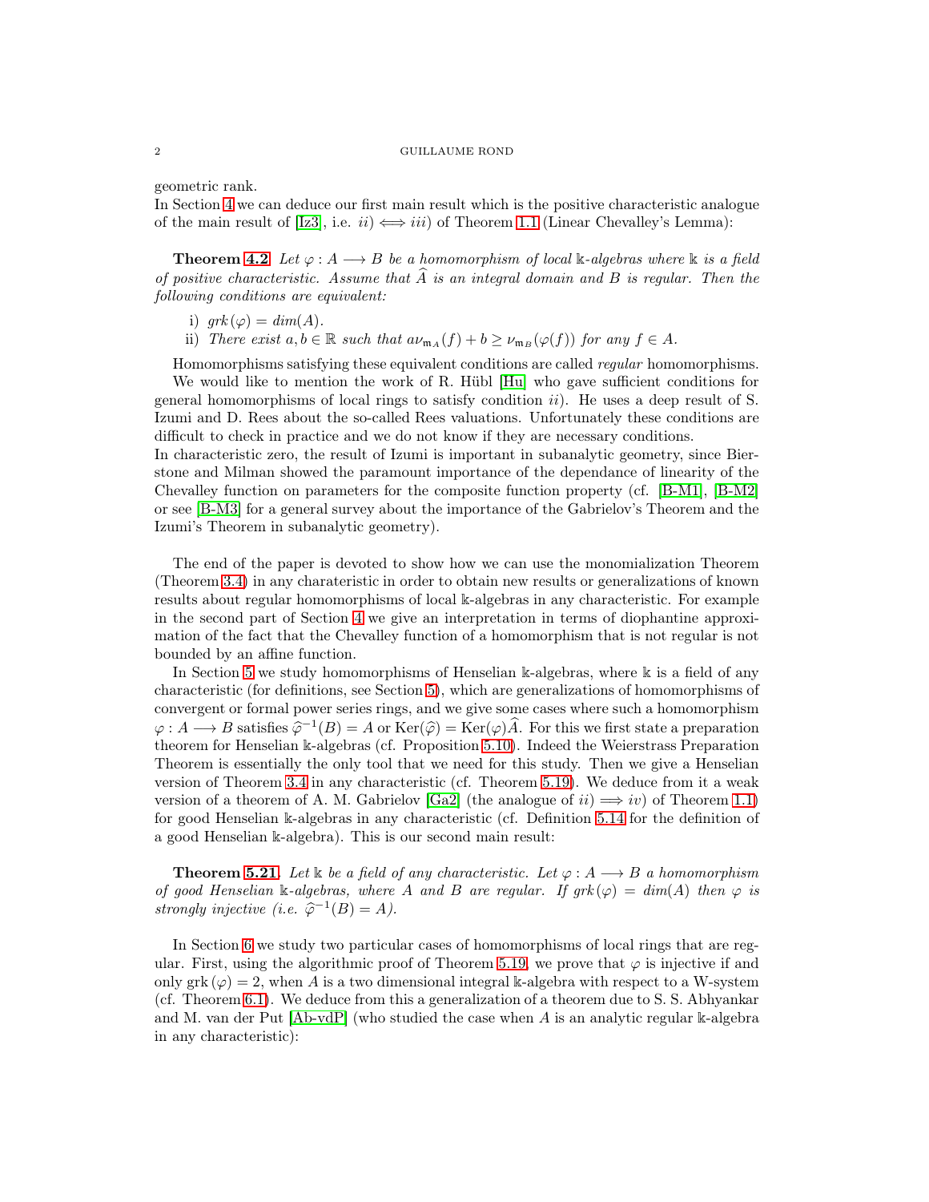geometric rank.
In Section 4 we can deduce our first main result which is the positive characteristic analogue of the main result of [Iz3], i.e. $ii) \Longleftrightarrow iii)$ of Theorem 1.1 (Linear Chevalley's Lemma):

**Theorem 4.2** *Let $\varphi : A \longrightarrow B$ be a homomorphism of local $\mathbb{k}$-algebras where $\mathbb{k}$ is a field of positive characteristic. Assume that $\widehat{A}$ is an integral domain and $B$ is regular. Then the following conditions are equivalent:*

i) *$grk(\varphi) = dim(A)$.*
ii) *There exist $a, b \in \mathbb{R}$ such that $a\nu_{\mathfrak{m}_A}(f) + b \geq \nu_{\mathfrak{m}_B}(\varphi(f))$ for any $f \in A$.*

Homomorphisms satisfying these equivalent conditions are called *regular* homomorphisms.

We would like to mention the work of R. Hübl [Hu] who gave sufficient conditions for general homomorphisms of local rings to satisfy condition $ii)$. He uses a deep result of S. Izumi and D. Rees about the so-called Rees valuations. Unfortunately these conditions are difficult to check in practice and we do not know if they are necessary conditions.
In characteristic zero, the result of Izumi is important in subanalytic geometry, since Bierstone and Milman showed the paramount importance of the dependance of linearity of the Chevalley function on parameters for the composite function property (cf. [B-M1], [B-M2] or see [B-M3] for a general survey about the importance of the Gabrielov's Theorem and the Izumi's Theorem in subanalytic geometry).

The end of the paper is devoted to show how we can use the monomialization Theorem (Theorem 3.4) in any charateristic in order to obtain new results or generalizations of known results about regular homomorphisms of local $\mathbb{k}$-algebras in any characteristic. For example in the second part of Section 4 we give an interpretation in terms of diophantine approximation of the fact that the Chevalley function of a homomorphism that is not regular is not bounded by an affine function.

In Section 5 we study homomorphisms of Henselian $\mathbb{k}$-algebras, where $\mathbb{k}$ is a field of any characteristic (for definitions, see Section 5), which are generalizations of homomorphisms of convergent or formal power series rings, and we give some cases where such a homomorphism $\varphi : A \longrightarrow B$ satisfies $\widehat{\varphi}^{-1}(B) = A$ or $\text{Ker}(\widehat{\varphi}) = \text{Ker}(\varphi)\widehat{A}$. For this we first state a preparation theorem for Henselian $\mathbb{k}$-algebras (cf. Proposition 5.10). Indeed the Weierstrass Preparation Theorem is essentially the only tool that we need for this study. Then we give a Henselian version of Theorem 3.4 in any characteristic (cf. Theorem 5.19). We deduce from it a weak version of a theorem of A. M. Gabrielov [Ga2] (the analogue of $ii) \Longrightarrow iv)$ of Theorem 1.1) for good Henselian $\mathbb{k}$-algebras in any characteristic (cf. Definition 5.14 for the definition of a good Henselian $\mathbb{k}$-algebra). This is our second main result:

**Theorem 5.21**. *Let $\mathbb{k}$ be a field of any characteristic. Let $\varphi : A \longrightarrow B$ a homomorphism of good Henselian $\mathbb{k}$-algebras, where $A$ and $B$ are regular. If $grk(\varphi) = dim(A)$ then $\varphi$ is strongly injective (i.e. $\widehat{\varphi}^{-1}(B) = A$).*

In Section 6 we study two particular cases of homomorphisms of local rings that are regular. First, using the algorithmic proof of Theorem 5.19, we prove that $\varphi$ is injective if and only $\text{grk}(\varphi) = 2$, when $A$ is a two dimensional integral $\mathbb{k}$-algebra with respect to a W-system (cf. Theorem 6.1). We deduce from this a generalization of a theorem due to S. S. Abhyankar and M. van der Put [Ab-vdP] (who studied the case when $A$ is an analytic regular $\mathbb{k}$-algebra in any characteristic):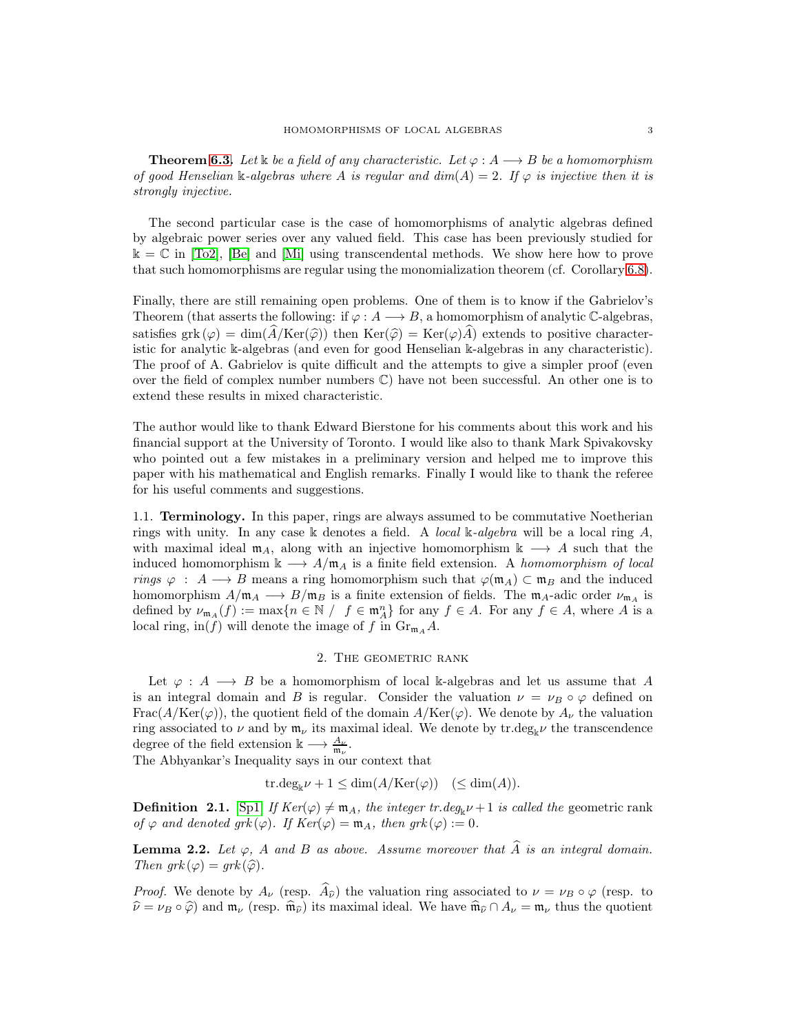**Theorem 6.3.** *Let $\Bbbk$ be a field of any characteristic. Let $\varphi : A \longrightarrow B$ be a homomorphism of good Henselian $\Bbbk$-algebras where $A$ is regular and $dim(A) = 2$. If $\varphi$ is injective then it is strongly injective.*

The second particular case is the case of homomorphisms of analytic algebras defined by algebraic power series over any valued field. This case has been previously studied for $\Bbbk = \mathbb{C}$ in [To2], [Be] and [Mi] using transcendental methods. We show here how to prove that such homomorphisms are regular using the monomialization theorem (cf. Corollary 6.8).

Finally, there are still remaining open problems. One of them is to know if the Gabrielov's Theorem (that asserts the following: if $\varphi : A \longrightarrow B$, a homomorphism of analytic $\mathbb{C}$-algebras, satisfies $\mathrm{grk}(\varphi) = \dim(\widehat{A}/\mathrm{Ker}(\widehat{\varphi}))$ then $\mathrm{Ker}(\widehat{\varphi}) = \mathrm{Ker}(\varphi)\widehat{A})$ extends to positive characteristic for analytic $\Bbbk$-algebras (and even for good Henselian $\Bbbk$-algebras in any characteristic). The proof of A. Gabrielov is quite difficult and the attempts to give a simpler proof (even over the field of complex number numbers $\mathbb{C}$) have not been successful. An other one is to extend these results in mixed characteristic.

The author would like to thank Edward Bierstone for his comments about this work and his financial support at the University of Toronto. I would like also to thank Mark Spivakovsky who pointed out a few mistakes in a preliminary version and helped me to improve this paper with his mathematical and English remarks. Finally I would like to thank the referee for his useful comments and suggestions.

### 1.1. Terminology.

In this paper, rings are always assumed to be commutative Noetherian rings with unity. In any case $\Bbbk$ denotes a field. A *local $\Bbbk$-algebra* will be a local ring $A$, with maximal ideal $\mathfrak{m}_A$, along with an injective homomorphism $\Bbbk \longrightarrow A$ such that the induced homomorphism $\Bbbk \longrightarrow A/\mathfrak{m}_A$ is a finite field extension. A *homomorphism of local rings* $\varphi : A \longrightarrow B$ means a ring homomorphism such that $\varphi(\mathfrak{m}_A) \subset \mathfrak{m}_B$ and the induced homomorphism $A/\mathfrak{m}_A \longrightarrow B/\mathfrak{m}_B$ is a finite extension of fields. The $\mathfrak{m}_A$-adic order $\nu_{\mathfrak{m}_A}$ is defined by $\nu_{\mathfrak{m}_A}(f) := \max\{n \in \mathbb{N} \ / \ f \in \mathfrak{m}_A^n\}$ for any $f \in A$. For any $f \in A$, where $A$ is a local ring, $\mathrm{in}(f)$ will denote the image of $f$ in $\mathrm{Gr}_{\mathfrak{m}_A} A$.

## 2. The geometric rank

Let $\varphi : A \longrightarrow B$ be a homomorphism of local $\Bbbk$-algebras and let us assume that $A$ is an integral domain and $B$ is regular. Consider the valuation $\nu = \nu_B \circ \varphi$ defined on $\mathrm{Frac}(A/\mathrm{Ker}(\varphi))$, the quotient field of the domain $A/\mathrm{Ker}(\varphi)$. We denote by $A_\nu$ the valuation ring associated to $\nu$ and by $\mathfrak{m}_\nu$ its maximal ideal. We denote by $\mathrm{tr.deg}_{\Bbbk}\nu$ the transcendence degree of the field extension $\Bbbk \longrightarrow \frac{A_\nu}{\mathfrak{m}_\nu}$.
The Abhyankar's Inequality says in our context that

$$\mathrm{tr.deg}_{\Bbbk}\nu + 1 \leq \dim(A/\mathrm{Ker}(\varphi)) \quad (\leq \dim(A)).$$

**Definition 2.1.** [Sp1] *If $Ker(\varphi) \neq \mathfrak{m}_A$, the integer $tr.deg_{\Bbbk}\nu + 1$ is called the* geometric rank *of $\varphi$ and denoted $grk(\varphi)$. If $Ker(\varphi) = \mathfrak{m}_A$, then $grk(\varphi) := 0$.*

**Lemma 2.2.** *Let $\varphi$, $A$ and $B$ as above. Assume moreover that $\widehat{A}$ is an integral domain. Then $grk(\varphi) = grk(\widehat{\varphi})$.*

*Proof.* We denote by $A_\nu$ (resp. $\widehat{A}_{\widehat{\nu}}$) the valuation ring associated to $\nu = \nu_B \circ \varphi$ (resp. to $\widehat{\nu} = \nu_B \circ \widehat{\varphi}$) and $\mathfrak{m}_\nu$ (resp. $\widehat{\mathfrak{m}}_{\widehat{\nu}}$) its maximal ideal. We have $\widehat{\mathfrak{m}}_{\widehat{\nu}} \cap A_\nu = \mathfrak{m}_\nu$ thus the quotient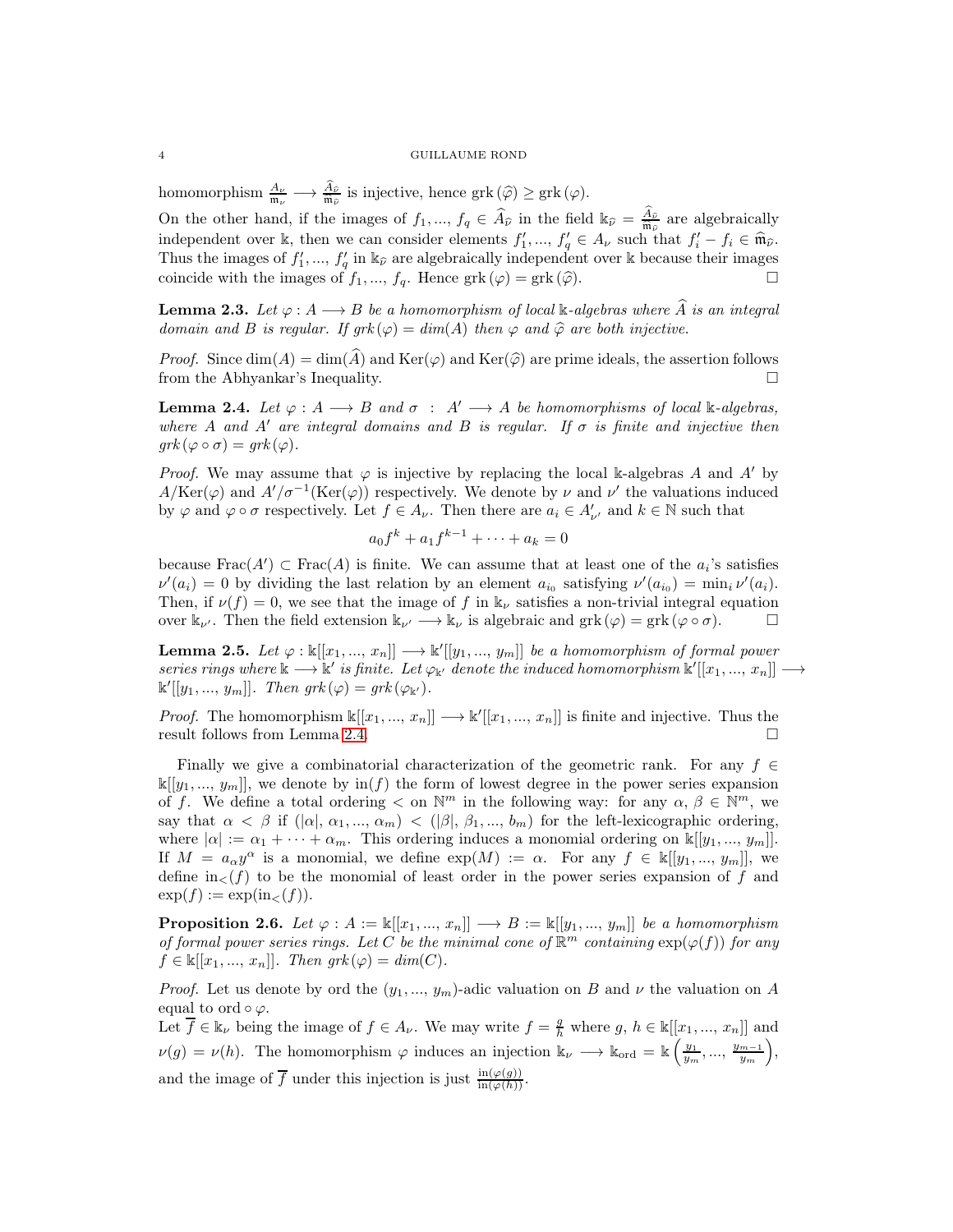homomorphism $\frac{A_\nu}{\mathfrak{m}_\nu} \longrightarrow \frac{\widehat{A}_{\widehat{\nu}}}{\mathfrak{m}_{\widehat{\nu}}}$ is injective, hence $\text{grk}\,(\widehat{\varphi}) \geq \text{grk}\,(\varphi)$.

On the other hand, if the images of $f_1, ..., f_q \in \widehat{A}_{\widehat{\nu}}$ in the field $\mathbb{k}_{\widehat{\nu}} = \frac{\widehat{A}_{\widehat{\nu}}}{\mathfrak{m}_{\widehat{\nu}}}$ are algebraically independent over $\mathbb{k}$, then we can consider elements $f'_1, ..., f'_q \in A_\nu$ such that $f'_i - f_i \in \widehat{\mathfrak{m}}_{\widehat{\nu}}$. Thus the images of $f'_1, ..., f'_q$ in $\mathbb{k}_{\widehat{\nu}}$ are algebraically independent over $\mathbb{k}$ because their images coincide with the images of $f_1, ..., f_q$. Hence $\text{grk}\,(\varphi) = \text{grk}\,(\widehat{\varphi})$. □

**Lemma 2.3.** *Let $\varphi : A \longrightarrow B$ be a homomorphism of local $\mathbb{k}$-algebras where $\widehat{A}$ is an integral domain and $B$ is regular. If $grk\,(\varphi) = dim(A)$ then $\varphi$ and $\widehat{\varphi}$ are both injective.*

*Proof.* Since $\dim(A) = \dim(\widehat{A})$ and $\text{Ker}(\varphi)$ and $\text{Ker}(\widehat{\varphi})$ are prime ideals, the assertion follows from the Abhyankar's Inequality. □

**Lemma 2.4.** *Let $\varphi : A \longrightarrow B$ and $\sigma : A' \longrightarrow A$ be homomorphisms of local $\mathbb{k}$-algebras, where $A$ and $A'$ are integral domains and $B$ is regular. If $\sigma$ is finite and injective then $grk\,(\varphi \circ \sigma) = grk\,(\varphi)$.*

*Proof.* We may assume that $\varphi$ is injective by replacing the local $\mathbb{k}$-algebras $A$ and $A'$ by $A/\text{Ker}(\varphi)$ and $A'/\sigma^{-1}(\text{Ker}(\varphi))$ respectively. We denote by $\nu$ and $\nu'$ the valuations induced by $\varphi$ and $\varphi \circ \sigma$ respectively. Let $f \in A_\nu$. Then there are $a_i \in A'_{\nu'}$ and $k \in \mathbb{N}$ such that

$$a_0 f^k + a_1 f^{k-1} + \cdots + a_k = 0$$

because $\text{Frac}(A') \subset \text{Frac}(A)$ is finite. We can assume that at least one of the $a_i$'s satisfies $\nu'(a_i) = 0$ by dividing the last relation by an element $a_{i_0}$ satisfying $\nu'(a_{i_0}) = \min_i \nu'(a_i)$. Then, if $\nu(f) = 0$, we see that the image of $f$ in $\mathbb{k}_\nu$ satisfies a non-trivial integral equation over $\mathbb{k}_{\nu'}$. Then the field extension $\mathbb{k}_{\nu'} \longrightarrow \mathbb{k}_\nu$ is algebraic and $\text{grk}\,(\varphi) = \text{grk}\,(\varphi \circ \sigma)$. □

**Lemma 2.5.** *Let $\varphi : \mathbb{k}[[x_1, ..., x_n]] \longrightarrow \mathbb{k}'[[y_1, ..., y_m]]$ be a homomorphism of formal power series rings where $\mathbb{k} \longrightarrow \mathbb{k}'$ is finite. Let $\varphi_{\mathbb{k}'}$ denote the induced homomorphism $\mathbb{k}'[[x_1, ..., x_n]] \longrightarrow \mathbb{k}'[[y_1, ..., y_m]]$. Then $grk\,(\varphi) = grk\,(\varphi_{\mathbb{k}'})$.*

*Proof.* The homomorphism $\mathbb{k}[[x_1, ..., x_n]] \longrightarrow \mathbb{k}'[[x_1, ..., x_n]]$ is finite and injective. Thus the result follows from Lemma 2.4. □

Finally we give a combinatorial characterization of the geometric rank. For any $f \in \mathbb{k}[[y_1, ..., y_m]]$, we denote by $\text{in}(f)$ the form of lowest degree in the power series expansion of $f$. We define a total ordering $<$ on $\mathbb{N}^m$ in the following way: for any $\alpha, \beta \in \mathbb{N}^m$, we say that $\alpha < \beta$ if $(|\alpha|, \alpha_1, ..., \alpha_m) < (|\beta|, \beta_1, ..., b_m)$ for the left-lexicographic ordering, where $|\alpha| := \alpha_1 + \cdots + \alpha_m$. This ordering induces a monomial ordering on $\mathbb{k}[[y_1, ..., y_m]]$. If $M = a_\alpha y^\alpha$ is a monomial, we define $\exp(M) := \alpha$. For any $f \in \mathbb{k}[[y_1, ..., y_m]]$, we define $\text{in}_<(f)$ to be the monomial of least order in the power series expansion of $f$ and $\exp(f) := \exp(\text{in}_<(f))$.

**Proposition 2.6.** *Let $\varphi : A := \mathbb{k}[[x_1, ..., x_n]] \longrightarrow B := \mathbb{k}[[y_1, ..., y_m]]$ be a homomorphism of formal power series rings. Let $C$ be the minimal cone of $\mathbb{R}^m$ containing $\exp(\varphi(f))$ for any $f \in \mathbb{k}[[x_1, ..., x_n]]$. Then $grk\,(\varphi) = dim(C)$.*

*Proof.* Let us denote by ord the $(y_1, ..., y_m)$-adic valuation on $B$ and $\nu$ the valuation on $A$ equal to $\text{ord} \circ \varphi$.

Let $\overline{f} \in \mathbb{k}_\nu$ being the image of $f \in A_\nu$. We may write $f = \frac{g}{h}$ where $g, h \in \mathbb{k}[[x_1, ..., x_n]]$ and $\nu(g) = \nu(h)$. The homomorphism $\varphi$ induces an injection $\mathbb{k}_\nu \longrightarrow \mathbb{k}_{\text{ord}} = \mathbb{k}\left(\frac{y_1}{y_m}, ..., \frac{y_{m-1}}{y_m}\right)$, and the image of $\overline{f}$ under this injection is just $\frac{\text{in}(\varphi(g))}{\text{in}(\varphi(h))}$.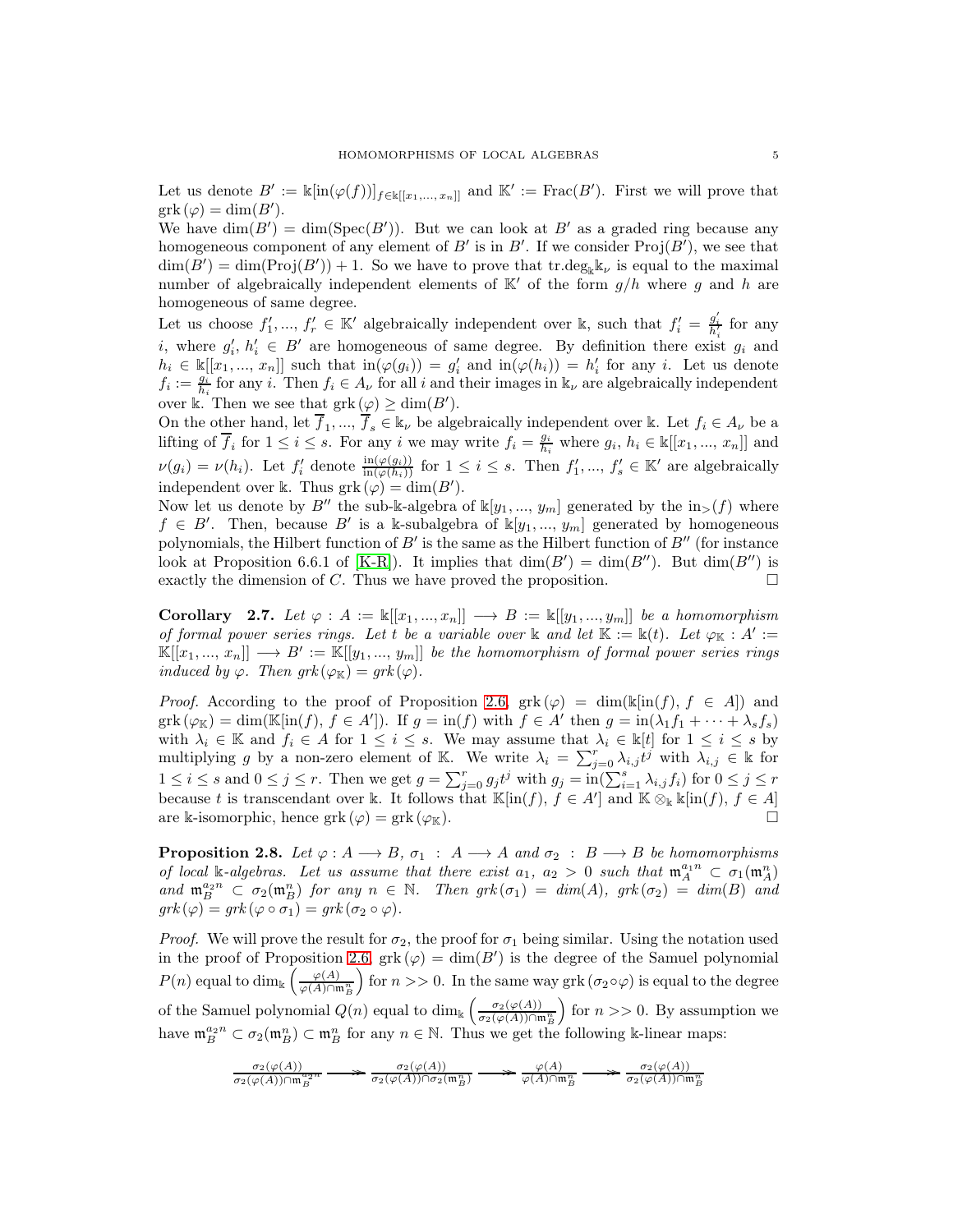Let us denote $B' := \Bbbk[\text{in}(\varphi(f))]_{f\in\Bbbk[[x_1,...,x_n]]}$ and $\mathbb{K}' := \text{Frac}(B')$. First we will prove that $\text{grk}\,(\varphi) = \dim(B')$.

We have $\dim(B') = \dim(\text{Spec}(B'))$. But we can look at $B'$ as a graded ring because any homogeneous component of any element of $B'$ is in $B'$. If we consider $\text{Proj}(B')$, we see that $\dim(B') = \dim(\text{Proj}(B')) + 1$. So we have to prove that $\text{tr.deg}_{\Bbbk}\Bbbk_\nu$ is equal to the maximal number of algebraically independent elements of $\mathbb{K}'$ of the form $g/h$ where $g$ and $h$ are homogeneous of same degree.

Let us choose $f_1',..., f_r' \in \mathbb{K}'$ algebraically independent over $\Bbbk$, such that $f_i' = \frac{g_i'}{h_i'}$ for any $i$, where $g_i'$, $h_i' \in B'$ are homogeneous of same degree. By definition there exist $g_i$ and $h_i \in \Bbbk[[x_1,...,x_n]]$ such that $\text{in}(\varphi(g_i)) = g_i'$ and $\text{in}(\varphi(h_i)) = h_i'$ for any $i$. Let us denote $f_i := \frac{g_i}{h_i}$ for any $i$. Then $f_i \in A_\nu$ for all $i$ and their images in $\Bbbk_\nu$ are algebraically independent over $\Bbbk$. Then we see that $\text{grk}\,(\varphi) \geq \dim(B')$.

On the other hand, let $\overline{f}_1,..., \overline{f}_s \in \Bbbk_\nu$ be algebraically independent over $\Bbbk$. Let $f_i \in A_\nu$ be a lifting of $\overline{f}_i$ for $1 \leq i \leq s$. For any $i$ we may write $f_i = \frac{g_i}{h_i}$ where $g_i$, $h_i \in \Bbbk[[x_1,...,x_n]]$ and $\nu(g_i) = \nu(h_i)$. Let $f_i'$ denote $\frac{\text{in}(\varphi(g_i))}{\text{in}(\varphi(h_i))}$ for $1 \leq i \leq s$. Then $f_1',..., f_s' \in \mathbb{K}'$ are algebraically independent over $\Bbbk$. Thus $\text{grk}\,(\varphi) = \dim(B')$.

Now let us denote by $B''$ the sub-$\Bbbk$-algebra of $\Bbbk[y_1,..., y_m]$ generated by the $\text{in}_>(f)$ where $f \in B'$. Then, because $B'$ is a $\Bbbk$-subalgebra of $\Bbbk[y_1,..., y_m]$ generated by homogeneous polynomials, the Hilbert function of $B'$ is the same as the Hilbert function of $B''$ (for instance look at Proposition 6.6.1 of [K-R]). It implies that $\dim(B') = \dim(B'')$. But $\dim(B'')$ is exactly the dimension of $C$. Thus we have proved the proposition. □

**Corollary 2.7.** *Let $\varphi : A := \Bbbk[[x_1,...,x_n]] \longrightarrow B := \Bbbk[[y_1,...,y_m]]$ be a homomorphism of formal power series rings. Let $t$ be a variable over $\Bbbk$ and let $\mathbb{K} := \Bbbk(t)$. Let $\varphi_{\mathbb{K}} : A' := \mathbb{K}[[x_1,..., x_n]] \longrightarrow B' := \mathbb{K}[[y_1,..., y_m]]$ be the homomorphism of formal power series rings induced by $\varphi$. Then $grk(\varphi_{\mathbb{K}}) = grk(\varphi)$.*

*Proof.* According to the proof of Proposition 2.6, $\text{grk}\,(\varphi) = \dim(\Bbbk[\text{in}(f),\ f \in A])$ and $\text{grk}\,(\varphi_{\mathbb{K}}) = \dim(\mathbb{K}[\text{in}(f),\ f \in A'])$. If $g = \text{in}(f)$ with $f \in A'$ then $g = \text{in}(\lambda_1 f_1 + \cdots + \lambda_s f_s)$ with $\lambda_i \in \mathbb{K}$ and $f_i \in A$ for $1 \leq i \leq s$. We may assume that $\lambda_i \in \Bbbk[t]$ for $1 \leq i \leq s$ by multiplying $g$ by a non-zero element of $\mathbb{K}$. We write $\lambda_i = \sum_{j=0}^r \lambda_{i,j} t^j$ with $\lambda_{i,j} \in \Bbbk$ for $1 \leq i \leq s$ and $0 \leq j \leq r$. Then we get $g = \sum_{j=0}^r g_j t^j$ with $g_j = \text{in}(\sum_{i=1}^s \lambda_{i,j} f_i)$ for $0 \leq j \leq r$ because $t$ is transcendant over $\Bbbk$. It follows that $\mathbb{K}[\text{in}(f),\ f \in A']$ and $\mathbb{K} \otimes_{\Bbbk} \Bbbk[\text{in}(f),\ f \in A]$ are $\Bbbk$-isomorphic, hence $\text{grk}\,(\varphi) = \text{grk}\,(\varphi_{\mathbb{K}})$. □

**Proposition 2.8.** *Let $\varphi : A \longrightarrow B$, $\sigma_1 : A \longrightarrow A$ and $\sigma_2 : B \longrightarrow B$ be homomorphisms of local $\Bbbk$-algebras. Let us assume that there exist $a_1$, $a_2 > 0$ such that $\mathfrak{m}_A^{a_1 n} \subset \sigma_1(\mathfrak{m}_A^n)$ and $\mathfrak{m}_B^{a_2 n} \subset \sigma_2(\mathfrak{m}_B^n)$ for any $n \in \mathbb{N}$. Then $grk(\sigma_1) = dim(A)$, $grk(\sigma_2) = dim(B)$ and $grk(\varphi) = grk(\varphi \circ \sigma_1) = grk(\sigma_2 \circ \varphi)$.*

*Proof.* We will prove the result for $\sigma_2$, the proof for $\sigma_1$ being similar. Using the notation used in the proof of Proposition 2.6, $\text{grk}\,(\varphi) = \dim(B')$ is the degree of the Samuel polynomial $P(n)$ equal to $\dim_{\Bbbk}\left(\frac{\varphi(A)}{\varphi(A)\cap\mathfrak{m}_B^n}\right)$ for $n >> 0$. In the same way $\text{grk}\,(\sigma_2\circ\varphi)$ is equal to the degree of the Samuel polynomial $Q(n)$ equal to $\dim_{\Bbbk}\left(\frac{\sigma_2(\varphi(A))}{\sigma_2(\varphi(A))\cap\mathfrak{m}_B^n}\right)$ for $n >> 0$. By assumption we have $\mathfrak{m}_B^{a_2 n} \subset \sigma_2(\mathfrak{m}_B^n) \subset \mathfrak{m}_B^n$ for any $n \in \mathbb{N}$. Thus we get the following $\Bbbk$-linear maps:

$$\frac{\sigma_2(\varphi(A))}{\sigma_2(\varphi(A))\cap\mathfrak{m}_B^{a_2 n}} \longrightarrow\!\!\!\!\!\rightarrow \frac{\sigma_2(\varphi(A))}{\sigma_2(\varphi(A))\cap\sigma_2(\mathfrak{m}_B^n)} \longrightarrow\!\!\!\!\!\rightarrow \frac{\varphi(A)}{\varphi(A)\cap\mathfrak{m}_B^n} \longrightarrow\!\!\!\!\!\rightarrow \frac{\sigma_2(\varphi(A))}{\sigma_2(\varphi(A))\cap\mathfrak{m}_B^n}$$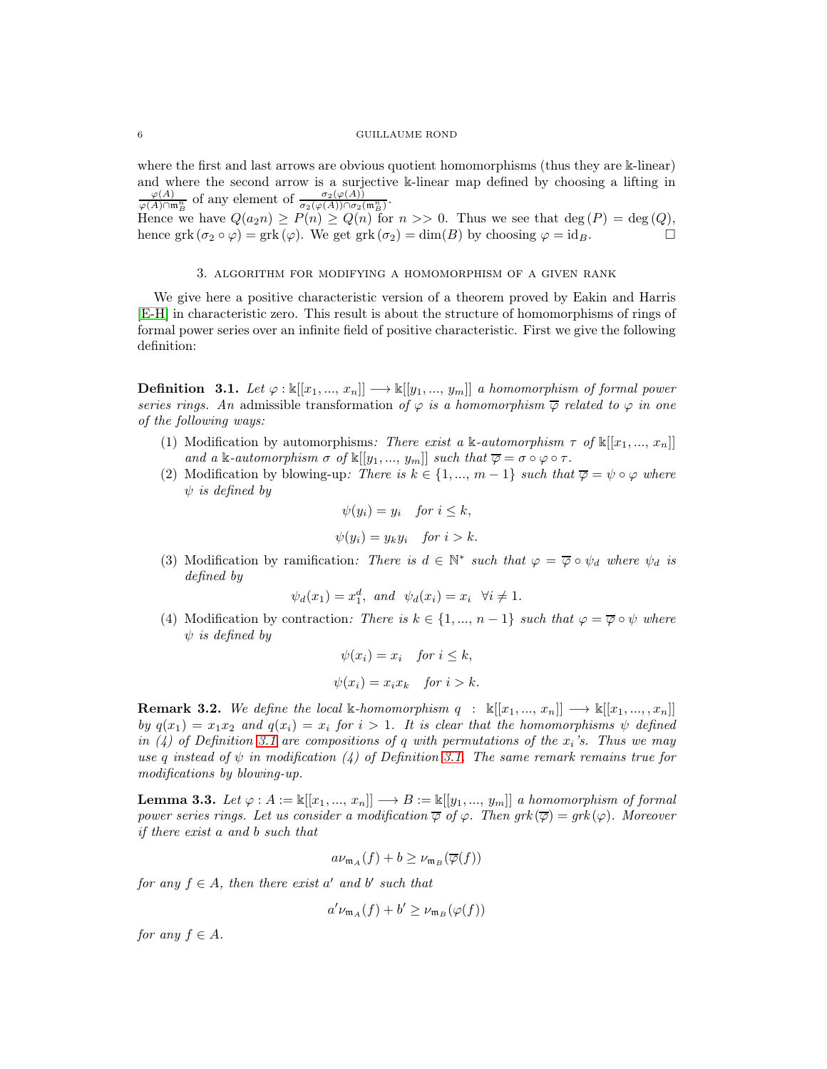where the first and last arrows are obvious quotient homomorphisms (thus they are $\mathbb{k}$-linear) and where the second arrow is a surjective $\mathbb{k}$-linear map defined by choosing a lifting in $\frac{\varphi(A)}{\varphi(A)\cap\mathfrak{m}_B^n}$ of any element of $\frac{\sigma_2(\varphi(A))}{\sigma_2(\varphi(A))\cap\sigma_2(\mathfrak{m}_B^n)}$.

Hence we have $Q(a_2n)\geq P(n)\geq Q(n)$ for $n>>0$. Thus we see that $\deg(P)=\deg(Q)$, hence $\mathrm{grk}(\sigma_2\circ\varphi)=\mathrm{grk}(\varphi)$. We get $\mathrm{grk}(\sigma_2)=\dim(B)$ by choosing $\varphi=\mathrm{id}_B$. □

## 3. Algorithm for modifying a homomorphism of a given rank

We give here a positive characteristic version of a theorem proved by Eakin and Harris [E-H] in characteristic zero. This result is about the structure of homomorphisms of rings of formal power series over an infinite field of positive characteristic. First we give the following definition:

**Definition 3.1.** *Let $\varphi:\mathbb{k}[[x_1,...,x_n]]\longrightarrow\mathbb{k}[[y_1,...,y_m]]$ a homomorphism of formal power series rings. An* admissible transformation *of $\varphi$ is a homomorphism $\overline{\varphi}$ related to $\varphi$ in one of the following ways:*

1. Modification by automorphisms*: There exist a $\mathbb{k}$-automorphism $\tau$ of $\mathbb{k}[[x_1,...,x_n]]$ and a $\mathbb{k}$-automorphism $\sigma$ of $\mathbb{k}[[y_1,...,y_m]]$ such that $\overline{\varphi}=\sigma\circ\varphi\circ\tau$.*
2. Modification by blowing-up*: There is $k\in\{1,...,m-1\}$ such that $\overline{\varphi}=\psi\circ\varphi$ where $\psi$ is defined by*
$$\psi(y_i)=y_i\quad \text{for } i\leq k,$$
$$\psi(y_i)=y_ky_i\quad \text{for } i>k.$$
3. Modification by ramification*: There is $d\in\mathbb{N}^*$ such that $\varphi=\overline{\varphi}\circ\psi_d$ where $\psi_d$ is defined by*
$$\psi_d(x_1)=x_1^d,\ \text{and}\ \ \psi_d(x_i)=x_i\ \ \forall i\neq 1.$$
4. Modification by contraction*: There is $k\in\{1,...,n-1\}$ such that $\varphi=\overline{\varphi}\circ\psi$ where $\psi$ is defined by*
$$\psi(x_i)=x_i\quad \text{for } i\leq k,$$
$$\psi(x_i)=x_ix_k\quad \text{for } i>k.$$

**Remark 3.2.** *We define the local $\mathbb{k}$-homomorphism $q\ :\ \mathbb{k}[[x_1,...,x_n]]\longrightarrow\mathbb{k}[[x_1,...,,x_n]]$ by $q(x_1)=x_1x_2$ and $q(x_i)=x_i$ for $i>1$. It is clear that the homomorphisms $\psi$ defined in (4) of Definition 3.1 are compositions of $q$ with permutations of the $x_i$'s. Thus we may use $q$ instead of $\psi$ in modification (4) of Definition 3.1. The same remark remains true for modifications by blowing-up.*

**Lemma 3.3.** *Let $\varphi:A:=\mathbb{k}[[x_1,...,x_n]]\longrightarrow B:=\mathbb{k}[[y_1,...,y_m]]$ a homomorphism of formal power series rings. Let us consider a modification $\overline{\varphi}$ of $\varphi$. Then $grk(\overline{\varphi})=grk(\varphi)$. Moreover if there exist $a$ and $b$ such that*
$$a\nu_{\mathfrak{m}_A}(f)+b\geq\nu_{\mathfrak{m}_B}(\overline{\varphi}(f))$$
*for any $f\in A$, then there exist $a'$ and $b'$ such that*
$$a'\nu_{\mathfrak{m}_A}(f)+b'\geq\nu_{\mathfrak{m}_B}(\varphi(f))$$
*for any $f\in A$.*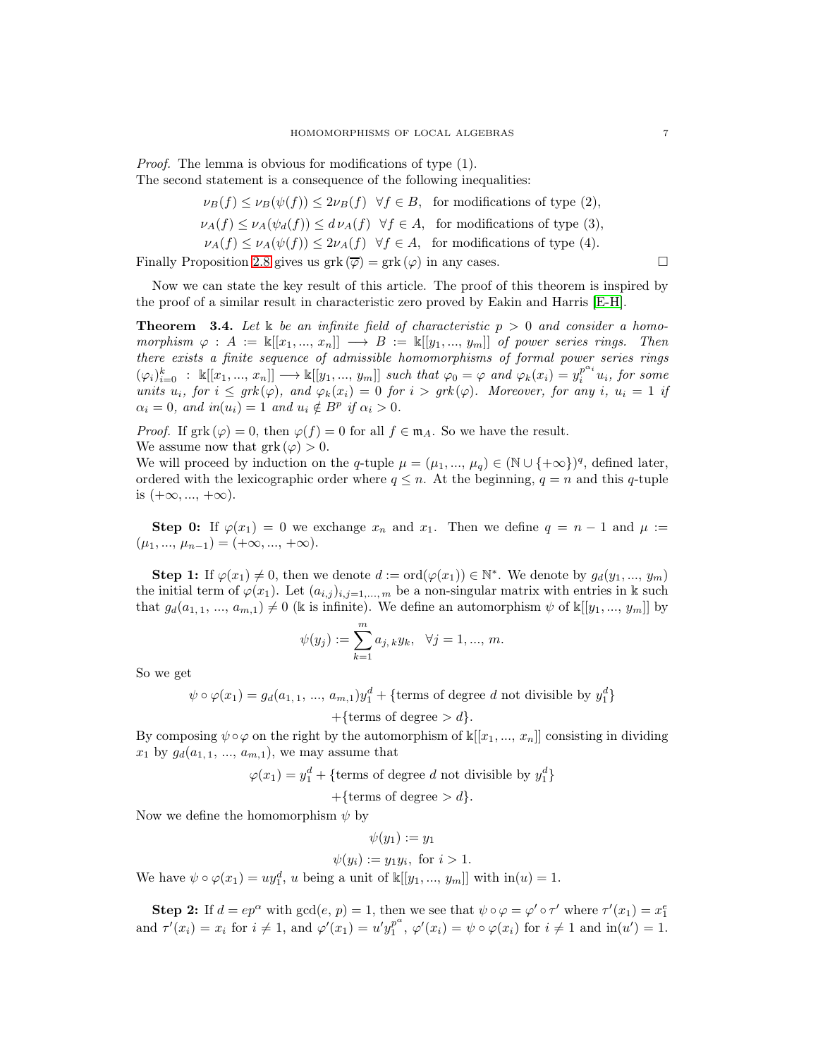*Proof.* The lemma is obvious for modifications of type (1).
The second statement is a consequence of the following inequalities:

$$\nu_B(f) \leq \nu_B(\psi(f)) \leq 2\nu_B(f) \quad \forall f \in B, \quad \text{for modifications of type (2)},$$
$$\nu_A(f) \leq \nu_A(\psi_d(f)) \leq d\,\nu_A(f) \quad \forall f \in A, \quad \text{for modifications of type (3)},$$
$$\nu_A(f) \leq \nu_A(\psi(f)) \leq 2\nu_A(f) \quad \forall f \in A, \quad \text{for modifications of type (4)}.$$

Finally Proposition 2.8 gives us $\mathrm{grk}\,(\overline{\varphi}) = \mathrm{grk}\,(\varphi)$ in any cases. $\square$

Now we can state the key result of this article. The proof of this theorem is inspired by the proof of a similar result in characteristic zero proved by Eakin and Harris [E-H].

**Theorem 3.4.** *Let $\Bbbk$ be an infinite field of characteristic $p > 0$ and consider a homomorphism $\varphi : A := \Bbbk[[x_1, ..., x_n]] \longrightarrow B := \Bbbk[[y_1, ..., y_m]]$ of power series rings. Then there exists a finite sequence of admissible homomorphisms of formal power series rings $(\varphi_i)_{i=0}^k : \Bbbk[[x_1, ..., x_n]] \longrightarrow \Bbbk[[y_1, ..., y_m]]$ such that $\varphi_0 = \varphi$ and $\varphi_k(x_i) = y_i^{p^{\alpha_i}} u_i$, for some units $u_i$, for $i \leq grk(\varphi)$, and $\varphi_k(x_i) = 0$ for $i > grk(\varphi)$. Moreover, for any $i$, $u_i = 1$ if $\alpha_i = 0$, and $in(u_i) = 1$ and $u_i \notin B^p$ if $\alpha_i > 0$.*

*Proof.* If $\mathrm{grk}\,(\varphi) = 0$, then $\varphi(f) = 0$ for all $f \in \mathfrak{m}_A$. So we have the result.
We assume now that $\mathrm{grk}\,(\varphi) > 0$.
We will proceed by induction on the $q$-tuple $\mu = (\mu_1, ..., \mu_q) \in (\mathbb{N} \cup \{+\infty\})^q$, defined later, ordered with the lexicographic order where $q \leq n$. At the beginning, $q = n$ and this $q$-tuple is $(+\infty, ..., +\infty)$.

**Step 0:** If $\varphi(x_1) = 0$ we exchange $x_n$ and $x_1$. Then we define $q = n-1$ and $\mu := (\mu_1, ..., \mu_{n-1}) = (+\infty, ..., +\infty)$.

**Step 1:** If $\varphi(x_1) \neq 0$, then we denote $d := \mathrm{ord}(\varphi(x_1)) \in \mathbb{N}^*$. We denote by $g_d(y_1, ..., y_m)$ the initial term of $\varphi(x_1)$. Let $(a_{i,j})_{i,j=1,...,m}$ be a non-singular matrix with entries in $\Bbbk$ such that $g_d(a_{1,1}, ..., a_{m,1}) \neq 0$ ($\Bbbk$ is infinite). We define an automorphism $\psi$ of $\Bbbk[[y_1, ..., y_m]]$ by

$$\psi(y_j) := \sum_{k=1}^{m} a_{j,k} y_k, \quad \forall j = 1, ..., m.$$

So we get

$$\psi \circ \varphi(x_1) = g_d(a_{1,1}, ..., a_{m,1}) y_1^d + \{\text{terms of degree } d \text{ not divisible by } y_1^d\}$$
$$+\{\text{terms of degree} > d\}.$$

By composing $\psi \circ \varphi$ on the right by the automorphism of $\Bbbk[[x_1, ..., x_n]]$ consisting in dividing $x_1$ by $g_d(a_{1,1}, ..., a_{m,1})$, we may assume that

$$\varphi(x_1) = y_1^d + \{\text{terms of degree } d \text{ not divisible by } y_1^d\}$$
$$+\{\text{terms of degree} > d\}.$$

Now we define the homomorphism $\psi$ by

$$\psi(y_1) := y_1$$
$$\psi(y_i) := y_1 y_i, \text{ for } i > 1.$$

We have $\psi \circ \varphi(x_1) = u y_1^d$, $u$ being a unit of $\Bbbk[[y_1, ..., y_m]]$ with $\mathrm{in}(u) = 1$.

**Step 2:** If $d = ep^\alpha$ with $\gcd(e, p) = 1$, then we see that $\psi \circ \varphi = \varphi' \circ \tau'$ where $\tau'(x_1) = x_1^e$ and $\tau'(x_i) = x_i$ for $i \neq 1$, and $\varphi'(x_1) = u' y_1^{p^\alpha}$, $\varphi'(x_i) = \psi \circ \varphi(x_i)$ for $i \neq 1$ and $\mathrm{in}(u') = 1$.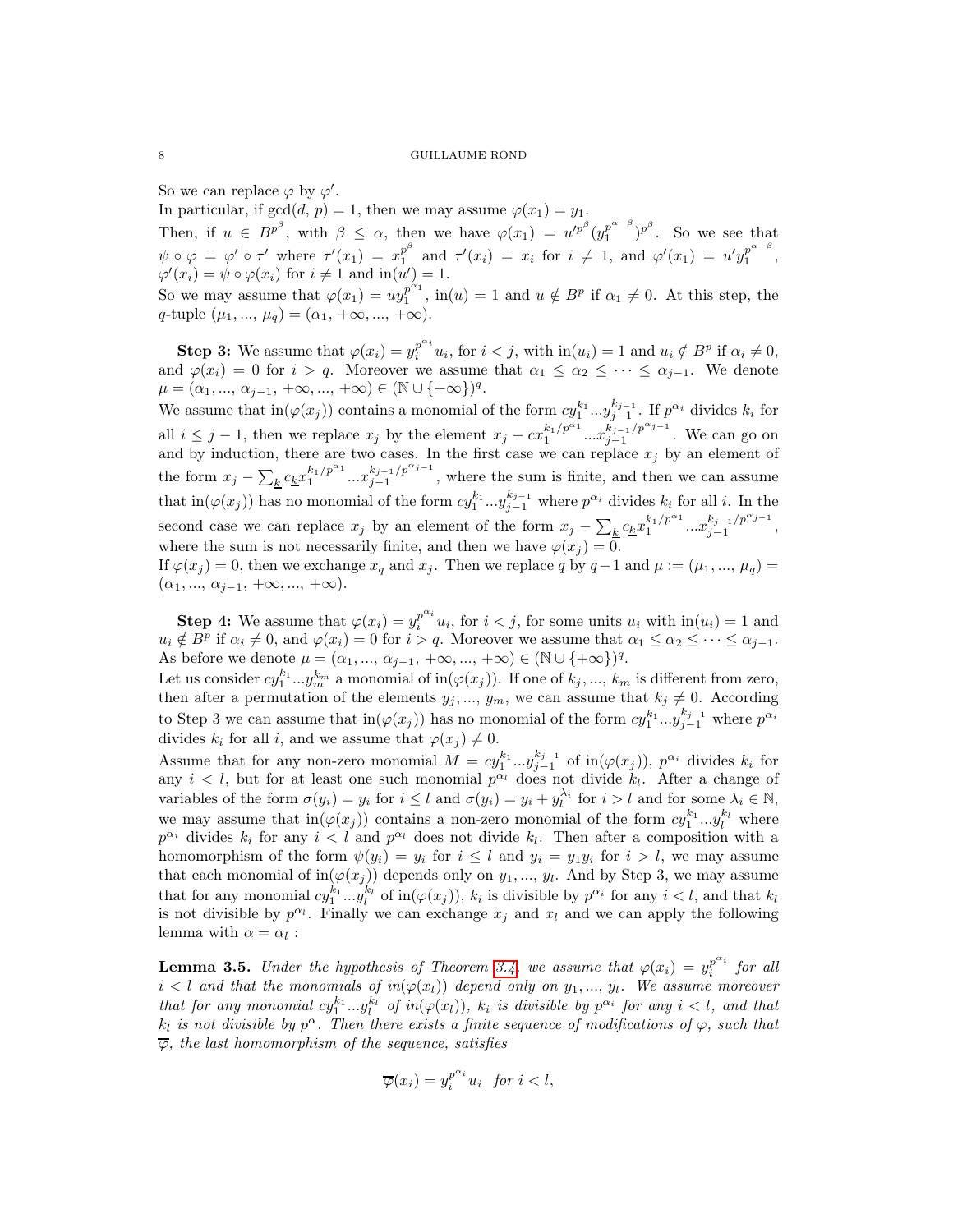So we can replace $\varphi$ by $\varphi'$.

In particular, if $\gcd(d, p) = 1$, then we may assume $\varphi(x_1) = y_1$.

Then, if $u \in B^{p^\beta}$, with $\beta \leq \alpha$, then we have $\varphi(x_1) = u'^{p^\beta}(y_1^{p^{\alpha-\beta}})^{p^\beta}$. So we see that $\psi \circ \varphi = \varphi' \circ \tau'$ where $\tau'(x_1) = x_1^{p^\beta}$ and $\tau'(x_i) = x_i$ for $i \neq 1$, and $\varphi'(x_1) = u'y_1^{p^{\alpha-\beta}}$, $\varphi'(x_i) = \psi \circ \varphi(x_i)$ for $i \neq 1$ and $\mathrm{in}(u') = 1$.

So we may assume that $\varphi(x_1) = uy_1^{p^{\alpha_1}}$, $\mathrm{in}(u) = 1$ and $u \notin B^p$ if $\alpha_1 \neq 0$. At this step, the $q$-tuple $(\mu_1, ..., \mu_q) = (\alpha_1, +\infty, ..., +\infty)$.

**Step 3:** We assume that $\varphi(x_i) = y_i^{p^{\alpha_i}}u_i$, for $i < j$, with $\mathrm{in}(u_i) = 1$ and $u_i \notin B^p$ if $\alpha_i \neq 0$, and $\varphi(x_i) = 0$ for $i > q$. Moreover we assume that $\alpha_1 \leq \alpha_2 \leq \cdots \leq \alpha_{j-1}$. We denote $\mu = (\alpha_1, ..., \alpha_{j-1}, +\infty, ..., +\infty) \in (\mathbb{N} \cup \{+\infty\})^q$.

We assume that $\mathrm{in}(\varphi(x_j))$ contains a monomial of the form $cy_1^{k_1}...y_{j-1}^{k_{j-1}}$. If $p^{\alpha_i}$ divides $k_i$ for all $i \leq j-1$, then we replace $x_j$ by the element $x_j - cx_1^{k_1/p^{\alpha_1}}...x_{j-1}^{k_{j-1}/p^{\alpha_{j-1}}}$. We can go on and by induction, there are two cases. In the first case we can replace $x_j$ by an element of the form $x_j - \sum_{\underline{k}} c_{\underline{k}} x_1^{k_1/p^{\alpha_1}}...x_{j-1}^{k_{j-1}/p^{\alpha_{j-1}}}$, where the sum is finite, and then we can assume that $\mathrm{in}(\varphi(x_j))$ has no monomial of the form $cy_1^{k_1}...y_{j-1}^{k_{j-1}}$ where $p^{\alpha_i}$ divides $k_i$ for all $i$. In the second case we can replace $x_j$ by an element of the form $x_j - \sum_{\underline{k}} c_{\underline{k}} x_1^{k_1/p^{\alpha_1}}...x_{j-1}^{k_{j-1}/p^{\alpha_{j-1}}}$, where the sum is not necessarily finite, and then we have $\varphi(x_j) = 0$.

If $\varphi(x_j) = 0$, then we exchange $x_q$ and $x_j$. Then we replace $q$ by $q-1$ and $\mu := (\mu_1, ..., \mu_q) = (\alpha_1, ..., \alpha_{j-1}, +\infty, ..., +\infty)$.

**Step 4:** We assume that $\varphi(x_i) = y_i^{p^{\alpha_i}}u_i$, for $i < j$, for some units $u_i$ with $\mathrm{in}(u_i) = 1$ and $u_i \notin B^p$ if $\alpha_i \neq 0$, and $\varphi(x_i) = 0$ for $i > q$. Moreover we assume that $\alpha_1 \leq \alpha_2 \leq \cdots \leq \alpha_{j-1}$. As before we denote $\mu = (\alpha_1, ..., \alpha_{j-1}, +\infty, ..., +\infty) \in (\mathbb{N} \cup \{+\infty\})^q$.

Let us consider $cy_1^{k_1}...y_m^{k_m}$ a monomial of $\mathrm{in}(\varphi(x_j))$. If one of $k_j, ..., k_m$ is different from zero, then after a permutation of the elements $y_j, ..., y_m$, we can assume that $k_j \neq 0$. According to Step 3 we can assume that $\mathrm{in}(\varphi(x_j))$ has no monomial of the form $cy_1^{k_1}...y_{j-1}^{k_{j-1}}$ where $p^{\alpha_i}$ divides $k_i$ for all $i$, and we assume that $\varphi(x_j) \neq 0$.

Assume that for any non-zero monomial $M = cy_1^{k_1}...y_{j-1}^{k_{j-1}}$ of $\mathrm{in}(\varphi(x_j))$, $p^{\alpha_i}$ divides $k_i$ for any $i < l$, but for at least one such monomial $p^{\alpha_l}$ does not divide $k_l$. After a change of variables of the form $\sigma(y_i) = y_i$ for $i \leq l$ and $\sigma(y_i) = y_i + y_l^{\lambda_i}$ for $i > l$ and for some $\lambda_i \in \mathbb{N}$, we may assume that $\mathrm{in}(\varphi(x_j))$ contains a non-zero monomial of the form $cy_1^{k_1}...y_l^{k_l}$ where $p^{\alpha_i}$ divides $k_i$ for any $i < l$ and $p^{\alpha_l}$ does not divide $k_l$. Then after a composition with a homomorphism of the form $\psi(y_i) = y_i$ for $i \leq l$ and $y_i = y_1 y_i$ for $i > l$, we may assume that each monomial of $\mathrm{in}(\varphi(x_j))$ depends only on $y_1, ..., y_l$. And by Step 3, we may assume that for any monomial $cy_1^{k_1}...y_l^{k_l}$ of $\mathrm{in}(\varphi(x_j))$, $k_i$ is divisible by $p^{\alpha_i}$ for any $i < l$, and that $k_l$ is not divisible by $p^{\alpha_l}$. Finally we can exchange $x_j$ and $x_l$ and we can apply the following lemma with $\alpha = \alpha_l$ :

**Lemma 3.5.** *Under the hypothesis of Theorem 3.4, we assume that $\varphi(x_i) = y_i^{p^{\alpha_i}}$ for all $i < l$ and that the monomials of $in(\varphi(x_l))$ depend only on $y_1, ..., y_l$. We assume moreover that for any monomial $cy_1^{k_1}...y_l^{k_l}$ of $in(\varphi(x_l))$, $k_i$ is divisible by $p^{\alpha_i}$ for any $i < l$, and that $k_l$ is not divisible by $p^\alpha$. Then there exists a finite sequence of modifications of $\varphi$, such that $\overline{\varphi}$, the last homomorphism of the sequence, satisfies*

$$\overline{\varphi}(x_i) = y_i^{p^{\alpha_i}}u_i \quad \textit{for } i < l,$$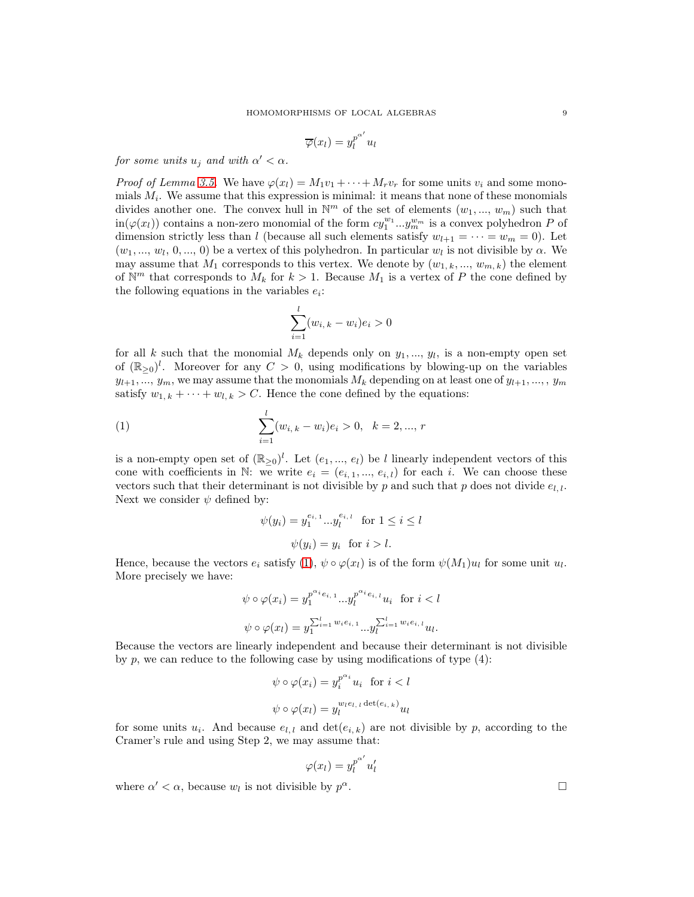$$\overline{\varphi}(x_l) = y_l^{p^{\alpha'}} u_l$$

*for some units $u_j$ and with $\alpha' < \alpha$.*

*Proof of Lemma 3.5.* We have $\varphi(x_l) = M_1 v_1 + \cdots + M_r v_r$ for some units $v_i$ and some monomials $M_i$. We assume that this expression is minimal: it means that none of these monomials divides another one. The convex hull in $\mathbb{N}^m$ of the set of elements $(w_1, ..., w_m)$ such that $\text{in}(\varphi(x_l))$ contains a non-zero monomial of the form $c y_1^{w_1} ... y_m^{w_m}$ is a convex polyhedron $P$ of dimension strictly less than $l$ (because all such elements satisfy $w_{l+1} = \cdots = w_m = 0$). Let $(w_1, ..., w_l, 0, ..., 0)$ be a vertex of this polyhedron. In particular $w_l$ is not divisible by $\alpha$. We may assume that $M_1$ corresponds to this vertex. We denote by $(w_{1,\,k}, ..., w_{m,\,k})$ the element of $\mathbb{N}^m$ that corresponds to $M_k$ for $k > 1$. Because $M_1$ is a vertex of $P$ the cone defined by the following equations in the variables $e_i$:

$$\sum_{i=1}^{l} (w_{i,\,k} - w_i) e_i > 0$$

for all $k$ such that the monomial $M_k$ depends only on $y_1, ..., y_l$, is a non-empty open set of $(\mathbb{R}_{\geq 0})^l$. Moreover for any $C > 0$, using modifications by blowing-up on the variables $y_{l+1}, ..., y_m$, we may assume that the monomials $M_k$ depending on at least one of $y_{l+1}, ..., , y_m$ satisfy $w_{1,\,k} + \cdots + w_{l,\,k} > C$. Hence the cone defined by the equations:

$$\sum_{i=1}^{l} (w_{i,\,k} - w_i) e_i > 0, \quad k = 2, ..., r \tag{1}$$

is a non-empty open set of $(\mathbb{R}_{\geq 0})^l$. Let $(e_1, ..., e_l)$ be $l$ linearly independent vectors of this cone with coefficients in $\mathbb{N}$: we write $e_i = (e_{i,\,1}, ..., e_{i,\,l})$ for each $i$. We can choose these vectors such that their determinant is not divisible by $p$ and such that $p$ does not divide $e_{l,\,l}$. Next we consider $\psi$ defined by:

$$\psi(y_i) = y_1^{e_{i,\,1}} ... y_l^{e_{i,\,l}} \quad \text{for } 1 \leq i \leq l$$

$$\psi(y_i) = y_i \quad \text{for } i > l.$$

Hence, because the vectors $e_i$ satisfy (1), $\psi \circ \varphi(x_l)$ is of the form $\psi(M_1) u_l$ for some unit $u_l$. More precisely we have:

$$\psi \circ \varphi(x_i) = y_1^{p^{\alpha_i} e_{i,\,1}} ... y_l^{p^{\alpha_i} e_{i,\,l}} u_i \quad \text{for } i < l$$

$$\psi \circ \varphi(x_l) = y_1^{\sum_{i=1}^{l} w_i e_{i,\,1}} ... y_l^{\sum_{i=1}^{l} w_i e_{i,\,l}} u_l.$$

Because the vectors are linearly independent and because their determinant is not divisible by $p$, we can reduce to the following case by using modifications of type (4):

$$\psi \circ \varphi(x_i) = y_i^{p^{\alpha_i}} u_i \quad \text{for } i < l$$

$$\psi \circ \varphi(x_l) = y_l^{w_l e_{l,\,l} \det(e_{i,\,k})} u_l$$

for some units $u_i$. And because $e_{l,\,l}$ and $\det(e_{i,\,k})$ are not divisible by $p$, according to the Cramer's rule and using Step 2, we may assume that:

$$\varphi(x_l) = y_l^{p^{\alpha'}} u_l'$$

where $\alpha' < \alpha$, because $w_l$ is not divisible by $p^\alpha$. □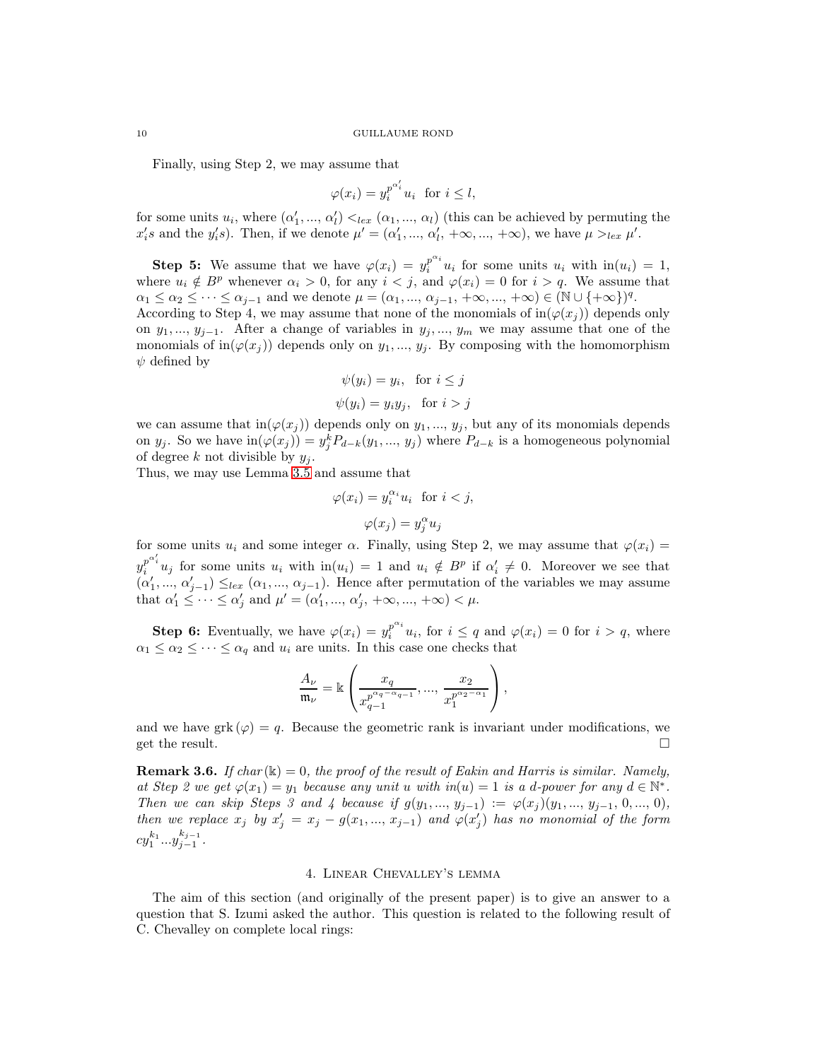Finally, using Step 2, we may assume that

$$\varphi(x_i) = y_i^{p^{\alpha'_i}} u_i \ \text{ for } i \leq l,$$

for some units $u_i$, where $(\alpha'_1, ..., \alpha'_l) <_{lex} (\alpha_1, ..., \alpha_l)$ (this can be achieved by permuting the $x'_i s$ and the $y'_i s$). Then, if we denote $\mu' = (\alpha'_1, ..., \alpha'_l, +\infty, ..., +\infty)$, we have $\mu >_{lex} \mu'$.

**Step 5:** We assume that we have $\varphi(x_i) = y_i^{p^{\alpha_i}} u_i$ for some units $u_i$ with $\text{in}(u_i) = 1$, where $u_i \notin B^p$ whenever $\alpha_i > 0$, for any $i < j$, and $\varphi(x_i) = 0$ for $i > q$. We assume that $\alpha_1 \leq \alpha_2 \leq \cdots \leq \alpha_{j-1}$ and we denote $\mu = (\alpha_1, ..., \alpha_{j-1}, +\infty, ..., +\infty) \in (\mathbb{N} \cup \{+\infty\})^q$. According to Step 4, we may assume that none of the monomials of $\text{in}(\varphi(x_j))$ depends only on $y_1, ..., y_{j-1}$. After a change of variables in $y_j, ..., y_m$ we may assume that one of the monomials of $\text{in}(\varphi(x_j))$ depends only on $y_1, ..., y_j$. By composing with the homomorphism $\psi$ defined by

$$\psi(y_i) = y_i, \ \text{ for } i \leq j$$

$$\psi(y_i) = y_i y_j, \ \text{ for } i > j$$

we can assume that $\text{in}(\varphi(x_j))$ depends only on $y_1, ..., y_j$, but any of its monomials depends on $y_j$. So we have $\text{in}(\varphi(x_j)) = y_j^k P_{d-k}(y_1, ..., y_j)$ where $P_{d-k}$ is a homogeneous polynomial of degree $k$ not divisible by $y_j$.
Thus, we may use Lemma 3.5 and assume that

$$\varphi(x_i) = y_i^{\alpha_i} u_i \ \text{ for } i < j,$$

$$\varphi(x_j) = y_j^{\alpha} u_j$$

for some units $u_i$ and some integer $\alpha$. Finally, using Step 2, we may assume that $\varphi(x_i) = y_i^{p^{\alpha'_i}} u_j$ for some units $u_i$ with $\text{in}(u_i) = 1$ and $u_i \notin B^p$ if $\alpha'_i \neq 0$. Moreover we see that $(\alpha'_1, ..., \alpha'_{j-1}) \leq_{lex} (\alpha_1, ..., \alpha_{j-1})$. Hence after permutation of the variables we may assume that $\alpha'_1 \leq \cdots \leq \alpha'_j$ and $\mu' = (\alpha'_1, ..., \alpha'_j, +\infty, ..., +\infty) < \mu$.

**Step 6:** Eventually, we have $\varphi(x_i) = y_i^{p^{\alpha_i}} u_i$, for $i \leq q$ and $\varphi(x_i) = 0$ for $i > q$, where $\alpha_1 \leq \alpha_2 \leq \cdots \leq \alpha_q$ and $u_i$ are units. In this case one checks that

$$\frac{A_\nu}{\mathfrak{m}_\nu} = \mathbb{k}\left(\frac{x_q}{x_{q-1}^{p^{\alpha_q - \alpha_{q-1}}}}, ..., \frac{x_2}{x_1^{p^{\alpha_2 - \alpha_1}}}\right),$$

and we have $\text{grk}\,(\varphi) = q$. Because the geometric rank is invariant under modifications, we get the result. □

**Remark 3.6.** *If $char(\mathbb{k}) = 0$, the proof of the result of Eakin and Harris is similar. Namely, at Step 2 we get $\varphi(x_1) = y_1$ because any unit $u$ with $in(u) = 1$ is a $d$-power for any $d \in \mathbb{N}^*$. Then we can skip Steps 3 and 4 because if $g(y_1, ..., y_{j-1}) := \varphi(x_j)(y_1, ..., y_{j-1}, 0, ..., 0)$, then we replace $x_j$ by $x'_j = x_j - g(x_1, ..., x_{j-1})$ and $\varphi(x'_j)$ has no monomial of the form $cy_1^{k_1}...y_{j-1}^{k_{j-1}}$.*

## 4. Linear Chevalley's lemma

The aim of this section (and originally of the present paper) is to give an answer to a question that S. Izumi asked the author. This question is related to the following result of C. Chevalley on complete local rings: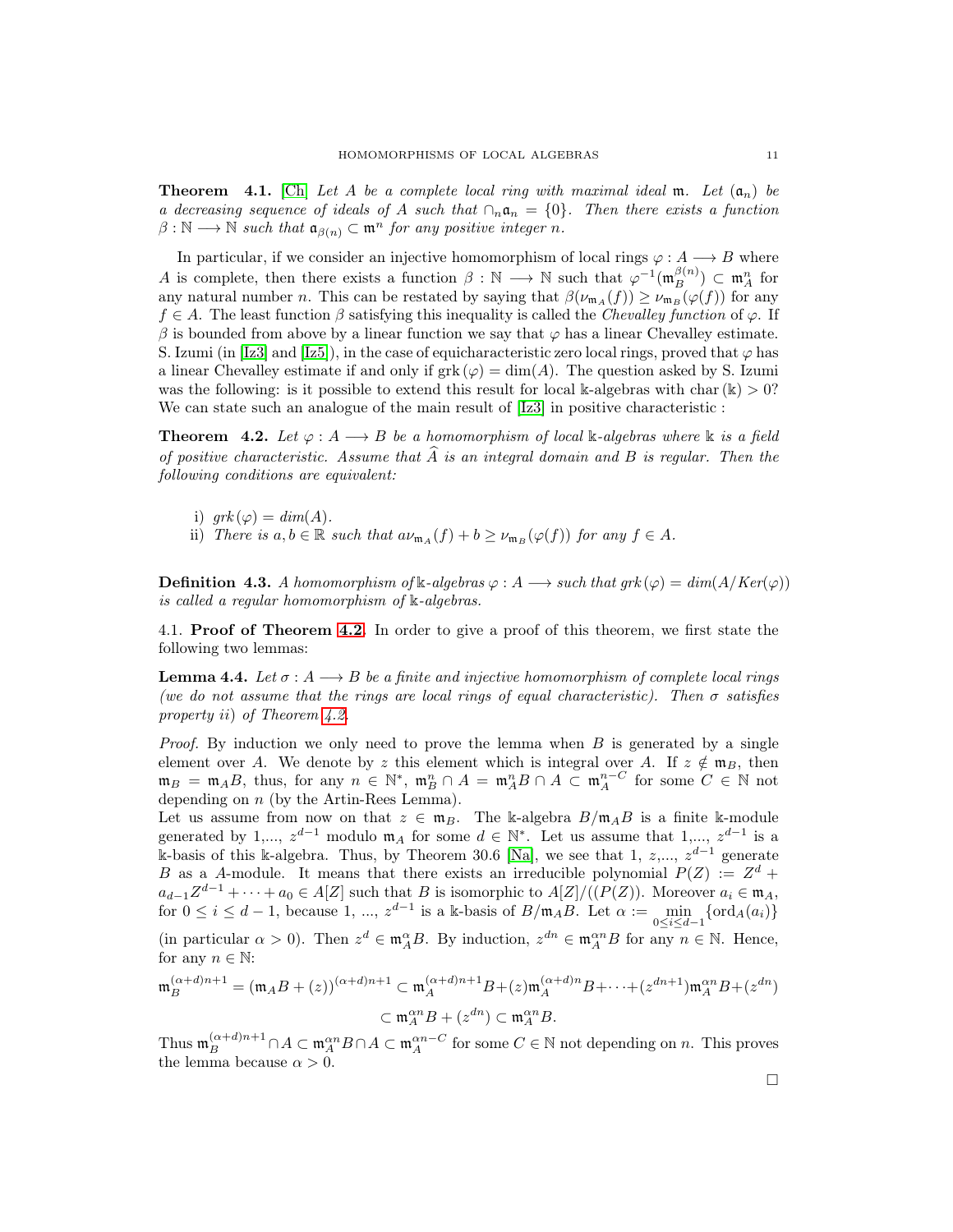**Theorem 4.1.** [Ch] *Let $A$ be a complete local ring with maximal ideal $\mathfrak{m}$. Let $(\mathfrak{a}_n)$ be a decreasing sequence of ideals of $A$ such that $\cap_n \mathfrak{a}_n = \{0\}$. Then there exists a function $\beta : \mathbb{N} \longrightarrow \mathbb{N}$ such that $\mathfrak{a}_{\beta(n)} \subset \mathfrak{m}^n$ for any positive integer $n$.*

In particular, if we consider an injective homomorphism of local rings $\varphi : A \longrightarrow B$ where $A$ is complete, then there exists a function $\beta : \mathbb{N} \longrightarrow \mathbb{N}$ such that $\varphi^{-1}(\mathfrak{m}_B^{\beta(n)}) \subset \mathfrak{m}_A^n$ for any natural number $n$. This can be restated by saying that $\beta(\nu_{\mathfrak{m}_A}(f)) \geq \nu_{\mathfrak{m}_B}(\varphi(f))$ for any $f \in A$. The least function $\beta$ satisfying this inequality is called the *Chevalley function* of $\varphi$. If $\beta$ is bounded from above by a linear function we say that $\varphi$ has a linear Chevalley estimate. S. Izumi (in [Iz3] and [Iz5]), in the case of equicharacteristic zero local rings, proved that $\varphi$ has a linear Chevalley estimate if and only if $\text{grk}(\varphi) = \dim(A)$. The question asked by S. Izumi was the following: is it possible to extend this result for local $\mathbb{k}$-algebras with $\text{char}(\mathbb{k}) > 0$? We can state such an analogue of the main result of [Iz3] in positive characteristic :

**Theorem 4.2.** *Let $\varphi : A \longrightarrow B$ be a homomorphism of local $\mathbb{k}$-algebras where $\mathbb{k}$ is a field of positive characteristic. Assume that $\widehat{A}$ is an integral domain and $B$ is regular. Then the following conditions are equivalent:*

i) *$grk(\varphi) = dim(A)$.*
ii) *There is $a, b \in \mathbb{R}$ such that $a\nu_{\mathfrak{m}_A}(f) + b \geq \nu_{\mathfrak{m}_B}(\varphi(f))$ for any $f \in A$.*

**Definition 4.3.** *A homomorphism of $\mathbb{k}$-algebras $\varphi : A \longrightarrow$ such that $grk(\varphi) = dim(A/Ker(\varphi))$ is called a regular homomorphism of $\mathbb{k}$-algebras.*

4.1. **Proof of Theorem 4.2.** In order to give a proof of this theorem, we first state the following two lemmas:

**Lemma 4.4.** *Let $\sigma : A \longrightarrow B$ be a finite and injective homomorphism of complete local rings (we do not assume that the rings are local rings of equal characteristic). Then $\sigma$ satisfies property ii) of Theorem 4.2.*

*Proof.* By induction we only need to prove the lemma when $B$ is generated by a single element over $A$. We denote by $z$ this element which is integral over $A$. If $z \notin \mathfrak{m}_B$, then $\mathfrak{m}_B = \mathfrak{m}_A B$, thus, for any $n \in \mathbb{N}^*$, $\mathfrak{m}_B^n \cap A = \mathfrak{m}_A^n B \cap A \subset \mathfrak{m}_A^{n-C}$ for some $C \in \mathbb{N}$ not depending on $n$ (by the Artin-Rees Lemma).
Let us assume from now on that $z \in \mathfrak{m}_B$. The $\mathbb{k}$-algebra $B/\mathfrak{m}_A B$ is a finite $\mathbb{k}$-module generated by 1,..., $z^{d-1}$ modulo $\mathfrak{m}_A$ for some $d \in \mathbb{N}^*$. Let us assume that 1,..., $z^{d-1}$ is a $\mathbb{k}$-basis of this $\mathbb{k}$-algebra. Thus, by Theorem 30.6 [Na], we see that 1, $z$,..., $z^{d-1}$ generate $B$ as a $A$-module. It means that there exists an irreducible polynomial $P(Z) := Z^d + a_{d-1}Z^{d-1} + \cdots + a_0 \in A[Z]$ such that $B$ is isomorphic to $A[Z]/((P(Z))$. Moreover $a_i \in \mathfrak{m}_A$, for $0 \leq i \leq d-1$, because 1, ..., $z^{d-1}$ is a $\mathbb{k}$-basis of $B/\mathfrak{m}_A B$. Let $\alpha := \min_{0 \leq i \leq d-1}\{\text{ord}_A(a_i)\}$ (in particular $\alpha > 0$). Then $z^d \in \mathfrak{m}_A^\alpha B$. By induction, $z^{dn} \in \mathfrak{m}_A^{\alpha n} B$ for any $n \in \mathbb{N}$. Hence, for any $n \in \mathbb{N}$:

$$\mathfrak{m}_B^{(\alpha+d)n+1} = (\mathfrak{m}_A B + (z))^{(\alpha+d)n+1} \subset \mathfrak{m}_A^{(\alpha+d)n+1} B + (z)\mathfrak{m}_A^{(\alpha+d)n} B + \cdots + (z^{dn+1})\mathfrak{m}_A^{\alpha n} B + (z^{dn})$$
$$\subset \mathfrak{m}_A^{\alpha n} B + (z^{dn}) \subset \mathfrak{m}_A^{\alpha n} B.$$

Thus $\mathfrak{m}_B^{(\alpha+d)n+1} \cap A \subset \mathfrak{m}_A^{\alpha n} B \cap A \subset \mathfrak{m}_A^{\alpha n - C}$ for some $C \in \mathbb{N}$ not depending on $n$. This proves the lemma because $\alpha > 0$.

$\square$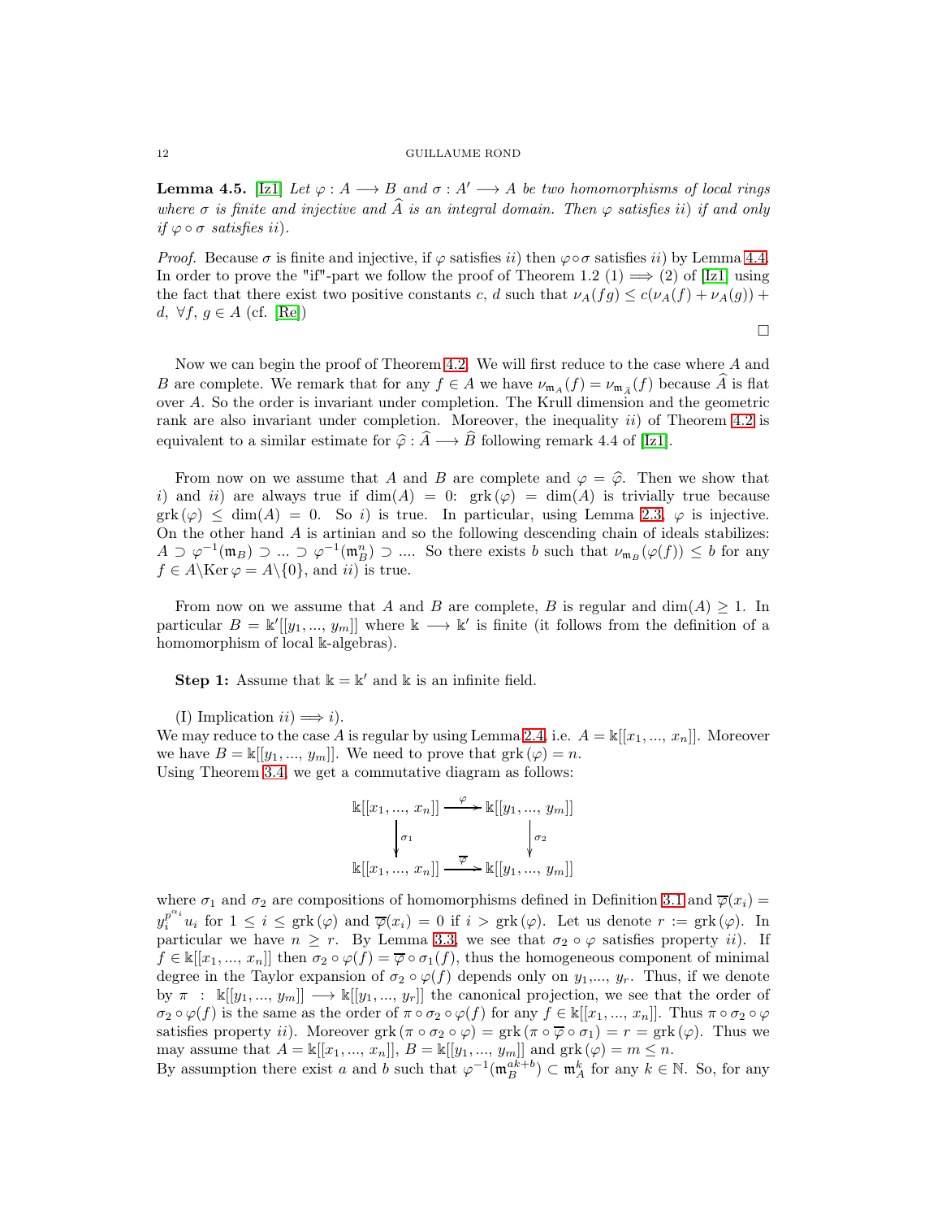**Lemma 4.5.** [Iz1] *Let $\varphi : A \longrightarrow B$ and $\sigma : A' \longrightarrow A$ be two homomorphisms of local rings where $\sigma$ is finite and injective and $\widehat{A}$ is an integral domain. Then $\varphi$ satisfies ii) if and only if $\varphi \circ \sigma$ satisfies ii).*

*Proof.* Because $\sigma$ is finite and injective, if $\varphi$ satisfies $ii)$ then $\varphi\circ\sigma$ satisfies $ii)$ by Lemma 4.4. In order to prove the "if"-part we follow the proof of Theorem 1.2 (1) $\Longrightarrow$ (2) of [Iz1] using the fact that there exist two positive constants $c$, $d$ such that $\nu_A(fg) \leq c(\nu_A(f)+\nu_A(g)) + d$, $\forall f,\, g \in A$ (cf. [Re]) □

Now we can begin the proof of Theorem 4.2. We will first reduce to the case where $A$ and $B$ are complete. We remark that for any $f\in A$ we have $\nu_{\mathfrak{m}_A}(f) = \nu_{\mathfrak{m}_{\widehat{A}}}(f)$ because $\widehat{A}$ is flat over $A$. So the order is invariant under completion. The Krull dimension and the geometric rank are also invariant under completion. Moreover, the inequality $ii)$ of Theorem 4.2 is equivalent to a similar estimate for $\widehat{\varphi} : \widehat{A} \longrightarrow \widehat{B}$ following remark 4.4 of [Iz1].

From now on we assume that $A$ and $B$ are complete and $\varphi = \widehat{\varphi}$. Then we show that $i)$ and $ii)$ are always true if $\dim(A) = 0$: $\mathrm{grk}\,(\varphi) = \dim(A)$ is trivially true because $\mathrm{grk}\,(\varphi) \leq \dim(A) = 0$. So $i)$ is true. In particular, using Lemma 2.3, $\varphi$ is injective. On the other hand $A$ is artinian and so the following descending chain of ideals stabilizes: $A \supset \varphi^{-1}(\mathfrak{m}_B) \supset ... \supset \varphi^{-1}(\mathfrak{m}_B^n) \supset ....$ So there exists $b$ such that $\nu_{\mathfrak{m}_B}(\varphi(f)) \leq b$ for any $f \in A\backslash \mathrm{Ker}\,\varphi = A\backslash\{0\}$, and $ii)$ is true.

From now on we assume that $A$ and $B$ are complete, $B$ is regular and $\dim(A)\geq 1$. In particular $B = \Bbbk'[[y_1,...,y_m]]$ where $\Bbbk \longrightarrow \Bbbk'$ is finite (it follows from the definition of a homomorphism of local $\Bbbk$-algebras).

**Step 1:** Assume that $\Bbbk = \Bbbk'$ and $\Bbbk$ is an infinite field.

(I) Implication $ii) \Longrightarrow i)$.
We may reduce to the case $A$ is regular by using Lemma 2.4, i.e. $A = \Bbbk[[x_1,...,x_n]]$. Moreover we have $B = \Bbbk[[y_1,...,y_m]]$. We need to prove that $\mathrm{grk}\,(\varphi) = n$.
Using Theorem 3.4, we get a commutative diagram as follows:

$$\begin{array}{ccc}
\Bbbk[[x_1,...,x_n]] & \xrightarrow{\ \varphi\ } & \Bbbk[[y_1,...,y_m]] \\
\Big\downarrow \sigma_1 & & \Big\downarrow \sigma_2 \\
\Bbbk[[x_1,...,x_n]] & \xrightarrow{\ \overline{\varphi}\ } & \Bbbk[[y_1,...,y_m]]
\end{array}$$

where $\sigma_1$ and $\sigma_2$ are compositions of homomorphisms defined in Definition 3.1 and $\overline{\varphi}(x_i) = y_i^{p^{\alpha_i}}u_i$ for $1\leq i\leq \mathrm{grk}\,(\varphi)$ and $\overline{\varphi}(x_i) = 0$ if $i > \mathrm{grk}\,(\varphi)$. Let us denote $r := \mathrm{grk}\,(\varphi)$. In particular we have $n \geq r$. By Lemma 3.3, we see that $\sigma_2\circ\varphi$ satisfies property $ii)$. If $f\in \Bbbk[[x_1,...,x_n]]$ then $\sigma_2\circ\varphi(f) = \overline{\varphi}\circ\sigma_1(f)$, thus the homogeneous component of minimal degree in the Taylor expansion of $\sigma_2\circ\varphi(f)$ depends only on $y_1$,..., $y_r$. Thus, if we denote by $\pi\ :\ \Bbbk[[y_1,...,y_m]] \longrightarrow \Bbbk[[y_1,...,y_r]]$ the canonical projection, we see that the order of $\sigma_2\circ\varphi(f)$ is the same as the order of $\pi\circ\sigma_2\circ\varphi(f)$ for any $f\in\Bbbk[[x_1,...,x_n]]$. Thus $\pi\circ\sigma_2\circ\varphi$ satisfies property $ii)$. Moreover $\mathrm{grk}\,(\pi\circ\sigma_2\circ\varphi) = \mathrm{grk}\,(\pi\circ\overline{\varphi}\circ\sigma_1) = r = \mathrm{grk}\,(\varphi)$. Thus we may assume that $A = \Bbbk[[x_1,...,x_n]]$, $B = \Bbbk[[y_1,...,y_m]]$ and $\mathrm{grk}\,(\varphi) = m \leq n$.
By assumption there exist $a$ and $b$ such that $\varphi^{-1}(\mathfrak{m}_B^{ak+b}) \subset \mathfrak{m}_A^k$ for any $k\in\mathbb{N}$. So, for any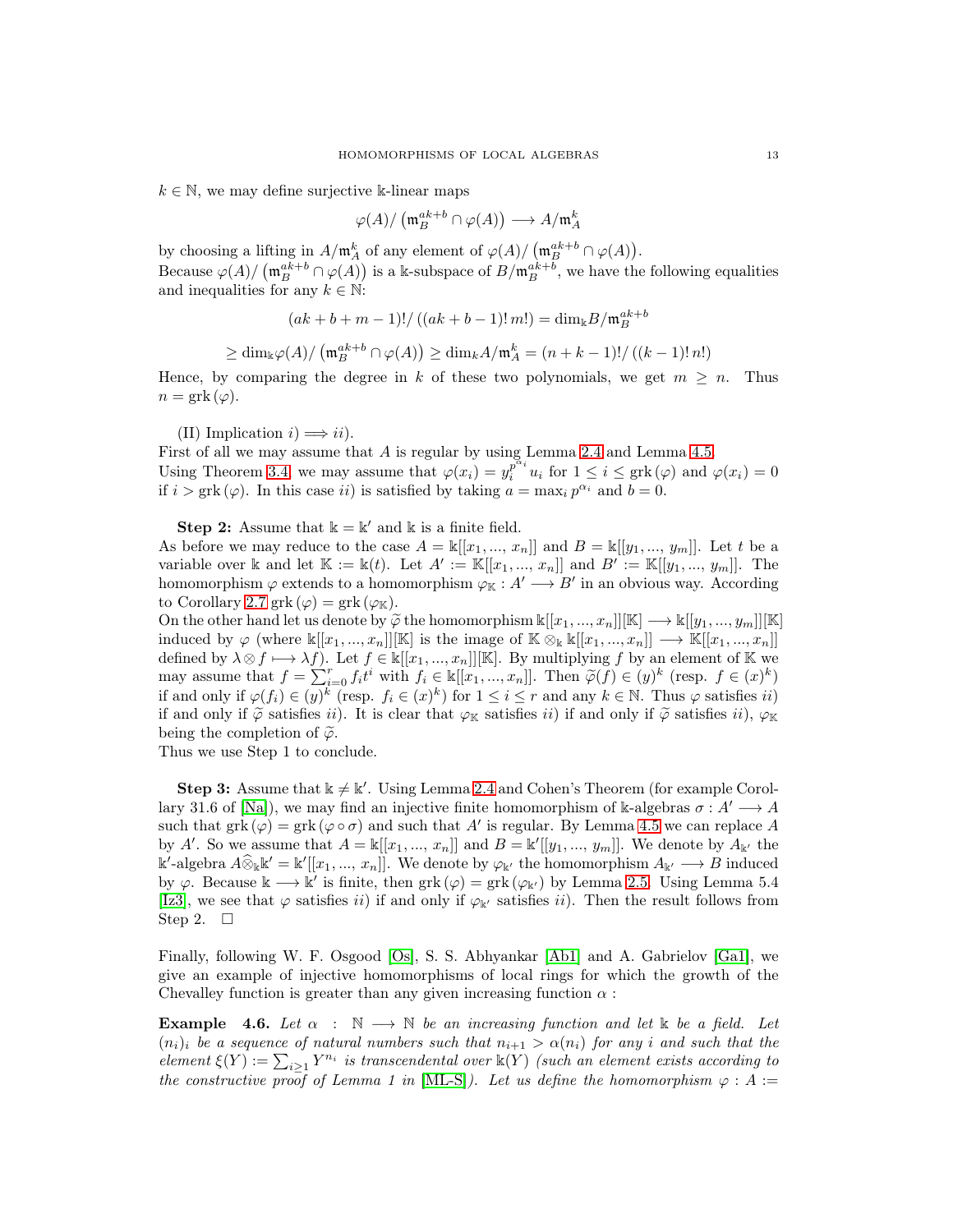$k \in \mathbb{N}$, we may define surjective $\Bbbk$-linear maps

$$\varphi(A)/\left(\mathfrak{m}_B^{ak+b} \cap \varphi(A)\right) \longrightarrow A/\mathfrak{m}_A^k$$

by choosing a lifting in $A/\mathfrak{m}_A^k$ of any element of $\varphi(A)/\left(\mathfrak{m}_B^{ak+b} \cap \varphi(A)\right)$.
Because $\varphi(A)/\left(\mathfrak{m}_B^{ak+b} \cap \varphi(A)\right)$ is a $\Bbbk$-subspace of $B/\mathfrak{m}_B^{ak+b}$, we have the following equalities and inequalities for any $k \in \mathbb{N}$:

$$(ak+b+m-1)!/\left((ak+b-1)!\,m!\right) = \dim_{\Bbbk} B/\mathfrak{m}_B^{ak+b}$$

$$\geq \dim_{\Bbbk}\varphi(A)/\left(\mathfrak{m}_B^{ak+b} \cap \varphi(A)\right) \geq \dim_{\Bbbk} A/\mathfrak{m}_A^k = (n+k-1)!/\left((k-1)!\,n!\right)$$

Hence, by comparing the degree in $k$ of these two polynomials, we get $m \geq n$. Thus $n = \mathrm{grk}\,(\varphi)$.

(II) Implication $i) \Longrightarrow ii)$.
First of all we may assume that $A$ is regular by using Lemma 2.4 and Lemma 4.5.
Using Theorem 3.4, we may assume that $\varphi(x_i) = y_i^{p^{\alpha_i}} u_i$ for $1 \leq i \leq \mathrm{grk}\,(\varphi)$ and $\varphi(x_i) = 0$ if $i > \mathrm{grk}\,(\varphi)$. In this case $ii)$ is satisfied by taking $a = \max_i p^{\alpha_i}$ and $b = 0$.

**Step 2:** Assume that $\Bbbk = \Bbbk'$ and $\Bbbk$ is a finite field.
As before we may reduce to the case $A = \Bbbk[[x_1, ..., x_n]]$ and $B = \Bbbk[[y_1, ..., y_m]]$. Let $t$ be a variable over $\Bbbk$ and let $\mathbb{K} := \Bbbk(t)$. Let $A' := \mathbb{K}[[x_1, ..., x_n]]$ and $B' := \mathbb{K}[[y_1, ..., y_m]]$. The homomorphism $\varphi$ extends to a homomorphism $\varphi_{\mathbb{K}} : A' \longrightarrow B'$ in an obvious way. According to Corollary 2.7 $\mathrm{grk}\,(\varphi) = \mathrm{grk}\,(\varphi_{\mathbb{K}})$.
On the other hand let us denote by $\widetilde{\varphi}$ the homomorphism $\Bbbk[[x_1, ..., x_n]][\mathbb{K}] \longrightarrow \Bbbk[[y_1, ..., y_m]][\mathbb{K}]$ induced by $\varphi$ (where $\Bbbk[[x_1, ..., x_n]][\mathbb{K}]$ is the image of $\mathbb{K} \otimes_{\Bbbk} \Bbbk[[x_1, ..., x_n]] \longrightarrow \mathbb{K}[[x_1, ..., x_n]]$ defined by $\lambda \otimes f \longmapsto \lambda f$). Let $f \in \Bbbk[[x_1, ..., x_n]][\mathbb{K}]$. By multiplying $f$ by an element of $\mathbb{K}$ we may assume that $f = \sum_{i=0}^{r} f_i t^i$ with $f_i \in \Bbbk[[x_1, ..., x_n]]$. Then $\widetilde{\varphi}(f) \in (y)^k$ (resp. $f \in (x)^k$) if and only if $\varphi(f_i) \in (y)^k$ (resp. $f_i \in (x)^k$) for $1 \leq i \leq r$ and any $k \in \mathbb{N}$. Thus $\varphi$ satisfies $ii)$ if and only if $\widetilde{\varphi}$ satisfies $ii)$. It is clear that $\varphi_{\mathbb{K}}$ satisfies $ii)$ if and only if $\widetilde{\varphi}$ satisfies $ii)$, $\varphi_{\mathbb{K}}$ being the completion of $\widetilde{\varphi}$.
Thus we use Step 1 to conclude.

**Step 3:** Assume that $\Bbbk \neq \Bbbk'$. Using Lemma 2.4 and Cohen's Theorem (for example Corollary 31.6 of [Na]), we may find an injective finite homomorphism of $\Bbbk$-algebras $\sigma : A' \longrightarrow A$ such that $\mathrm{grk}\,(\varphi) = \mathrm{grk}\,(\varphi \circ \sigma)$ and such that $A'$ is regular. By Lemma 4.5 we can replace $A$ by $A'$. So we assume that $A = \Bbbk[[x_1, ..., x_n]]$ and $B = \Bbbk'[[y_1, ..., y_m]]$. We denote by $A_{\Bbbk'}$ the $\Bbbk'$-algebra $A\widehat{\otimes}_{\Bbbk}\Bbbk' = \Bbbk'[[x_1, ..., x_n]]$. We denote by $\varphi_{\Bbbk'}$ the homomorphism $A_{\Bbbk'} \longrightarrow B$ induced by $\varphi$. Because $\Bbbk \longrightarrow \Bbbk'$ is finite, then $\mathrm{grk}\,(\varphi) = \mathrm{grk}\,(\varphi_{\Bbbk'})$ by Lemma 2.5. Using Lemma 5.4 [Iz3], we see that $\varphi$ satisfies $ii)$ if and only if $\varphi_{\Bbbk'}$ satisfies $ii)$. Then the result follows from Step 2. $\square$

Finally, following W. F. Osgood [Os], S. S. Abhyankar [Ab1] and A. Gabrielov [Ga1], we give an example of injective homomorphisms of local rings for which the growth of the Chevalley function is greater than any given increasing function $\alpha$ :

**Example 4.6.** *Let $\alpha : \mathbb{N} \longrightarrow \mathbb{N}$ be an increasing function and let $\Bbbk$ be a field. Let $(n_i)_i$ be a sequence of natural numbers such that $n_{i+1} > \alpha(n_i)$ for any $i$ and such that the element $\xi(Y) := \sum_{i\geq 1} Y^{n_i}$ is transcendental over $\Bbbk(Y)$ (such an element exists according to the constructive proof of Lemma 1 in [ML-S]). Let us define the homomorphism $\varphi : A :=$*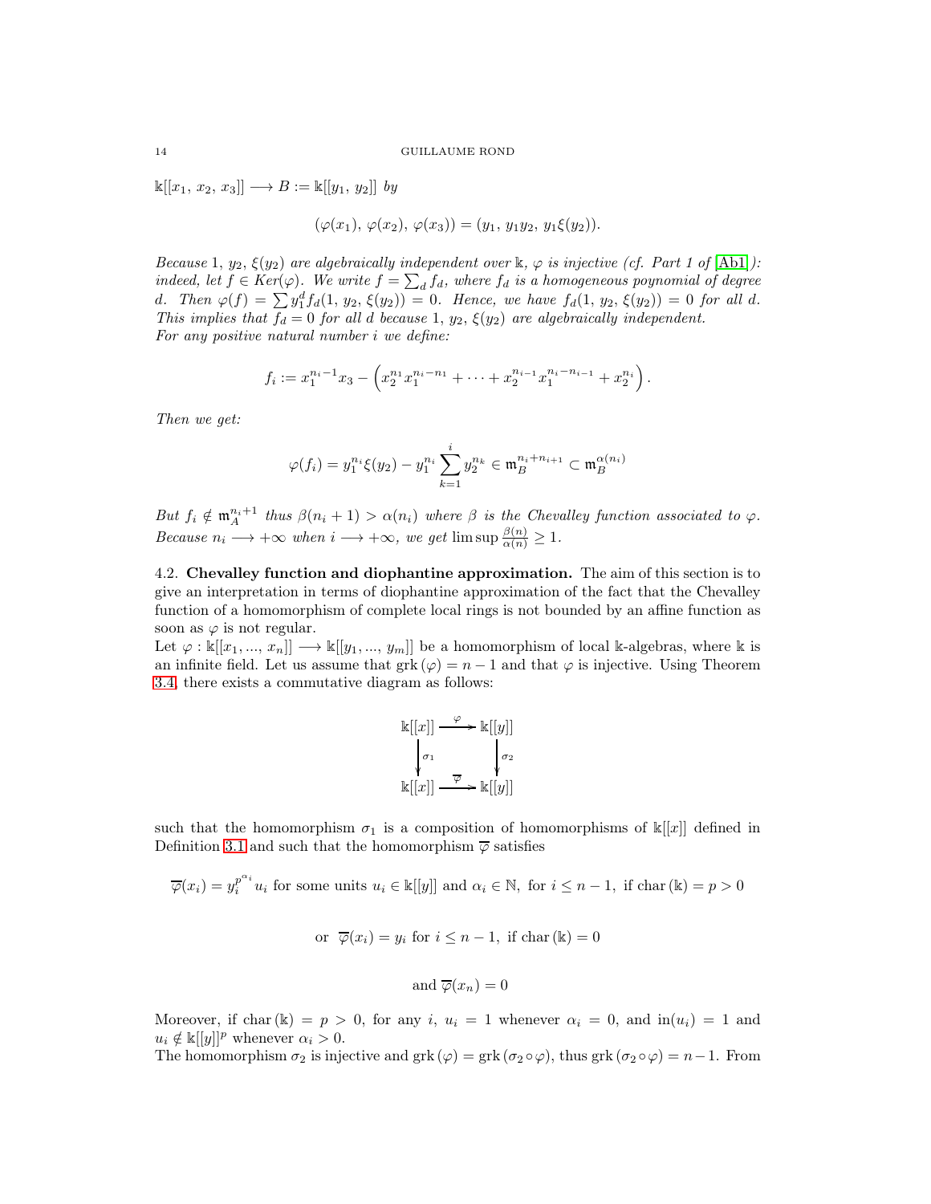$\mathbb{k}[[x_1,\, x_2,\, x_3]] \longrightarrow B := \mathbb{k}[[y_1,\, y_2]]$ *by*

$$(\varphi(x_1),\, \varphi(x_2),\, \varphi(x_3)) = (y_1,\, y_1y_2,\, y_1\xi(y_2)).$$

*Because* $1,\, y_2,\, \xi(y_2)$ *are algebraically independent over* $\mathbb{k}$*,* $\varphi$ *is injective (cf. Part 1 of* [Ab1]*): indeed, let* $f \in Ker(\varphi)$*. We write* $f = \sum_d f_d$*, where* $f_d$ *is a homogeneous poynomial of degree* $d$*. Then* $\varphi(f) = \sum y_1^d f_d(1,\, y_2,\, \xi(y_2)) = 0$*. Hence, we have* $f_d(1,\, y_2,\, \xi(y_2)) = 0$ *for all* $d$*. This implies that* $f_d = 0$ *for all* $d$ *because* $1,\, y_2,\, \xi(y_2)$ *are algebraically independent.*
*For any positive natural number* $i$ *we define:*

$$f_i := x_1^{n_i-1}x_3 - \left(x_2^{n_1}x_1^{n_i-n_1} + \cdots + x_2^{n_{i-1}}x_1^{n_i-n_{i-1}} + x_2^{n_i}\right).$$

*Then we get:*

$$\varphi(f_i) = y_1^{n_i}\xi(y_2) - y_1^{n_i}\sum_{k=1}^{i} y_2^{n_k} \in \mathfrak{m}_B^{n_i+n_{i+1}} \subset \mathfrak{m}_B^{\alpha(n_i)}$$

*But* $f_i \notin \mathfrak{m}_A^{n_i+1}$ *thus* $\beta(n_i+1) > \alpha(n_i)$ *where* $\beta$ *is the Chevalley function associated to* $\varphi$*. Because* $n_i \longrightarrow +\infty$ *when* $i \longrightarrow +\infty$*, we get* $\limsup \frac{\beta(n)}{\alpha(n)} \geq 1$*.*

**4.2. Chevalley function and diophantine approximation.** The aim of this section is to give an interpretation in terms of diophantine approximation of the fact that the Chevalley function of a homomorphism of complete local rings is not bounded by an affine function as soon as $\varphi$ is not regular.
Let $\varphi : \mathbb{k}[[x_1, ..., x_n]] \longrightarrow \mathbb{k}[[y_1, ..., y_m]]$ be a homomorphism of local $\mathbb{k}$-algebras, where $\mathbb{k}$ is an infinite field. Let us assume that $\mathrm{grk}\,(\varphi) = n-1$ and that $\varphi$ is injective. Using Theorem 3.4, there exists a commutative diagram as follows:

$$\begin{array}{ccc} \mathbb{k}[[x]] & \xrightarrow{\varphi} & \mathbb{k}[[y]] \\ \downarrow{\sigma_1} & & \downarrow{\sigma_2} \\ \mathbb{k}[[x]] & \xrightarrow{\overline{\varphi}} & \mathbb{k}[[y]] \end{array}$$

such that the homomorphism $\sigma_1$ is a composition of homomorphisms of $\mathbb{k}[[x]]$ defined in Definition 3.1 and such that the homomorphism $\overline{\varphi}$ satisfies

$$\overline{\varphi}(x_i) = y_i^{p^{\alpha_i}}u_i \text{ for some units } u_i \in \mathbb{k}[[y]] \text{ and } \alpha_i \in \mathbb{N},\text{ for } i \leq n-1,\text{ if char}\,(\mathbb{k}) = p > 0$$

$$\text{or } \overline{\varphi}(x_i) = y_i \text{ for } i \leq n-1,\text{ if char}\,(\mathbb{k}) = 0$$

$$\text{and } \overline{\varphi}(x_n) = 0$$

Moreover, if $\mathrm{char}\,(\mathbb{k}) = p > 0$, for any $i$, $u_i = 1$ whenever $\alpha_i = 0$, and $\mathrm{in}(u_i) = 1$ and $u_i \notin \mathbb{k}[[y]]^p$ whenever $\alpha_i > 0$.
The homomorphism $\sigma_2$ is injective and $\mathrm{grk}\,(\varphi) = \mathrm{grk}\,(\sigma_2 \circ \varphi)$, thus $\mathrm{grk}\,(\sigma_2 \circ \varphi) = n-1$. From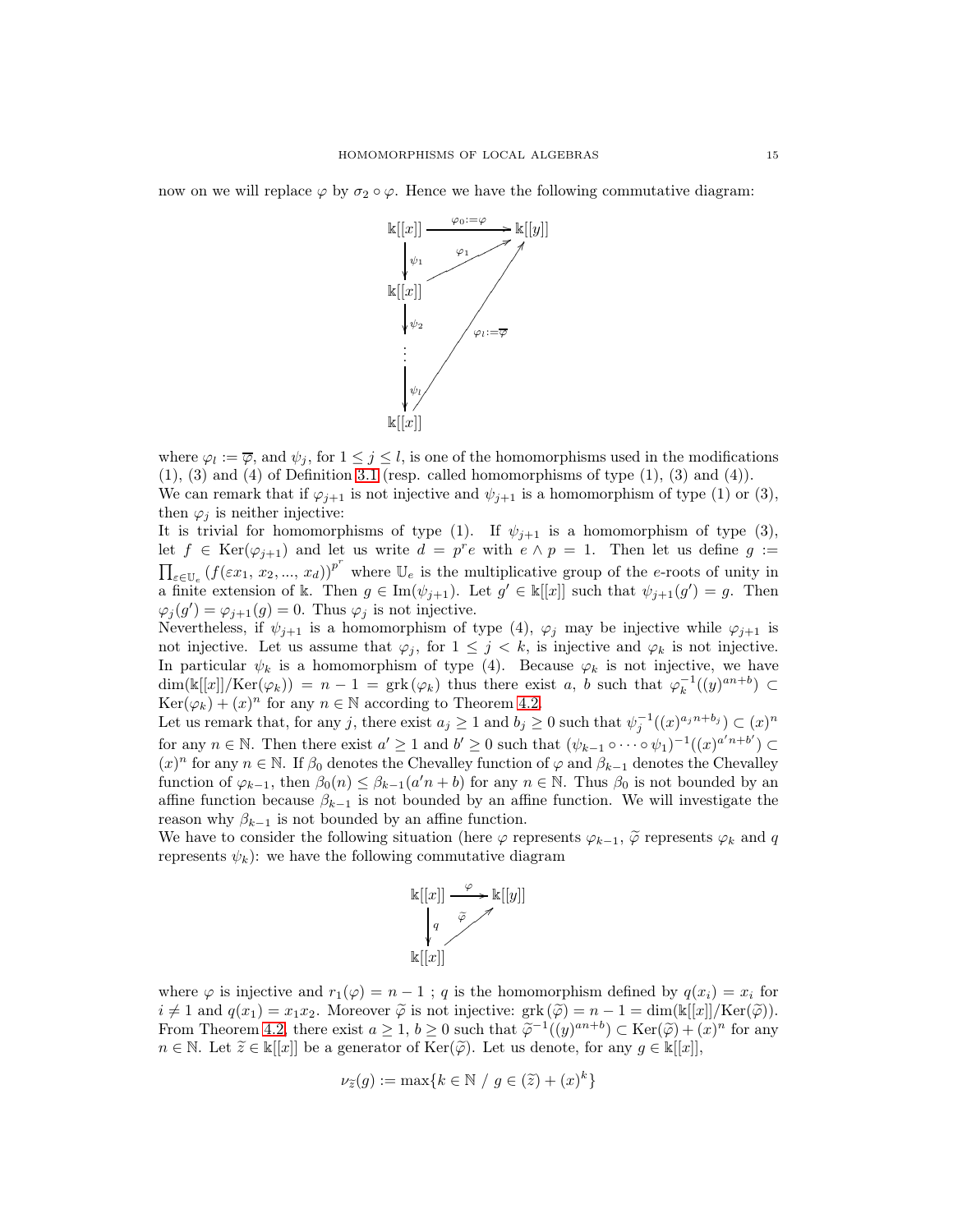now on we will replace $\varphi$ by $\sigma_2 \circ \varphi$. Hence we have the following commutative diagram:

$$\begin{array}{ccc}
\mathbb{k}[[x]] & \xrightarrow{\varphi_0 := \varphi} & \mathbb{k}[[y]] \\
\downarrow \psi_1 & \nearrow \varphi_1 & \\
\mathbb{k}[[x]] & & \\
\downarrow \psi_2 & & \varphi_l := \overline{\varphi} \\
\vdots & & \\
\downarrow \psi_l & \nearrow & \\
\mathbb{k}[[x]] & &
\end{array}$$

where $\varphi_l := \overline{\varphi}$, and $\psi_j$, for $1 \leq j \leq l$, is one of the homomorphisms used in the modifications (1), (3) and (4) of Definition 3.1 (resp. called homomorphisms of type (1), (3) and (4)).

We can remark that if $\varphi_{j+1}$ is not injective and $\psi_{j+1}$ is a homomorphism of type (1) or (3), then $\varphi_j$ is neither injective:

It is trivial for homomorphisms of type (1). If $\psi_{j+1}$ is a homomorphism of type (3), let $f \in \text{Ker}(\varphi_{j+1})$ and let us write $d = p^r e$ with $e \wedge p = 1$. Then let us define $g := \prod_{\varepsilon \in \mathbb{U}_e} \left(f(\varepsilon x_1, x_2, ..., x_d)\right)^{p^r}$ where $\mathbb{U}_e$ is the multiplicative group of the $e$-roots of unity in a finite extension of $\mathbb{k}$. Then $g \in \text{Im}(\psi_{j+1})$. Let $g' \in \mathbb{k}[[x]]$ such that $\psi_{j+1}(g') = g$. Then $\varphi_j(g') = \varphi_{j+1}(g) = 0$. Thus $\varphi_j$ is not injective.

Nevertheless, if $\psi_{j+1}$ is a homomorphism of type (4), $\varphi_j$ may be injective while $\varphi_{j+1}$ is not injective. Let us assume that $\varphi_j$, for $1 \leq j < k$, is injective and $\varphi_k$ is not injective. In particular $\psi_k$ is a homomorphism of type (4). Because $\varphi_k$ is not injective, we have $\dim(\mathbb{k}[[x]]/\text{Ker}(\varphi_k)) = n - 1 = \text{grk}(\varphi_k)$ thus there exist $a$, $b$ such that $\varphi_k^{-1}((y)^{an+b}) \subset \text{Ker}(\varphi_k) + (x)^n$ for any $n \in \mathbb{N}$ according to Theorem 4.2.

Let us remark that, for any $j$, there exist $a_j \geq 1$ and $b_j \geq 0$ such that $\psi_j^{-1}((x)^{a_j n + b_j}) \subset (x)^n$ for any $n \in \mathbb{N}$. Then there exist $a' \geq 1$ and $b' \geq 0$ such that $(\psi_{k-1} \circ \cdots \circ \psi_1)^{-1}((x)^{a'n+b'}) \subset (x)^n$ for any $n \in \mathbb{N}$. If $\beta_0$ denotes the Chevalley function of $\varphi$ and $\beta_{k-1}$ denotes the Chevalley function of $\varphi_{k-1}$, then $\beta_0(n) \leq \beta_{k-1}(a'n + b)$ for any $n \in \mathbb{N}$. Thus $\beta_0$ is not bounded by an affine function because $\beta_{k-1}$ is not bounded by an affine function. We will investigate the reason why $\beta_{k-1}$ is not bounded by an affine function.

We have to consider the following situation (here $\varphi$ represents $\varphi_{k-1}$, $\widetilde{\varphi}$ represents $\varphi_k$ and $q$ represents $\psi_k$): we have the following commutative diagram

$$\begin{array}{ccc}
\mathbb{k}[[x]] & \xrightarrow{\varphi} & \mathbb{k}[[y]] \\
\downarrow q & \nearrow \widetilde{\varphi} & \\
\mathbb{k}[[x]] & &
\end{array}$$

where $\varphi$ is injective and $r_1(\varphi) = n - 1$ ; $q$ is the homomorphism defined by $q(x_i) = x_i$ for $i \neq 1$ and $q(x_1) = x_1 x_2$. Moreover $\widetilde{\varphi}$ is not injective: $\text{grk}(\widetilde{\varphi}) = n - 1 = \dim(\mathbb{k}[[x]]/\text{Ker}(\widetilde{\varphi}))$. From Theorem 4.2, there exist $a \geq 1$, $b \geq 0$ such that $\widetilde{\varphi}^{-1}((y)^{an+b}) \subset \text{Ker}(\widetilde{\varphi}) + (x)^n$ for any $n \in \mathbb{N}$. Let $\widetilde{z} \in \mathbb{k}[[x]]$ be a generator of $\text{Ker}(\widetilde{\varphi})$. Let us denote, for any $g \in \mathbb{k}[[x]]$,

$$\nu_{\widetilde{z}}(g) := \max\{k \in \mathbb{N} \ / \ g \in (\widetilde{z}) + (x)^k\}$$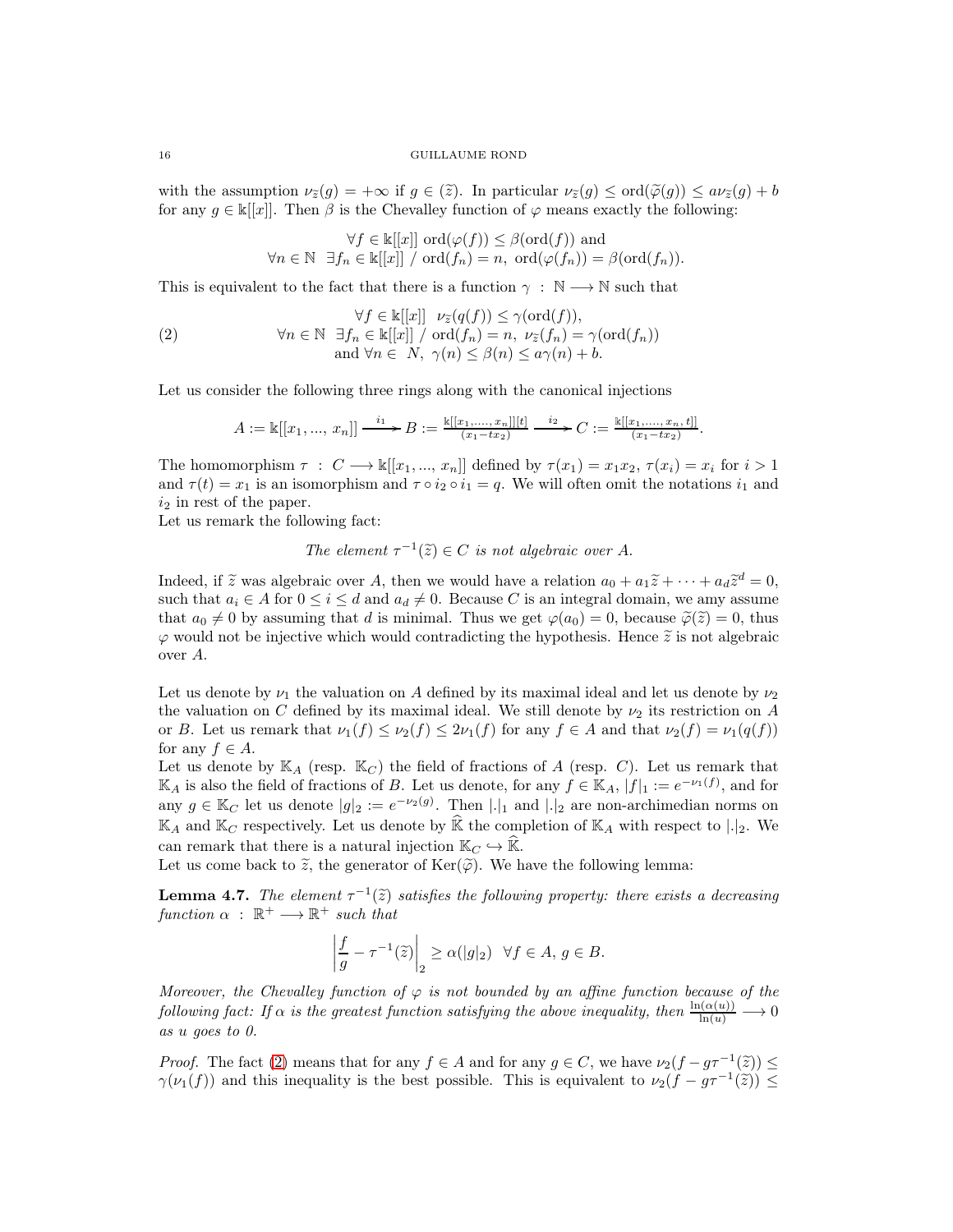with the assumption $\nu_{\widetilde{z}}(g) = +\infty$ if $g \in (\widetilde{z})$. In particular $\nu_{\widetilde{z}}(g) \leq \text{ord}(\widetilde{\varphi}(g)) \leq a\nu_{\widetilde{z}}(g) + b$ for any $g \in \mathbb{k}[[x]]$. Then $\beta$ is the Chevalley function of $\varphi$ means exactly the following:

$$\forall f \in \mathbb{k}[[x]] \ \text{ord}(\varphi(f)) \leq \beta(\text{ord}(f)) \text{ and}$$
$$\forall n \in \mathbb{N} \ \ \exists f_n \in \mathbb{k}[[x]] \ / \ \text{ord}(f_n) = n, \ \text{ord}(\varphi(f_n)) = \beta(\text{ord}(f_n)).$$

This is equivalent to the fact that there is a function $\gamma \ : \ \mathbb{N} \longrightarrow \mathbb{N}$ such that

$$(2) \qquad \begin{array}{c} \forall f \in \mathbb{k}[[x]] \ \ \nu_{\widetilde{z}}(q(f)) \leq \gamma(\text{ord}(f)), \\ \forall n \in \mathbb{N} \ \ \exists f_n \in \mathbb{k}[[x]] \ / \ \text{ord}(f_n) = n, \ \nu_{\widetilde{z}}(f_n) = \gamma(\text{ord}(f_n)) \\ \text{and } \forall n \in \ N, \ \gamma(n) \leq \beta(n) \leq a\gamma(n) + b. \end{array}$$

Let us consider the following three rings along with the canonical injections

$$A := \mathbb{k}[[x_1, ..., x_n]] \xrightarrow{\ i_1\ } B := \frac{\mathbb{k}[[x_1, ..., x_n]][t]}{(x_1 - tx_2)} \xrightarrow{\ i_2\ } C := \frac{\mathbb{k}[[x_1, ..., x_n, t]]}{(x_1 - tx_2)}.$$

The homomorphism $\tau \ : \ C \longrightarrow \mathbb{k}[[x_1, ..., x_n]]$ defined by $\tau(x_1) = x_1x_2$, $\tau(x_i) = x_i$ for $i > 1$ and $\tau(t) = x_1$ is an isomorphism and $\tau \circ i_2 \circ i_1 = q$. We will often omit the notations $i_1$ and $i_2$ in rest of the paper.

Let us remark the following fact:

*The element $\tau^{-1}(\widetilde{z}) \in C$ is not algebraic over $A$.*

Indeed, if $\widetilde{z}$ was algebraic over $A$, then we would have a relation $a_0 + a_1\widetilde{z} + \cdots + a_d\widetilde{z}^d = 0$, such that $a_i \in A$ for $0 \leq i \leq d$ and $a_d \neq 0$. Because $C$ is an integral domain, we amy assume that $a_0 \neq 0$ by assuming that $d$ is minimal. Thus we get $\varphi(a_0) = 0$, because $\widetilde{\varphi}(\widetilde{z}) = 0$, thus $\varphi$ would not be injective which would contradicting the hypothesis. Hence $\widetilde{z}$ is not algebraic over $A$.

Let us denote by $\nu_1$ the valuation on $A$ defined by its maximal ideal and let us denote by $\nu_2$ the valuation on $C$ defined by its maximal ideal. We still denote by $\nu_2$ its restriction on $A$ or $B$. Let us remark that $\nu_1(f) \leq \nu_2(f) \leq 2\nu_1(f)$ for any $f \in A$ and that $\nu_2(f) = \nu_1(q(f))$ for any $f \in A$.

Let us denote by $\mathbb{K}_A$ (resp. $\mathbb{K}_C$) the field of fractions of $A$ (resp. $C$). Let us remark that $\mathbb{K}_A$ is also the field of fractions of $B$. Let us denote, for any $f \in \mathbb{K}_A$, $|f|_1 := e^{-\nu_1(f)}$, and for any $g \in \mathbb{K}_C$ let us denote $|g|_2 := e^{-\nu_2(g)}$. Then $|.|_1$ and $|.|_2$ are non-archimedian norms on $\mathbb{K}_A$ and $\mathbb{K}_C$ respectively. Let us denote by $\widehat{\mathbb{K}}$ the completion of $\mathbb{K}_A$ with respect to $|.|_2$. We can remark that there is a natural injection $\mathbb{K}_C \hookrightarrow \widehat{\mathbb{K}}$.

Let us come back to $\widetilde{z}$, the generator of $\text{Ker}(\widetilde{\varphi})$. We have the following lemma:

**Lemma 4.7.** *The element $\tau^{-1}(\widetilde{z})$ satisfies the following property: there exists a decreasing function $\alpha \ : \ \mathbb{R}^+ \longrightarrow \mathbb{R}^+$ such that*

$$\left| \frac{f}{g} - \tau^{-1}(\widetilde{z}) \right|_2 \geq \alpha(|g|_2) \ \ \forall f \in A, \ g \in B.$$

*Moreover, the Chevalley function of $\varphi$ is not bounded by an affine function because of the following fact: If $\alpha$ is the greatest function satisfying the above inequality, then $\frac{\ln(\alpha(u))}{\ln(u)} \longrightarrow 0$ as $u$ goes to 0.*

*Proof.* The fact (2) means that for any $f \in A$ and for any $g \in C$, we have $\nu_2(f - g\tau^{-1}(\widetilde{z})) \leq \gamma(\nu_1(f))$ and this inequality is the best possible. This is equivalent to $\nu_2(f - g\tau^{-1}(\widetilde{z})) \leq$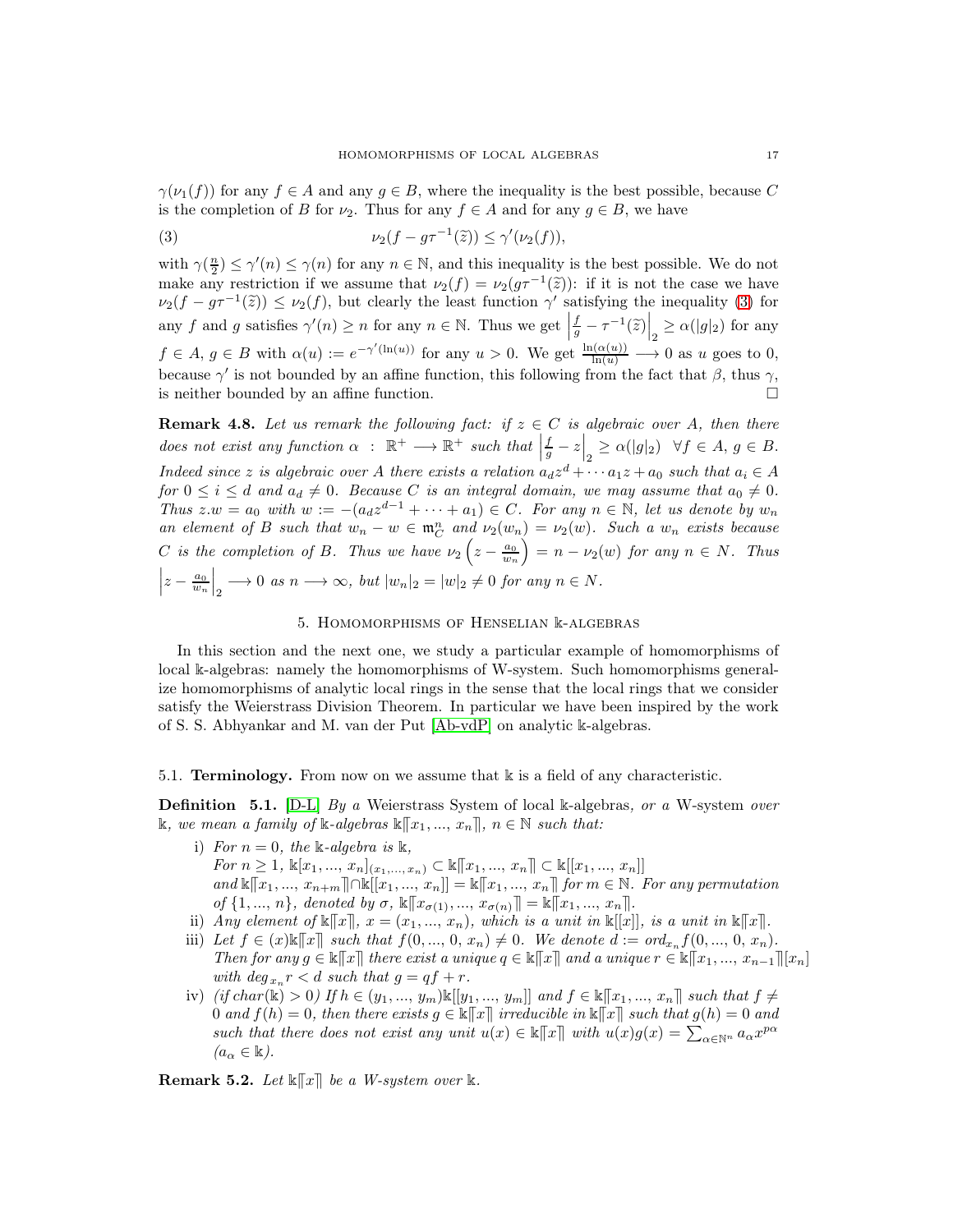$\gamma(\nu_1(f))$ for any $f \in A$ and any $g \in B$, where the inequality is the best possible, because $C$ is the completion of $B$ for $\nu_2$. Thus for any $f \in A$ and for any $g \in B$, we have

$$\nu_2(f - g\tau^{-1}(\widetilde{z})) \leq \gamma'(\nu_2(f)), \tag{3}$$

with $\gamma(\frac{n}{2}) \leq \gamma'(n) \leq \gamma(n)$ for any $n \in \mathbb{N}$, and this inequality is the best possible. We do not make any restriction if we assume that $\nu_2(f) = \nu_2(g\tau^{-1}(\widetilde{z}))$: if it is not the case we have $\nu_2(f - g\tau^{-1}(\widetilde{z})) \leq \nu_2(f)$, but clearly the least function $\gamma'$ satisfying the inequality (3) for any $f$ and $g$ satisfies $\gamma'(n) \geq n$ for any $n \in \mathbb{N}$. Thus we get $\left|\frac{f}{g} - \tau^{-1}(\widetilde{z})\right|_2 \geq \alpha(|g|_2)$ for any $f \in A$, $g \in B$ with $\alpha(u) := e^{-\gamma'(\ln(u))}$ for any $u > 0$. We get $\frac{\ln(\alpha(u))}{\ln(u)} \longrightarrow 0$ as $u$ goes to 0, because $\gamma'$ is not bounded by an affine function, this following from the fact that $\beta$, thus $\gamma$, is neither bounded by an affine function. $\square$

**Remark 4.8.** *Let us remark the following fact: if $z \in C$ is algebraic over $A$, then there does not exist any function $\alpha \ : \ \mathbb{R}^+ \longrightarrow \mathbb{R}^+$ such that $\left|\frac{f}{g} - z\right|_2 \geq \alpha(|g|_2) \ \ \forall f \in A,\, g \in B$. Indeed since $z$ is algebraic over $A$ there exists a relation $a_d z^d + \cdots a_1 z + a_0$ such that $a_i \in A$ for $0 \leq i \leq d$ and $a_d \neq 0$. Because $C$ is an integral domain, we may assume that $a_0 \neq 0$. Thus $z.w = a_0$ with $w := -(a_d z^{d-1} + \cdots + a_1) \in C$. For any $n \in \mathbb{N}$, let us denote by $w_n$ an element of $B$ such that $w_n - w \in \mathfrak{m}_C^n$ and $\nu_2(w_n) = \nu_2(w)$. Such a $w_n$ exists because $C$ is the completion of $B$. Thus we have $\nu_2\left(z - \frac{a_0}{w_n}\right) = n - \nu_2(w)$ for any $n \in N$. Thus $\left|z - \frac{a_0}{w_n}\right|_2 \longrightarrow 0$ as $n \longrightarrow \infty$, but $|w_n|_2 = |w|_2 \neq 0$ for any $n \in N$.*

## 5. Homomorphisms of Henselian $\mathbb{k}$-algebras

In this section and the next one, we study a particular example of homomorphisms of local $\mathbb{k}$-algebras: namely the homomorphisms of W-system. Such homomorphisms generalize homomorphisms of analytic local rings in the sense that the local rings that we consider satisfy the Weierstrass Division Theorem. In particular we have been inspired by the work of S. S. Abhyankar and M. van der Put [Ab-vdP] on analytic $\mathbb{k}$-algebras.

### 5.1. Terminology.

From now on we assume that $\mathbb{k}$ is a field of any characteristic.

**Definition 5.1.** [D-L] *By a* Weierstrass System of local $\mathbb{k}$-algebras*, or a* W-system *over* $\mathbb{k}$*, we mean a family of $\mathbb{k}$-algebras $\mathbb{k}\llbracket x_1, ..., x_n \rrbracket$, $n \in \mathbb{N}$ such that:*

i) *For $n = 0$, the $\mathbb{k}$-algebra is $\mathbb{k}$,*
   *For $n \geq 1$, $\mathbb{k}[x_1, ..., x_n]_{(x_1,...,x_n)} \subset \mathbb{k}\llbracket x_1, ..., x_n \rrbracket \subset \mathbb{k}[[x_1, ..., x_n]]$ and $\mathbb{k}\llbracket x_1, ..., x_{n+m} \rrbracket \cap \mathbb{k}[[x_1, ..., x_n]] = \mathbb{k}\llbracket x_1, ..., x_n \rrbracket$ for $m \in \mathbb{N}$. For any permutation of $\{1, ..., n\}$, denoted by $\sigma$, $\mathbb{k}\llbracket x_{\sigma(1)}, ..., x_{\sigma(n)} \rrbracket = \mathbb{k}\llbracket x_1, ..., x_n \rrbracket$.*
ii) *Any element of $\mathbb{k}\llbracket x \rrbracket$, $x = (x_1, ..., x_n)$, which is a unit in $\mathbb{k}[[x]]$, is a unit in $\mathbb{k}\llbracket x \rrbracket$.*
iii) *Let $f \in (x)\mathbb{k}\llbracket x \rrbracket$ such that $f(0, ..., 0, x_n) \neq 0$. We denote $d := ord_{x_n} f(0, ..., 0, x_n)$. Then for any $g \in \mathbb{k}\llbracket x \rrbracket$ there exist a unique $q \in \mathbb{k}\llbracket x \rrbracket$ and a unique $r \in \mathbb{k}\llbracket x_1, ..., x_{n-1} \rrbracket[x_n]$ with $deg_{x_n} r < d$ such that $g = qf + r$.*
iv) *(if $char(\mathbb{k}) > 0$) If $h \in (y_1, ..., y_m)\mathbb{k}[[y_1, ..., y_m]]$ and $f \in \mathbb{k}\llbracket x_1, ..., x_n \rrbracket$ such that $f \neq 0$ and $f(h) = 0$, then there exists $g \in \mathbb{k}\llbracket x \rrbracket$ irreducible in $\mathbb{k}\llbracket x \rrbracket$ such that $g(h) = 0$ and such that there does not exist any unit $u(x) \in \mathbb{k}\llbracket x \rrbracket$ with $u(x)g(x) = \sum_{\alpha \in \mathbb{N}^n} a_\alpha x^{p\alpha}$ ($a_\alpha \in \mathbb{k}$).*

**Remark 5.2.** *Let $\mathbb{k}\llbracket x \rrbracket$ be a W-system over $\mathbb{k}$.*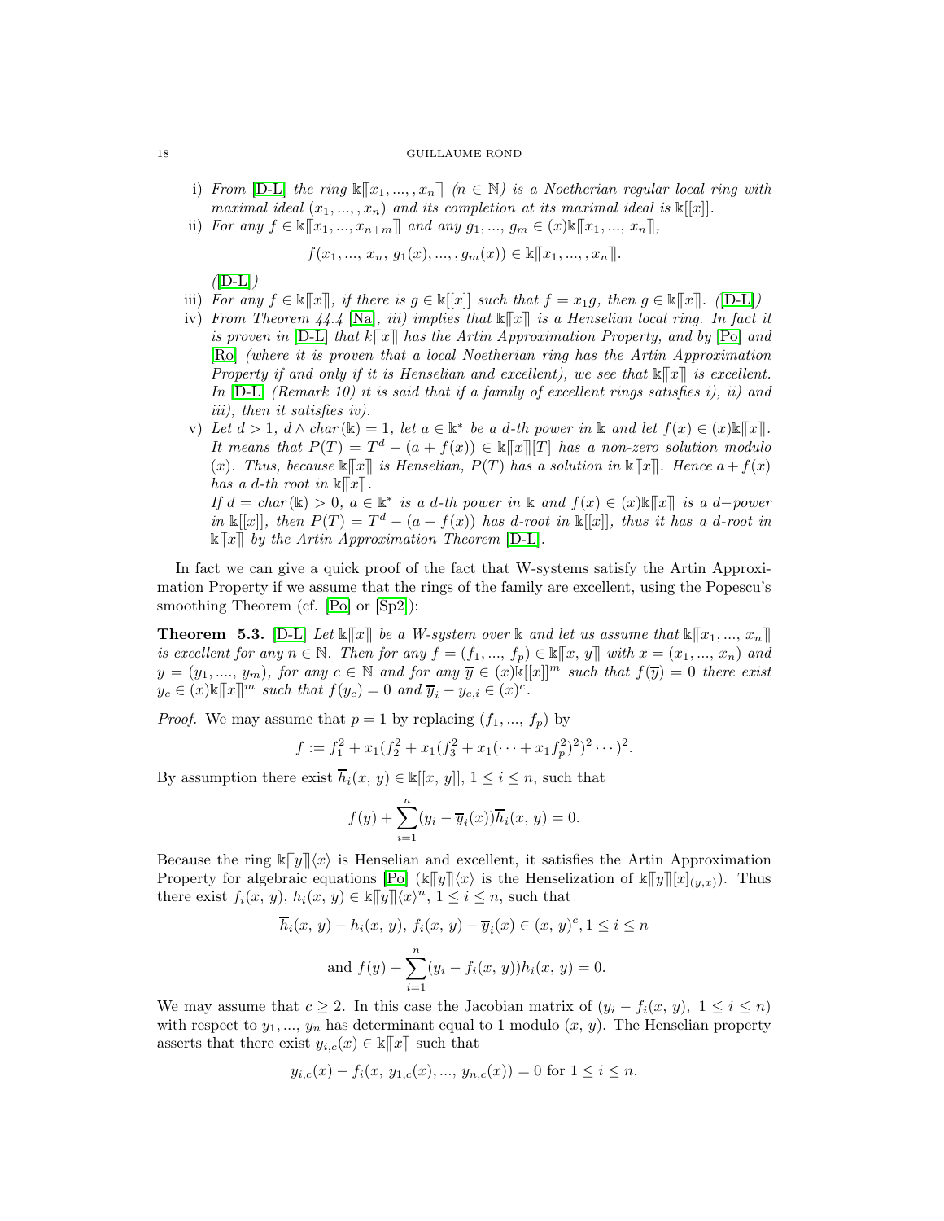i) *From* [D-L] *the ring* $\Bbbk\llbracket x_1, ..., , x_n\rrbracket$ *($n \in \mathbb{N}$) is a Noetherian regular local ring with maximal ideal $(x_1, ..., , x_n)$ and its completion at its maximal ideal is* $\Bbbk[[x]]$.

ii) *For any* $f \in \Bbbk\llbracket x_1, ..., x_{n+m}\rrbracket$ *and any* $g_1, ..., g_m \in (x)\Bbbk\llbracket x_1, ..., x_n\rrbracket$,

$$f(x_1, ..., x_n, g_1(x), ..., , g_m(x)) \in \Bbbk\llbracket x_1, ..., , x_n\rrbracket.$$

*(*[D-L]*)*

iii) *For any* $f \in \Bbbk\llbracket x\rrbracket$*, if there is* $g \in \Bbbk[[x]]$ *such that* $f = x_1 g$*, then* $g \in \Bbbk\llbracket x\rrbracket$*. (*[D-L]*)*

iv) *From Theorem 44.4* [Na]*, iii) implies that* $\Bbbk\llbracket x\rrbracket$ *is a Henselian local ring. In fact it is proven in* [D-L] *that* $k\llbracket x\rrbracket$ *has the Artin Approximation Property, and by* [Po] *and* [Ro] *(where it is proven that a local Noetherian ring has the Artin Approximation Property if and only if it is Henselian and excellent), we see that* $\Bbbk\llbracket x\rrbracket$ *is excellent. In* [D-L] *(Remark 10) it is said that if a family of excellent rings satisfies i), ii) and iii), then it satisfies iv).*

v) *Let* $d > 1$, $d \wedge char(\Bbbk) = 1$*, let* $a \in \Bbbk^*$ *be a d-th power in* $\Bbbk$ *and let* $f(x) \in (x)\Bbbk\llbracket x\rrbracket$*. It means that* $P(T) = T^d - (a + f(x)) \in \Bbbk\llbracket x\rrbracket[T]$ *has a non-zero solution modulo* $(x)$*. Thus, because* $\Bbbk\llbracket x\rrbracket$ *is Henselian,* $P(T)$ *has a solution in* $\Bbbk\llbracket x\rrbracket$*. Hence* $a + f(x)$ *has a d-th root in* $\Bbbk\llbracket x\rrbracket$*.*
*If* $d = char(\Bbbk) > 0$*,* $a \in \Bbbk^*$ *is a d-th power in* $\Bbbk$ *and* $f(x) \in (x)\Bbbk\llbracket x\rrbracket$ *is a* $d-$*power in* $\Bbbk[[x]]$*, then* $P(T) = T^d - (a + f(x))$ *has d-root in* $\Bbbk[[x]]$*, thus it has a d-root in* $\Bbbk\llbracket x\rrbracket$ *by the Artin Approximation Theorem* [D-L].

In fact we can give a quick proof of the fact that W-systems satisfy the Artin Approximation Property if we assume that the rings of the family are excellent, using the Popescu's smoothing Theorem (cf. [Po] or [Sp2]):

**Theorem 5.3.** [D-L] *Let* $\Bbbk\llbracket x\rrbracket$ *be a W-system over* $\Bbbk$ *and let us assume that* $\Bbbk\llbracket x_1, ..., x_n\rrbracket$ *is excellent for any* $n \in \mathbb{N}$*. Then for any* $f = (f_1, ..., f_p) \in \Bbbk\llbracket x, y\rrbracket$ *with* $x = (x_1, ..., x_n)$ *and* $y = (y_1, ...., y_m)$*, for any* $c \in \mathbb{N}$ *and for any* $\overline{y} \in (x)\Bbbk[[x]]^m$ *such that* $f(\overline{y}) = 0$ *there exist* $y_c \in (x)\Bbbk\llbracket x\rrbracket^m$ *such that* $f(y_c) = 0$ *and* $\overline{y}_i - y_{c,i} \in (x)^c$*.*

*Proof.* We may assume that $p = 1$ by replacing $(f_1, ..., f_p)$ by

$$f := f_1^2 + x_1(f_2^2 + x_1(f_3^2 + x_1(\cdots + x_1 f_p^2)^2)^2 \cdots)^2.$$

By assumption there exist $\overline{h}_i(x, y) \in \Bbbk[[x, y]]$, $1 \leq i \leq n$, such that

$$f(y) + \sum_{i=1}^{n}(y_i - \overline{y}_i(x))\overline{h}_i(x, y) = 0.$$

Because the ring $\Bbbk\llbracket y\rrbracket\langle x\rangle$ is Henselian and excellent, it satisfies the Artin Approximation Property for algebraic equations [Po] ($\Bbbk\llbracket y\rrbracket\langle x\rangle$ is the Henselization of $\Bbbk\llbracket y\rrbracket[x]_{(y,x)}$). Thus there exist $f_i(x, y), h_i(x, y) \in \Bbbk\llbracket y\rrbracket\langle x\rangle^n$, $1 \leq i \leq n$, such that

$$\overline{h}_i(x, y) - h_i(x, y),\ f_i(x, y) - \overline{y}_i(x) \in (x, y)^c, 1 \leq i \leq n$$

$$\text{and } f(y) + \sum_{i=1}^{n}(y_i - f_i(x, y))h_i(x, y) = 0.$$

We may assume that $c \geq 2$. In this case the Jacobian matrix of $(y_i - f_i(x, y),\ 1 \leq i \leq n)$ with respect to $y_1, ..., y_n$ has determinant equal to 1 modulo $(x, y)$. The Henselian property asserts that there exist $y_{i,c}(x) \in \Bbbk\llbracket x\rrbracket$ such that

$$y_{i,c}(x) - f_i(x, y_{1,c}(x), ..., y_{n,c}(x)) = 0 \text{ for } 1 \leq i \leq n.$$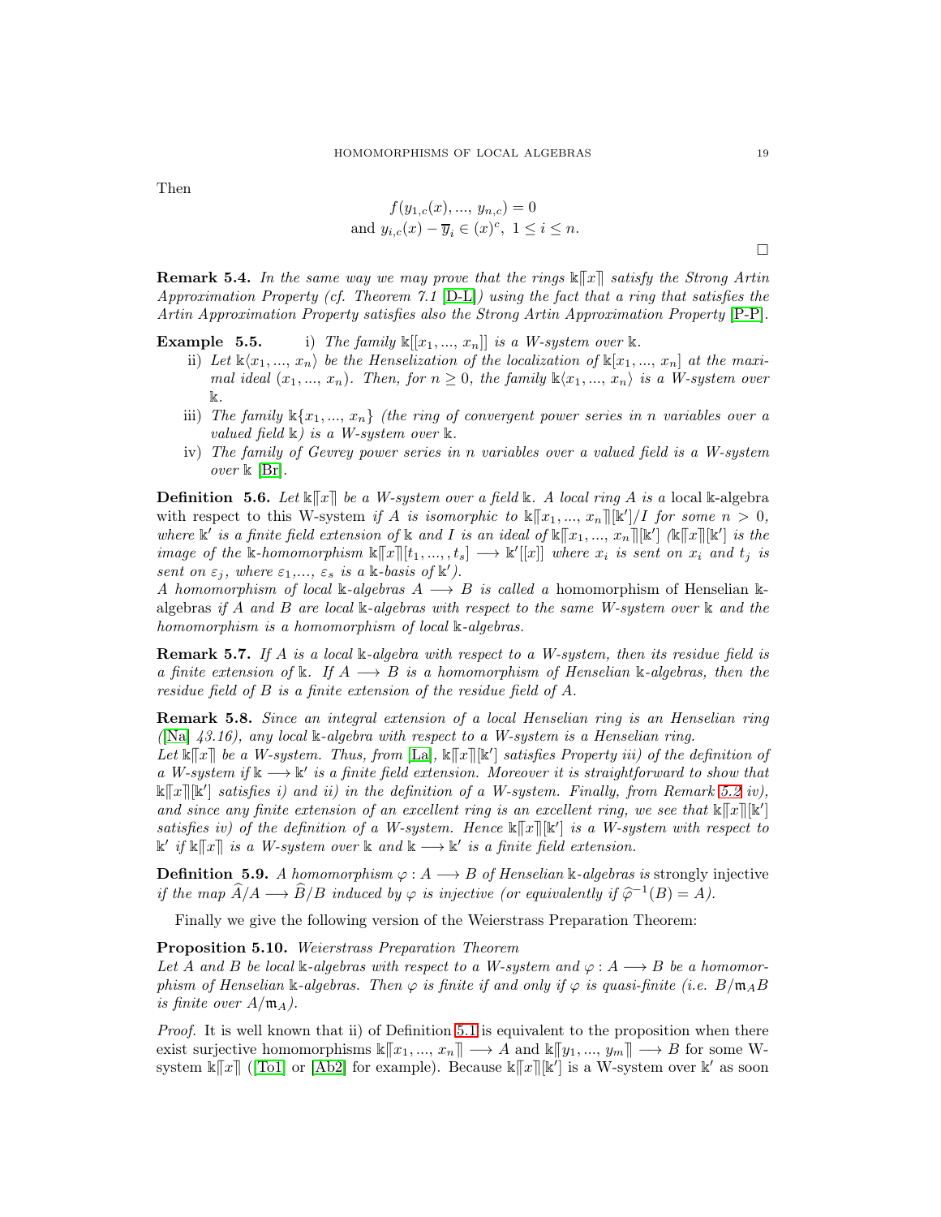Then

$$f(y_{1,c}(x), ..., y_{n,c}) = 0$$
$$\text{and } y_{i,c}(x) - \overline{y}_i \in (x)^c,\ 1 \le i \le n.$$

$\square$

**Remark 5.4.** *In the same way we may prove that the rings $\Bbbk[\![x]\!]$ satisfy the Strong Artin Approximation Property (cf. Theorem 7.1 [D-L]) using the fact that a ring that satisfies the Artin Approximation Property satisfies also the Strong Artin Approximation Property [P-P].*

**Example 5.5.** i) *The family $\Bbbk[[x_1, ..., x_n]]$ is a W-system over $\Bbbk$.*

ii) *Let $\Bbbk\langle x_1, ..., x_n\rangle$ be the Henselization of the localization of $\Bbbk[x_1, ..., x_n]$ at the maximal ideal $(x_1, ..., x_n)$. Then, for $n \ge 0$, the family $\Bbbk\langle x_1, ..., x_n\rangle$ is a W-system over $\Bbbk$.*

iii) *The family $\Bbbk\{x_1, ..., x_n\}$ (the ring of convergent power series in $n$ variables over a valued field $\Bbbk$) is a W-system over $\Bbbk$.*

iv) *The family of Gevrey power series in $n$ variables over a valued field is a W-system over $\Bbbk$ [Br].*

**Definition 5.6.** *Let $\Bbbk[\![x]\!]$ be a W-system over a field $\Bbbk$. A local ring $A$ is a* local $\Bbbk$-algebra *with respect to this W-system if $A$ is isomorphic to $\Bbbk[\![x_1, ..., x_n]\!][\Bbbk']/I$ for some $n > 0$, where $\Bbbk'$ is a finite field extension of $\Bbbk$ and $I$ is an ideal of $\Bbbk[\![x_1, ..., x_n]\!][\Bbbk']$ ($\Bbbk[\![x]\!][\Bbbk']$ is the image of the $\Bbbk$-homomorphism $\Bbbk[\![x]\!][t_1, ..., t_s] \longrightarrow \Bbbk'[[x]]$ where $x_i$ is sent on $x_i$ and $t_j$ is sent on $\varepsilon_j$, where $\varepsilon_1$,..., $\varepsilon_s$ is a $\Bbbk$-basis of $\Bbbk'$).*
*A homomorphism of local $\Bbbk$-algebras $A \longrightarrow B$ is called a* homomorphism of Henselian $\Bbbk$-algebras *if $A$ and $B$ are local $\Bbbk$-algebras with respect to the same W-system over $\Bbbk$ and the homomorphism is a homomorphism of local $\Bbbk$-algebras.*

**Remark 5.7.** *If $A$ is a local $\Bbbk$-algebra with respect to a W-system, then its residue field is a finite extension of $\Bbbk$. If $A \longrightarrow B$ is a homomorphism of Henselian $\Bbbk$-algebras, then the residue field of $B$ is a finite extension of the residue field of $A$.*

**Remark 5.8.** *Since an integral extension of a local Henselian ring is an Henselian ring ([Na] 43.16), any local $\Bbbk$-algebra with respect to a W-system is a Henselian ring.*
*Let $\Bbbk[\![x]\!]$ be a W-system. Thus, from [La], $\Bbbk[\![x]\!][\Bbbk']$ satisfies Property iii) of the definition of a W-system if $\Bbbk \longrightarrow \Bbbk'$ is a finite field extension. Moreover it is straightforward to show that $\Bbbk[\![x]\!][\Bbbk']$ satisfies i) and ii) in the definition of a W-system. Finally, from Remark 5.2 iv), and since any finite extension of an excellent ring is an excellent ring, we see that $\Bbbk[\![x]\!][\Bbbk']$ satisfies iv) of the definition of a W-system. Hence $\Bbbk[\![x]\!][\Bbbk']$ is a W-system with respect to $\Bbbk'$ if $\Bbbk[\![x]\!]$ is a W-system over $\Bbbk$ and $\Bbbk \longrightarrow \Bbbk'$ is a finite field extension.*

**Definition 5.9.** *A homomorphism $\varphi : A \longrightarrow B$ of Henselian $\Bbbk$-algebras is* strongly injective *if the map $\widehat{A}/A \longrightarrow \widehat{B}/B$ induced by $\varphi$ is injective (or equivalently if $\widehat{\varphi}^{-1}(B) = A$).*

Finally we give the following version of the Weierstrass Preparation Theorem:

**Proposition 5.10.** *Weierstrass Preparation Theorem*
*Let $A$ and $B$ be local $\Bbbk$-algebras with respect to a W-system and $\varphi : A \longrightarrow B$ be a homomorphism of Henselian $\Bbbk$-algebras. Then $\varphi$ is finite if and only if $\varphi$ is quasi-finite (i.e. $B/\mathfrak{m}_A B$ is finite over $A/\mathfrak{m}_A$).*

*Proof.* It is well known that ii) of Definition 5.1 is equivalent to the proposition when there exist surjective homomorphisms $\Bbbk[\![x_1, ..., x_n]\!] \longrightarrow A$ and $\Bbbk[\![y_1, ..., y_m]\!] \longrightarrow B$ for some W-system $\Bbbk[\![x]\!]$ ([To1] or [Ab2] for example). Because $\Bbbk[\![x]\!][\Bbbk']$ is a W-system over $\Bbbk'$ as soon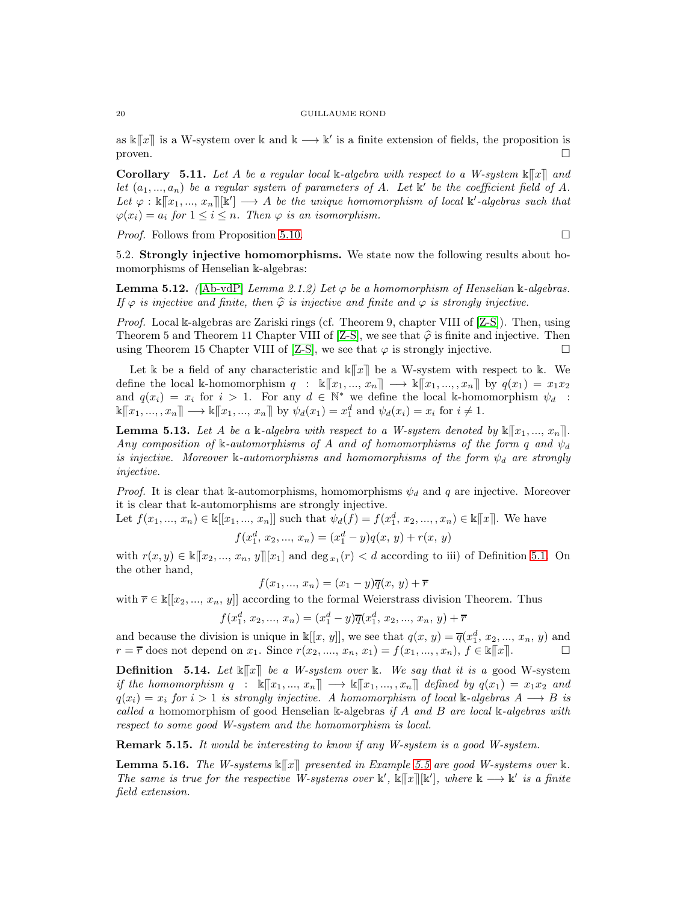as $\Bbbk\llbracket x\rrbracket$ is a W-system over $\Bbbk$ and $\Bbbk \longrightarrow \Bbbk'$ is a finite extension of fields, the proposition is proven. □

**Corollary 5.11.** *Let $A$ be a regular local $\Bbbk$-algebra with respect to a W-system $\Bbbk\llbracket x\rrbracket$ and let $(a_1, ..., a_n)$ be a regular system of parameters of $A$. Let $\Bbbk'$ be the coefficient field of $A$. Let $\varphi : \Bbbk\llbracket x_1, ..., x_n\rrbracket[\Bbbk'] \longrightarrow A$ be the unique homomorphism of local $\Bbbk'$-algebras such that $\varphi(x_i) = a_i$ for $1 \leq i \leq n$. Then $\varphi$ is an isomorphism.*

*Proof.* Follows from Proposition 5.10. □

5.2. **Strongly injective homomorphisms.** We state now the following results about homomorphisms of Henselian $\Bbbk$-algebras:

**Lemma 5.12.** *([Ab-vdP] Lemma 2.1.2) Let $\varphi$ be a homomorphism of Henselian $\Bbbk$-algebras. If $\varphi$ is injective and finite, then $\widehat{\varphi}$ is injective and finite and $\varphi$ is strongly injective.*

*Proof.* Local $\Bbbk$-algebras are Zariski rings (cf. Theorem 9, chapter VIII of [Z-S]). Then, using Theorem 5 and Theorem 11 Chapter VIII of [Z-S], we see that $\widehat{\varphi}$ is finite and injective. Then using Theorem 15 Chapter VIII of [Z-S], we see that $\varphi$ is strongly injective. □

Let $\Bbbk$ be a field of any characteristic and $\Bbbk\llbracket x\rrbracket$ be a W-system with respect to $\Bbbk$. We define the local $\Bbbk$-homomorphism $q : \Bbbk\llbracket x_1, ..., x_n\rrbracket \longrightarrow \Bbbk\llbracket x_1, ..., , x_n\rrbracket$ by $q(x_1) = x_1x_2$ and $q(x_i) = x_i$ for $i > 1$. For any $d \in \mathbb{N}^*$ we define the local $\Bbbk$-homomorphism $\psi_d : \Bbbk\llbracket x_1, ..., , x_n\rrbracket \longrightarrow \Bbbk\llbracket x_1, ..., x_n\rrbracket$ by $\psi_d(x_1) = x_1^d$ and $\psi_d(x_i) = x_i$ for $i \neq 1$.

**Lemma 5.13.** *Let $A$ be a $\Bbbk$-algebra with respect to a W-system denoted by $\Bbbk\llbracket x_1, ..., x_n\rrbracket$. Any composition of $\Bbbk$-automorphisms of $A$ and of homomorphisms of the form $q$ and $\psi_d$ is injective. Moreover $\Bbbk$-automorphisms and homomorphisms of the form $\psi_d$ are strongly injective.*

*Proof.* It is clear that $\Bbbk$-automorphisms, homomorphisms $\psi_d$ and $q$ are injective. Moreover it is clear that $\Bbbk$-automorphisms are strongly injective.
Let $f(x_1, ..., x_n) \in \Bbbk[[x_1, ..., x_n]]$ such that $\psi_d(f) = f(x_1^d, x_2, ..., , x_n) \in \Bbbk\llbracket x\rrbracket$. We have

$$f(x_1^d, x_2, ..., x_n) = (x_1^d - y)q(x, y) + r(x, y)$$

with $r(x, y) \in \Bbbk\llbracket x_2, ..., x_n, y\rrbracket[x_1]$ and $\deg_{x_1}(r) < d$ according to iii) of Definition 5.1. On the other hand,

$$f(x_1, ..., x_n) = (x_1 - y)\overline{q}(x, y) + \overline{r}$$

with $\overline{r} \in \Bbbk[[x_2, ..., x_n, y]]$ according to the formal Weierstrass division Theorem. Thus

$$f(x_1^d, x_2, ..., x_n) = (x_1^d - y)\overline{q}(x_1^d, x_2, ..., x_n, y) + \overline{r}$$

and because the division is unique in $\Bbbk[[x, y]]$, we see that $q(x, y) = \overline{q}(x_1^d, x_2, ..., x_n, y)$ and $r = \overline{r}$ does not depend on $x_1$. Since $r(x_2, ...., x_n, x_1) = f(x_1, ..., , x_n)$, $f \in \Bbbk\llbracket x\rrbracket$. □

**Definition 5.14.** *Let $\Bbbk\llbracket x\rrbracket$ be a W-system over $\Bbbk$. We say that it is a* good W-system *if the homomorphism $q : \Bbbk\llbracket x_1, ..., x_n\rrbracket \longrightarrow \Bbbk\llbracket x_1, ..., , x_n\rrbracket$ defined by $q(x_1) = x_1x_2$ and $q(x_i) = x_i$ for $i > 1$ is strongly injective. A homomorphism of local $\Bbbk$-algebras $A \longrightarrow B$ is called a* homomorphism of good Henselian $\Bbbk$-algebras *if $A$ and $B$ are local $\Bbbk$-algebras with respect to some good W-system and the homomorphism is local.*

**Remark 5.15.** *It would be interesting to know if any W-system is a good W-system.*

**Lemma 5.16.** *The W-systems $\Bbbk\llbracket x\rrbracket$ presented in Example 5.5 are good W-systems over $\Bbbk$. The same is true for the respective W-systems over $\Bbbk'$, $\Bbbk\llbracket x\rrbracket[\Bbbk']$, where $\Bbbk \longrightarrow \Bbbk'$ is a finite field extension.*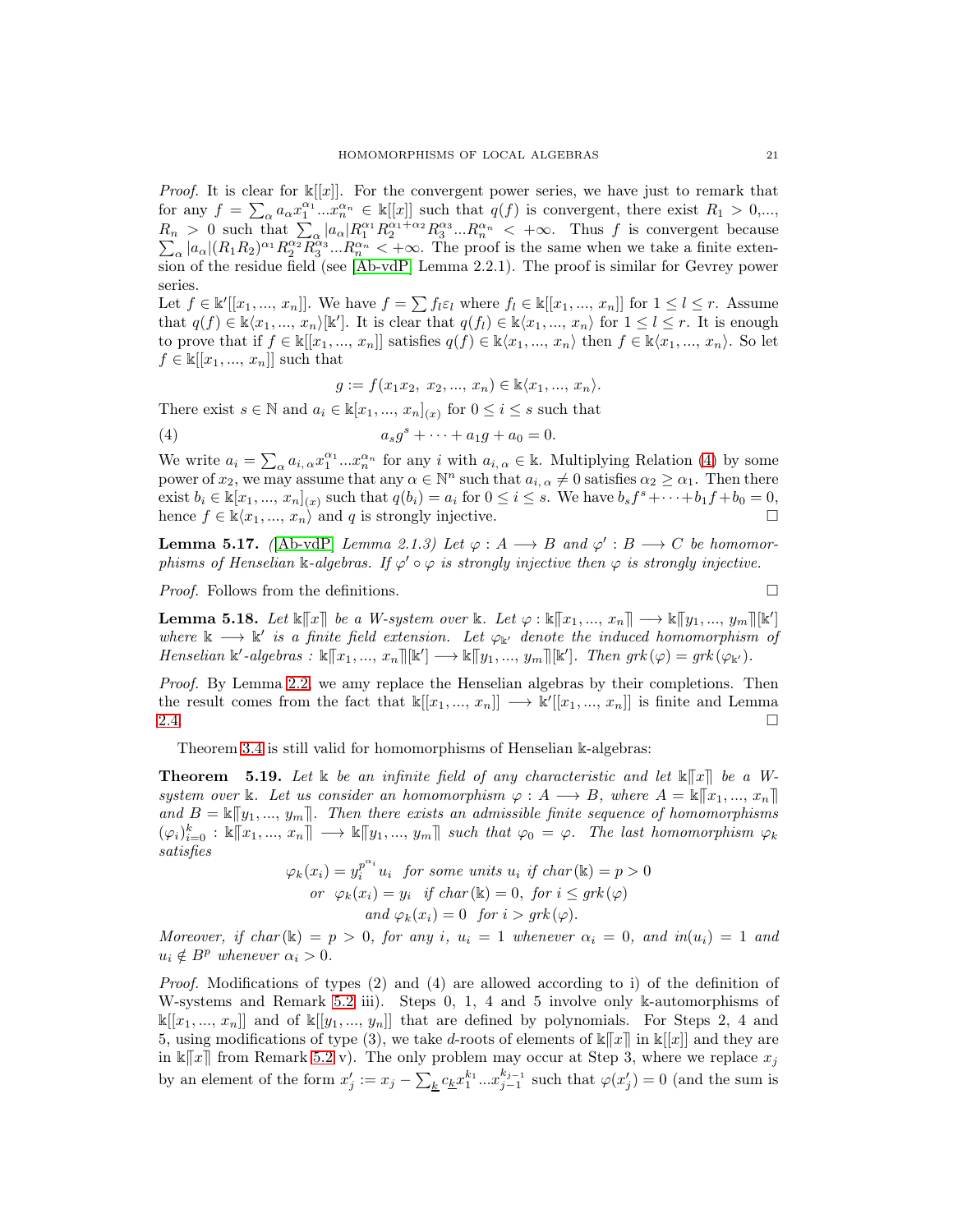*Proof.* It is clear for $\Bbbk[[x]]$. For the convergent power series, we have just to remark that for any $f = \sum_\alpha a_\alpha x_1^{\alpha_1}...x_n^{\alpha_n} \in \Bbbk[[x]]$ such that $q(f)$ is convergent, there exist $R_1 > 0$,..., $R_n > 0$ such that $\sum_\alpha |a_\alpha| R_1^{\alpha_1} R_2^{\alpha_1+\alpha_2} R_3^{\alpha_3}...R_n^{\alpha_n} < +\infty$. Thus $f$ is convergent because $\sum_\alpha |a_\alpha|(R_1R_2)^{\alpha_1} R_2^{\alpha_2} R_3^{\alpha_3}...R_n^{\alpha_n} < +\infty$. The proof is the same when we take a finite extension of the residue field (see [Ab-vdP] Lemma 2.2.1). The proof is similar for Gevrey power series.

Let $f \in \Bbbk'[[x_1, ..., x_n]]$. We have $f = \sum f_l \varepsilon_l$ where $f_l \in \Bbbk[[x_1, ..., x_n]]$ for $1 \leq l \leq r$. Assume that $q(f) \in \Bbbk\langle x_1, ..., x_n\rangle[\Bbbk']$. It is clear that $q(f_l) \in \Bbbk\langle x_1, ..., x_n\rangle$ for $1 \leq l \leq r$. It is enough to prove that if $f \in \Bbbk[[x_1, ..., x_n]]$ satisfies $q(f) \in \Bbbk\langle x_1, ..., x_n\rangle$ then $f \in \Bbbk\langle x_1, ..., x_n\rangle$. So let $f \in \Bbbk[[x_1, ..., x_n]]$ such that

$$g := f(x_1x_2,\ x_2, ..., x_n) \in \Bbbk\langle x_1, ..., x_n\rangle.$$

There exist $s \in \mathbb{N}$ and $a_i \in \Bbbk[x_1, ..., x_n]_{(x)}$ for $0 \leq i \leq s$ such that

$$a_s g^s + \cdots + a_1 g + a_0 = 0. \tag{4}$$

We write $a_i = \sum_\alpha a_{i,\alpha} x_1^{\alpha_1}...x_n^{\alpha_n}$ for any $i$ with $a_{i,\alpha} \in \Bbbk$. Multiplying Relation (4) by some power of $x_2$, we may assume that any $\alpha \in \mathbb{N}^n$ such that $a_{i,\alpha} \neq 0$ satisfies $\alpha_2 \geq \alpha_1$. Then there exist $b_i \in \Bbbk[x_1, ..., x_n]_{(x)}$ such that $q(b_i) = a_i$ for $0 \leq i \leq s$. We have $b_s f^s + \cdots + b_1 f + b_0 = 0$, hence $f \in \Bbbk\langle x_1, ..., x_n\rangle$ and $q$ is strongly injective. $\square$

**Lemma 5.17.** *([Ab-vdP] Lemma 2.1.3) Let $\varphi : A \longrightarrow B$ and $\varphi' : B \longrightarrow C$ be homomorphisms of Henselian $\Bbbk$-algebras. If $\varphi' \circ \varphi$ is strongly injective then $\varphi$ is strongly injective.*

*Proof.* Follows from the definitions. $\square$

**Lemma 5.18.** *Let $\Bbbk\llbracket x\rrbracket$ be a W-system over $\Bbbk$. Let $\varphi : \Bbbk\llbracket x_1, ..., x_n\rrbracket \longrightarrow \Bbbk\llbracket y_1, ..., y_m\rrbracket[\Bbbk']$ where $\Bbbk \longrightarrow \Bbbk'$ is a finite field extension. Let $\varphi_{\Bbbk'}$ denote the induced homomorphism of Henselian $\Bbbk'$-algebras : $\Bbbk\llbracket x_1, ..., x_n\rrbracket[\Bbbk'] \longrightarrow \Bbbk\llbracket y_1, ..., y_m\rrbracket[\Bbbk']$. Then $grk(\varphi) = grk(\varphi_{\Bbbk'})$.*

*Proof.* By Lemma 2.2, we amy replace the Henselian algebras by their completions. Then the result comes from the fact that $\Bbbk[[x_1, ..., x_n]] \longrightarrow \Bbbk'[[x_1, ..., x_n]]$ is finite and Lemma 2.4. $\square$

Theorem 3.4 is still valid for homomorphisms of Henselian $\Bbbk$-algebras:

**Theorem 5.19.** *Let $\Bbbk$ be an infinite field of any characteristic and let $\Bbbk\llbracket x\rrbracket$ be a W-system over $\Bbbk$. Let us consider an homomorphism $\varphi : A \longrightarrow B$, where $A = \Bbbk\llbracket x_1, ..., x_n\rrbracket$ and $B = \Bbbk\llbracket y_1, ..., y_m\rrbracket$. Then there exists an admissible finite sequence of homomorphisms $(\varphi_i)_{i=0}^k : \Bbbk\llbracket x_1, ..., x_n\rrbracket \longrightarrow \Bbbk\llbracket y_1, ..., y_m\rrbracket$ such that $\varphi_0 = \varphi$. The last homomorphism $\varphi_k$ satisfies*

$$\varphi_k(x_i) = y_i^{p^{\alpha_i}} u_i \ \text{ for some units } u_i \text{ if } char(\Bbbk) = p > 0$$
$$\text{or } \ \varphi_k(x_i) = y_i \ \text{ if } char(\Bbbk) = 0, \text{ for } i \leq grk(\varphi)$$
$$\text{and } \varphi_k(x_i) = 0 \ \text{ for } i > grk(\varphi).$$

*Moreover, if $char(\Bbbk) = p > 0$, for any $i$, $u_i = 1$ whenever $\alpha_i = 0$, and $in(u_i) = 1$ and $u_i \notin B^p$ whenever $\alpha_i > 0$.*

*Proof.* Modifications of types (2) and (4) are allowed according to i) of the definition of W-systems and Remark 5.2 iii). Steps 0, 1, 4 and 5 involve only $\Bbbk$-automorphisms of $\Bbbk[[x_1, ..., x_n]]$ and of $\Bbbk[[y_1, ..., y_n]]$ that are defined by polynomials. For Steps 2, 4 and 5, using modifications of type (3), we take $d$-roots of elements of $\Bbbk\llbracket x\rrbracket$ in $\Bbbk[[x]]$ and they are in $\Bbbk\llbracket x\rrbracket$ from Remark 5.2 v). The only problem may occur at Step 3, where we replace $x_j$ by an element of the form $x_j' := x_j - \sum_{\underline{k}} c_{\underline{k}} x_1^{k_1}...x_{j-1}^{k_{j-1}}$ such that $\varphi(x_j') = 0$ (and the sum is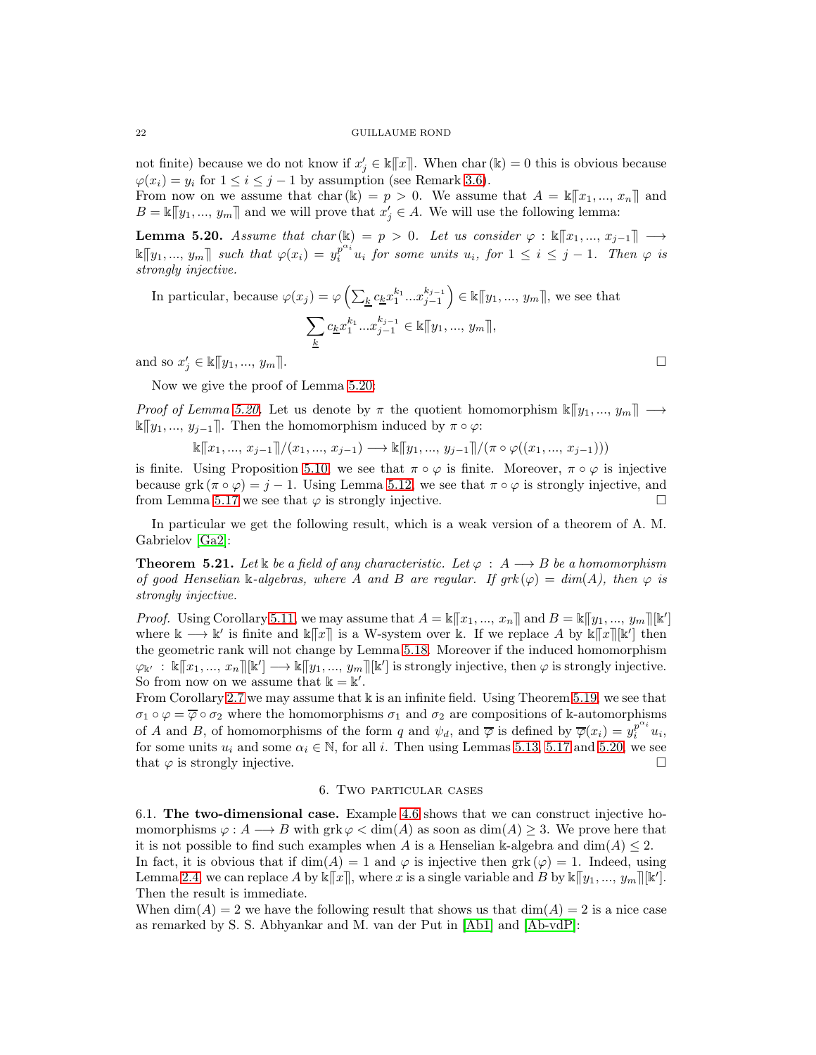not finite) because we do not know if $x'_j \in \mathbb{k}[\![x]\!]$. When char $(\mathbb{k}) = 0$ this is obvious because $\varphi(x_i) = y_i$ for $1 \leq i \leq j-1$ by assumption (see Remark 3.6).
From now on we assume that char $(\mathbb{k}) = p > 0$. We assume that $A = \mathbb{k}[\![x_1, ..., x_n]\!]$ and $B = \mathbb{k}[\![y_1, ..., y_m]\!]$ and we will prove that $x'_j \in A$. We will use the following lemma:

**Lemma 5.20.** *Assume that char $(\mathbb{k}) = p > 0$. Let us consider $\varphi : \mathbb{k}[\![x_1, ..., x_{j-1}]\!] \longrightarrow \mathbb{k}[\![y_1, ..., y_m]\!]$ such that $\varphi(x_i) = y_i^{p^{\alpha_i}} u_i$ for some units $u_i$, for $1 \leq i \leq j-1$. Then $\varphi$ is strongly injective.*

In particular, because $\varphi(x_j) = \varphi\left(\sum_{\underline{k}} c_{\underline{k}} x_1^{k_1} ... x_{j-1}^{k_{j-1}}\right) \in \mathbb{k}[\![y_1, ..., y_m]\!]$, we see that

$$\sum_{\underline{k}} c_{\underline{k}} x_1^{k_1} ... x_{j-1}^{k_{j-1}} \in \mathbb{k}[\![y_1, ..., y_m]\!],$$

and so $x'_j \in \mathbb{k}[\![y_1, ..., y_m]\!]$. □

Now we give the proof of Lemma 5.20:

*Proof of Lemma 5.20.* Let us denote by $\pi$ the quotient homomorphism $\mathbb{k}[\![y_1, ..., y_m]\!] \longrightarrow \mathbb{k}[\![y_1, ..., y_{j-1}]\!]$. Then the homomorphism induced by $\pi \circ \varphi$:

$$\mathbb{k}[\![x_1, ..., x_{j-1}]\!]/(x_1, ..., x_{j-1}) \longrightarrow \mathbb{k}[\![y_1, ..., y_{j-1}]\!]/(\pi \circ \varphi((x_1, ..., x_{j-1})))$$

is finite. Using Proposition 5.10 we see that $\pi \circ \varphi$ is finite. Moreover, $\pi \circ \varphi$ is injective because $\text{grk}\,(\pi \circ \varphi) = j-1$. Using Lemma 5.12, we see that $\pi \circ \varphi$ is strongly injective, and from Lemma 5.17 we see that $\varphi$ is strongly injective. □

In particular we get the following result, which is a weak version of a theorem of A. M. Gabrielov [Ga2]:

**Theorem 5.21.** *Let $\mathbb{k}$ be a field of any characteristic. Let $\varphi : A \longrightarrow B$ be a homomorphism of good Henselian $\mathbb{k}$-algebras, where $A$ and $B$ are regular. If $grk(\varphi) = dim(A)$, then $\varphi$ is strongly injective.*

*Proof.* Using Corollary 5.11, we may assume that $A = \mathbb{k}[\![x_1, ..., x_n]\!]$ and $B = \mathbb{k}[\![y_1, ..., y_m]\!][\mathbb{k}']$ where $\mathbb{k} \longrightarrow \mathbb{k}'$ is finite and $\mathbb{k}[\![x]\!]$ is a W-system over $\mathbb{k}$. If we replace $A$ by $\mathbb{k}[\![x]\!][\mathbb{k}']$ then the geometric rank will not change by Lemma 5.18. Moreover if the induced homomorphism $\varphi_{\mathbb{k}'} : \mathbb{k}[\![x_1, ..., x_n]\!][\mathbb{k}'] \longrightarrow \mathbb{k}[\![y_1, ..., y_m]\!][\mathbb{k}']$ is strongly injective, then $\varphi$ is strongly injective. So from now on we assume that $\mathbb{k} = \mathbb{k}'$.
From Corollary 2.7 we may assume that $\mathbb{k}$ is an infinite field. Using Theorem 5.19, we see that $\sigma_1 \circ \varphi = \overline{\varphi} \circ \sigma_2$ where the homomorphisms $\sigma_1$ and $\sigma_2$ are compositions of $\mathbb{k}$-automorphisms of $A$ and $B$, of homomorphisms of the form $q$ and $\psi_d$, and $\overline{\varphi}$ is defined by $\overline{\varphi}(x_i) = y_i^{p^{\alpha_i}} u_i$, for some units $u_i$ and some $\alpha_i \in \mathbb{N}$, for all $i$. Then using Lemmas 5.13, 5.17 and 5.20, we see that $\varphi$ is strongly injective. □

## 6. Two particular cases

**6.1. The two-dimensional case.** Example 4.6 shows that we can construct injective homomorphisms $\varphi : A \longrightarrow B$ with $\text{grk}\,\varphi < \dim(A)$ as soon as $\dim(A) \geq 3$. We prove here that it is not possible to find such examples when $A$ is a Henselian $\mathbb{k}$-algebra and $\dim(A) \leq 2$.
In fact, it is obvious that if $\dim(A) = 1$ and $\varphi$ is injective then $\text{grk}\,(\varphi) = 1$. Indeed, using Lemma 2.4, we can replace $A$ by $\mathbb{k}[\![x]\!]$, where $x$ is a single variable and $B$ by $\mathbb{k}[\![y_1, ..., y_m]\!][\mathbb{k}']$. Then the result is immediate.
When $\dim(A) = 2$ we have the following result that shows us that $\dim(A) = 2$ is a nice case as remarked by S. S. Abhyankar and M. van der Put in [Ab1] and [Ab-vdP]: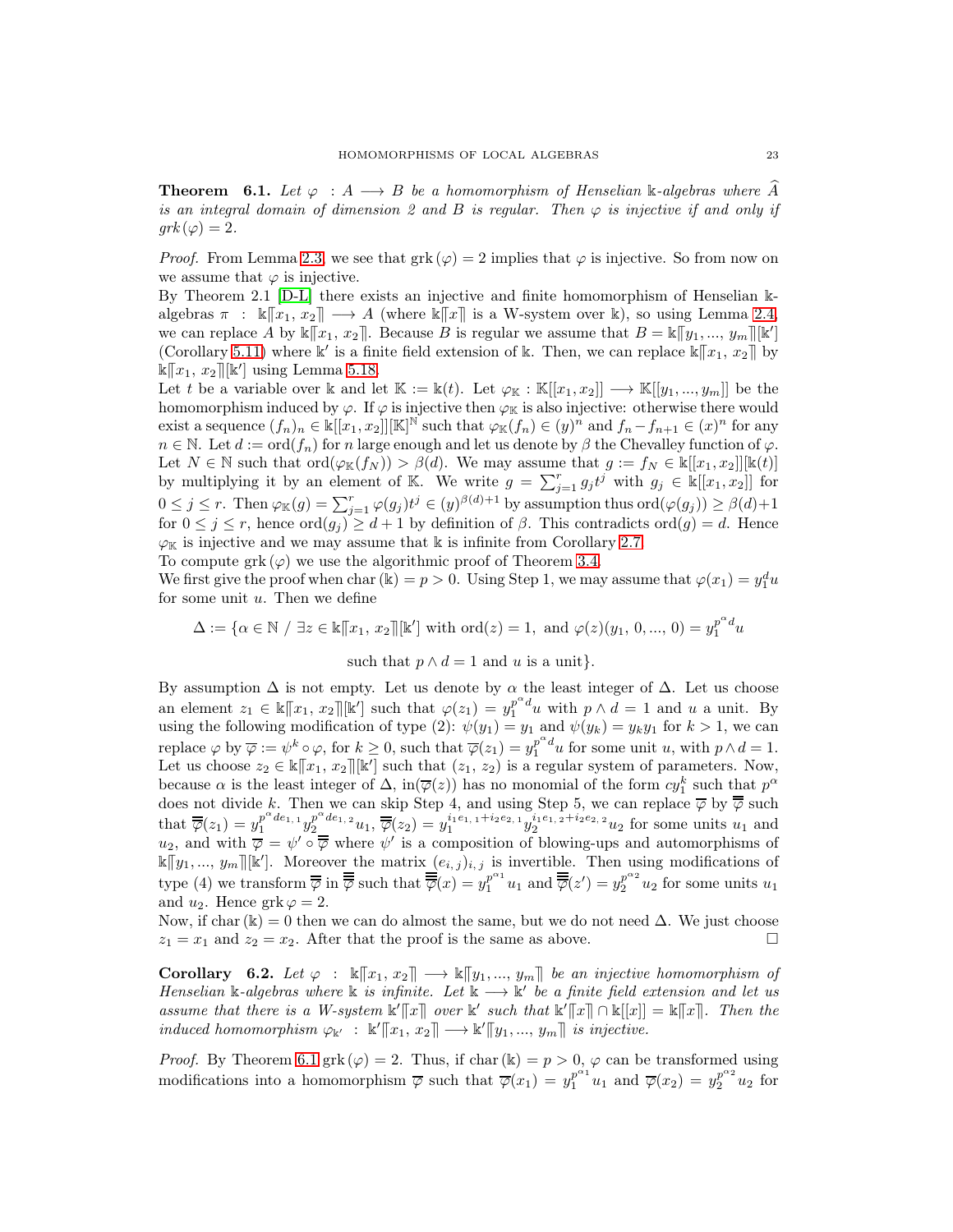**Theorem 6.1.** *Let $\varphi : A \longrightarrow B$ be a homomorphism of Henselian $\Bbbk$-algebras where $\widehat{A}$ is an integral domain of dimension 2 and $B$ is regular. Then $\varphi$ is injective if and only if $grk(\varphi) = 2$.*

*Proof.* From Lemma 2.3, we see that $\text{grk}\,(\varphi) = 2$ implies that $\varphi$ is injective. So from now on we assume that $\varphi$ is injective.
By Theorem 2.1 [D-L] there exists an injective and finite homomorphism of Henselian $\Bbbk$-algebras $\pi : \Bbbk\llbracket x_1, x_2\rrbracket \longrightarrow A$ (where $\Bbbk\llbracket x\rrbracket$ is a W-system over $\Bbbk$), so using Lemma 2.4, we can replace $A$ by $\Bbbk\llbracket x_1, x_2\rrbracket$. Because $B$ is regular we assume that $B = \Bbbk\llbracket y_1, ..., y_m\rrbracket[\Bbbk']$ (Corollary 5.11) where $\Bbbk'$ is a finite field extension of $\Bbbk$. Then, we can replace $\Bbbk\llbracket x_1, x_2\rrbracket$ by $\Bbbk\llbracket x_1, x_2\rrbracket[\Bbbk']$ using Lemma 5.18.
Let $t$ be a variable over $\Bbbk$ and let $\mathbb{K} := \Bbbk(t)$. Let $\varphi_{\mathbb{K}} : \mathbb{K}[[x_1, x_2]] \longrightarrow \mathbb{K}[[y_1, ..., y_m]]$ be the homomorphism induced by $\varphi$. If $\varphi$ is injective then $\varphi_{\mathbb{K}}$ is also injective: otherwise there would exist a sequence $(f_n)_n \in \Bbbk[[x_1, x_2]][\mathbb{K}]^{\mathbb{N}}$ such that $\varphi_{\mathbb{K}}(f_n) \in (y)^n$ and $f_n - f_{n+1} \in (x)^n$ for any $n \in \mathbb{N}$. Let $d := \text{ord}(f_n)$ for $n$ large enough and let us denote by $\beta$ the Chevalley function of $\varphi$. Let $N \in \mathbb{N}$ such that $\text{ord}(\varphi_{\mathbb{K}}(f_N)) > \beta(d)$. We may assume that $g := f_N \in \Bbbk[[x_1, x_2]][\Bbbk(t)]$ by multiplying it by an element of $\mathbb{K}$. We write $g = \sum_{j=1}^{r} g_j t^j$ with $g_j \in \Bbbk[[x_1, x_2]]$ for $0 \leq j \leq r$. Then $\varphi_{\mathbb{K}}(g) = \sum_{j=1}^{r} \varphi(g_j)t^j \in (y)^{\beta(d)+1}$ by assumption thus $\text{ord}(\varphi(g_j)) \geq \beta(d)+1$ for $0 \leq j \leq r$, hence $\text{ord}(g_j) \geq d+1$ by definition of $\beta$. This contradicts $\text{ord}(g) = d$. Hence $\varphi_{\mathbb{K}}$ is injective and we may assume that $\Bbbk$ is infinite from Corollary 2.7.
To compute $\text{grk}\,(\varphi)$ we use the algorithmic proof of Theorem 3.4.
We first give the proof when $\text{char}\,(\Bbbk) = p > 0$. Using Step 1, we may assume that $\varphi(x_1) = y_1^d u$ for some unit $u$. Then we define

$$\Delta := \{\alpha \in \mathbb{N} \;/\; \exists z \in \Bbbk\llbracket x_1, x_2\rrbracket[\Bbbk'] \text{ with } \text{ord}(z) = 1, \text{ and } \varphi(z)(y_1, 0, ..., 0) = y_1^{p^{\alpha}d}u$$

$$\text{such that } p \wedge d = 1 \text{ and } u \text{ is a unit}\}.$$

By assumption $\Delta$ is not empty. Let us denote by $\alpha$ the least integer of $\Delta$. Let us choose an element $z_1 \in \Bbbk\llbracket x_1, x_2\rrbracket[\Bbbk']$ such that $\varphi(z_1) = y_1^{p^{\alpha}d}u$ with $p \wedge d = 1$ and $u$ a unit. By using the following modification of type (2): $\psi(y_1) = y_1$ and $\psi(y_k) = y_k y_1$ for $k > 1$, we can replace $\varphi$ by $\overline{\varphi} := \psi^k \circ \varphi$, for $k \geq 0$, such that $\overline{\varphi}(z_1) = y_1^{p^{\alpha}d}u$ for some unit $u$, with $p \wedge d = 1$. Let us choose $z_2 \in \Bbbk\llbracket x_1, x_2\rrbracket[\Bbbk']$ such that $(z_1, z_2)$ is a regular system of parameters. Now, because $\alpha$ is the least integer of $\Delta$, $\text{in}(\overline{\varphi}(z))$ has no monomial of the form $cy_1^k$ such that $p^{\alpha}$ does not divide $k$. Then we can skip Step 4, and using Step 5, we can replace $\overline{\varphi}$ by $\overline{\overline{\varphi}}$ such that $\overline{\overline{\varphi}}(z_1) = y_1^{p^{\alpha}de_{1,1}} y_2^{p^{\alpha}de_{1,2}} u_1$, $\overline{\overline{\varphi}}(z_2) = y_1^{i_1e_{1,1}+i_2e_{2,1}} y_2^{i_1e_{1,2}+i_2e_{2,2}} u_2$ for some units $u_1$ and $u_2$, and with $\overline{\varphi} = \psi' \circ \overline{\overline{\varphi}}$ where $\psi'$ is a composition of blowing-ups and automorphisms of $\Bbbk\llbracket y_1, ..., y_m\rrbracket[\Bbbk']$. Moreover the matrix $(e_{i,j})_{i,j}$ is invertible. Then using modifications of type (4) we transform $\overline{\overline{\varphi}}$ in $\overline{\overline{\overline{\varphi}}}$ such that $\overline{\overline{\overline{\varphi}}}(x) = y_1^{p^{\alpha_1}} u_1$ and $\overline{\overline{\overline{\varphi}}}(z') = y_2^{p^{\alpha_2}} u_2$ for some units $u_1$ and $u_2$. Hence $\text{grk}\,\varphi = 2$.
Now, if $\text{char}\,(\Bbbk) = 0$ then we can do almost the same, but we do not need $\Delta$. We just choose $z_1 = x_1$ and $z_2 = x_2$. After that the proof is the same as above. $\square$

**Corollary 6.2.** *Let $\varphi : \Bbbk\llbracket x_1, x_2\rrbracket \longrightarrow \Bbbk\llbracket y_1, ..., y_m\rrbracket$ be an injective homomorphism of Henselian $\Bbbk$-algebras where $\Bbbk$ is infinite. Let $\Bbbk \longrightarrow \Bbbk'$ be a finite field extension and let us assume that there is a W-system $\Bbbk'\llbracket x\rrbracket$ over $\Bbbk'$ such that $\Bbbk'\llbracket x\rrbracket \cap \Bbbk[[x]] = \Bbbk\llbracket x\rrbracket$. Then the induced homomorphism $\varphi_{\Bbbk'} : \Bbbk'\llbracket x_1, x_2\rrbracket \longrightarrow \Bbbk'\llbracket y_1, ..., y_m\rrbracket$ is injective.*

*Proof.* By Theorem 6.1 $\text{grk}\,(\varphi) = 2$. Thus, if $\text{char}\,(\Bbbk) = p > 0$, $\varphi$ can be transformed using modifications into a homomorphism $\overline{\varphi}$ such that $\overline{\varphi}(x_1) = y_1^{p^{\alpha_1}} u_1$ and $\overline{\varphi}(x_2) = y_2^{p^{\alpha_2}} u_2$ for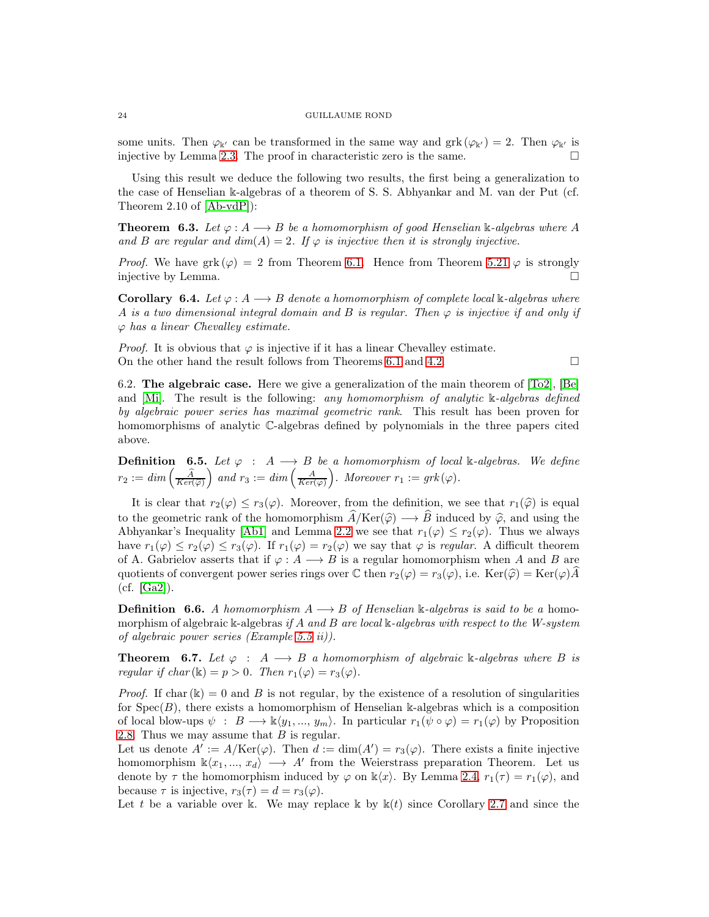some units. Then $\varphi_{\Bbbk'}$ can be transformed in the same way and $\text{grk}(\varphi_{\Bbbk'}) = 2$. Then $\varphi_{\Bbbk'}$ is injective by Lemma 2.3. The proof in characteristic zero is the same. $\square$

Using this result we deduce the following two results, the first being a generalization to the case of Henselian $\Bbbk$-algebras of a theorem of S. S. Abhyankar and M. van der Put (cf. Theorem 2.10 of [Ab-vdP]):

**Theorem 6.3.** *Let $\varphi : A \longrightarrow B$ be a homomorphism of good Henselian $\Bbbk$-algebras where $A$ and $B$ are regular and $dim(A) = 2$. If $\varphi$ is injective then it is strongly injective.*

*Proof.* We have $\text{grk}(\varphi) = 2$ from Theorem 6.1. Hence from Theorem 5.21 $\varphi$ is strongly injective by Lemma. $\square$

**Corollary 6.4.** *Let $\varphi : A \longrightarrow B$ denote a homomorphism of complete local $\Bbbk$-algebras where $A$ is a two dimensional integral domain and $B$ is regular. Then $\varphi$ is injective if and only if $\varphi$ has a linear Chevalley estimate.*

*Proof.* It is obvious that $\varphi$ is injective if it has a linear Chevalley estimate.
On the other hand the result follows from Theorems 6.1 and 4.2. $\square$

6.2. **The algebraic case.** Here we give a generalization of the main theorem of [To2], [Be] and [Mi]. The result is the following: *any homomorphism of analytic $\Bbbk$-algebras defined by algebraic power series has maximal geometric rank.* This result has been proven for homomorphisms of analytic $\mathbb{C}$-algebras defined by polynomials in the three papers cited above.

**Definition 6.5.** *Let $\varphi : A \longrightarrow B$ be a homomorphism of local $\Bbbk$-algebras. We define $r_2 := dim\left(\frac{\widehat{A}}{Ker(\widehat{\varphi})}\right)$ and $r_3 := dim\left(\frac{A}{Ker(\varphi)}\right)$. Moreover $r_1 := grk(\varphi)$.*

It is clear that $r_2(\varphi) \leq r_3(\varphi)$. Moreover, from the definition, we see that $r_1(\widehat{\varphi})$ is equal to the geometric rank of the homomorphism $\widehat{A}/\text{Ker}(\widehat{\varphi}) \longrightarrow \widehat{B}$ induced by $\widehat{\varphi}$, and using the Abhyankar's Inequality [Ab1] and Lemma 2.2 we see that $r_1(\varphi) \leq r_2(\varphi)$. Thus we always have $r_1(\varphi) \leq r_2(\varphi) \leq r_3(\varphi)$. If $r_1(\varphi) = r_2(\varphi)$ we say that $\varphi$ is *regular*. A difficult theorem of A. Gabrielov asserts that if $\varphi : A \longrightarrow B$ is a regular homomorphism when $A$ and $B$ are quotients of convergent power series rings over $\mathbb{C}$ then $r_2(\varphi) = r_3(\varphi)$, i.e. $\text{Ker}(\widehat{\varphi}) = \text{Ker}(\varphi)\widehat{A}$ (cf. [Ga2]).

**Definition 6.6.** *A homomorphism $A \longrightarrow B$ of Henselian $\Bbbk$-algebras is said to be a* homomorphism of algebraic $\Bbbk$-algebras *if $A$ and $B$ are local $\Bbbk$-algebras with respect to the W-system of algebraic power series (Example 5.5 ii)).*

**Theorem 6.7.** *Let $\varphi : A \longrightarrow B$ a homomorphism of algebraic $\Bbbk$-algebras where $B$ is regular if $char(\Bbbk) = p > 0$. Then $r_1(\varphi) = r_3(\varphi)$.*

*Proof.* If $\text{char}(\Bbbk) = 0$ and $B$ is not regular, by the existence of a resolution of singularities for $\text{Spec}(B)$, there exists a homomorphism of Henselian $\Bbbk$-algebras which is a composition of local blow-ups $\psi : B \longrightarrow \Bbbk\langle y_1, ..., y_m\rangle$. In particular $r_1(\psi \circ \varphi) = r_1(\varphi)$ by Proposition 2.8. Thus we may assume that $B$ is regular.
Let us denote $A' := A/\text{Ker}(\varphi)$. Then $d := \dim(A') = r_3(\varphi)$. There exists a finite injective homomorphism $\Bbbk\langle x_1, ..., x_d\rangle \longrightarrow A'$ from the Weierstrass preparation Theorem. Let us denote by $\tau$ the homomorphism induced by $\varphi$ on $\Bbbk\langle x\rangle$. By Lemma 2.4, $r_1(\tau) = r_1(\varphi)$, and because $\tau$ is injective, $r_3(\tau) = d = r_3(\varphi)$.
Let $t$ be a variable over $\Bbbk$. We may replace $\Bbbk$ by $\Bbbk(t)$ since Corollary 2.7 and since the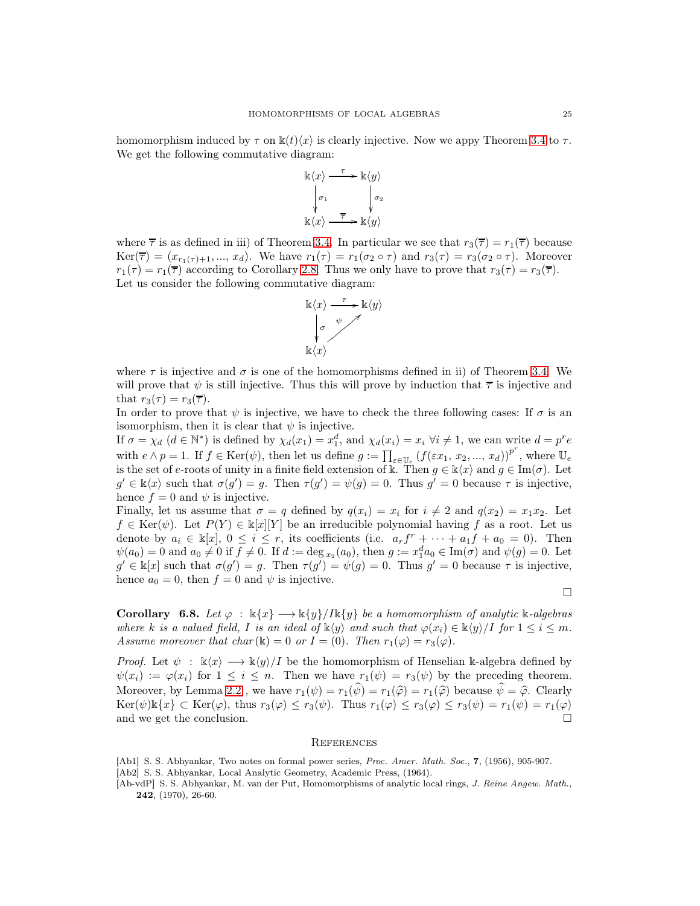homomorphism induced by $\tau$ on $\mathbb{k}(t)\langle x\rangle$ is clearly injective. Now we appy Theorem 3.4 to $\tau$. We get the following commutative diagram:

$$\begin{array}{ccc} \mathbb{k}\langle x\rangle & \xrightarrow{\tau} & \mathbb{k}\langle y\rangle \\ \downarrow \sigma_1 & & \downarrow \sigma_2 \\ \mathbb{k}\langle x\rangle & \xrightarrow{\overline{\tau}} & \mathbb{k}\langle y\rangle \end{array}$$

where $\overline{\tau}$ is as defined in iii) of Theorem 3.4. In particular we see that $r_3(\overline{\tau}) = r_1(\overline{\tau})$ because $\mathrm{Ker}(\overline{\tau}) = (x_{r_1(\tau)+1}, ..., x_d)$. We have $r_1(\tau) = r_1(\sigma_2 \circ \tau)$ and $r_3(\tau) = r_3(\sigma_2 \circ \tau)$. Moreover $r_1(\tau) = r_1(\overline{\tau})$ according to Corollary 2.8. Thus we only have to prove that $r_3(\tau) = r_3(\overline{\tau})$. Let us consider the following commutative diagram:

$$\begin{array}{ccc} \mathbb{k}\langle x\rangle & \xrightarrow{\tau} & \mathbb{k}\langle y\rangle \\ \downarrow \sigma & \nearrow_{\psi} & \\ \mathbb{k}\langle x\rangle & & \end{array}$$

where $\tau$ is injective and $\sigma$ is one of the homomorphisms defined in ii) of Theorem 3.4. We will prove that $\psi$ is still injective. Thus this will prove by induction that $\overline{\tau}$ is injective and that $r_3(\tau) = r_3(\overline{\tau})$.

In order to prove that $\psi$ is injective, we have to check the three following cases: If $\sigma$ is an isomorphism, then it is clear that $\psi$ is injective.

If $\sigma = \chi_d$ ($d \in \mathbb{N}^*$) is defined by $\chi_d(x_1) = x_1^d$, and $\chi_d(x_i) = x_i$ $\forall i \neq 1$, we can write $d = p^r e$ with $e \wedge p = 1$. If $f \in \mathrm{Ker}(\psi)$, then let us define $g := \prod_{\varepsilon \in \mathbb{U}_e} \left(f(\varepsilon x_1, x_2, ..., x_d)\right)^{p^r}$, where $\mathbb{U}_e$ is the set of $e$-roots of unity in a finite field extension of $\mathbb{k}$. Then $g \in \mathbb{k}\langle x\rangle$ and $g \in \mathrm{Im}(\sigma)$. Let $g' \in \mathbb{k}\langle x\rangle$ such that $\sigma(g') = g$. Then $\tau(g') = \psi(g) = 0$. Thus $g' = 0$ because $\tau$ is injective, hence $f = 0$ and $\psi$ is injective.

Finally, let us assume that $\sigma = q$ defined by $q(x_i) = x_i$ for $i \neq 2$ and $q(x_2) = x_1 x_2$. Let $f \in \mathrm{Ker}(\psi)$. Let $P(Y) \in \mathbb{k}[x][Y]$ be an irreducible polynomial having $f$ as a root. Let us denote by $a_i \in \mathbb{k}[x]$, $0 \leq i \leq r$, its coefficients (i.e. $a_r f^r + \cdots + a_1 f + a_0 = 0$). Then $\psi(a_0) = 0$ and $a_0 \neq 0$ if $f \neq 0$. If $d := \deg_{x_2}(a_0)$, then $g := x_1^d a_0 \in \mathrm{Im}(\sigma)$ and $\psi(g) = 0$. Let $g' \in \mathbb{k}[x]$ such that $\sigma(g') = g$. Then $\tau(g') = \psi(g) = 0$. Thus $g' = 0$ because $\tau$ is injective, hence $a_0 = 0$, then $f = 0$ and $\psi$ is injective.

□

**Corollary 6.8.** *Let $\varphi : \mathbb{k}\{x\} \longrightarrow \mathbb{k}\{y\}/I\mathbb{k}\{y\}$ be a homomorphism of analytic $\mathbb{k}$-algebras where $k$ is a valued field, $I$ is an ideal of $\mathbb{k}\langle y\rangle$ and such that $\varphi(x_i) \in \mathbb{k}\langle y\rangle/I$ for $1 \leq i \leq m$. Assume moreover that $char(\mathbb{k}) = 0$ or $I = (0)$. Then $r_1(\varphi) = r_3(\varphi)$.*

*Proof.* Let $\psi : \mathbb{k}\langle x\rangle \longrightarrow \mathbb{k}\langle y\rangle/I$ be the homomorphism of Henselian $\mathbb{k}$-algebra defined by $\psi(x_i) := \varphi(x_i)$ for $1 \leq i \leq n$. Then we have $r_1(\psi) = r_3(\psi)$ by the preceding theorem. Moreover, by Lemma 2.2, we have $r_1(\psi) = r_1(\widehat{\psi}) = r_1(\widehat{\varphi}) = r_1(\widehat{\varphi})$ because $\widehat{\psi} = \widehat{\varphi}$. Clearly $\mathrm{Ker}(\psi)\mathbb{k}\{x\} \subset \mathrm{Ker}(\varphi)$, thus $r_3(\varphi) \leq r_3(\psi)$. Thus $r_1(\varphi) \leq r_3(\varphi) \leq r_3(\psi) = r_1(\psi) = r_1(\varphi)$ and we get the conclusion. □

## References

[Ab1] S. S. Abhyankar, Two notes on formal power series, *Proc. Amer. Math. Soc.*, **7**, (1956), 905-907.

[Ab2] S. S. Abhyankar, Local Analytic Geometry, Academic Press, (1964).

[Ab-vdP] S. S. Abhyankar, M. van der Put, Homomorphisms of analytic local rings, *J. Reine Angew. Math.*, **242**, (1970), 26-60.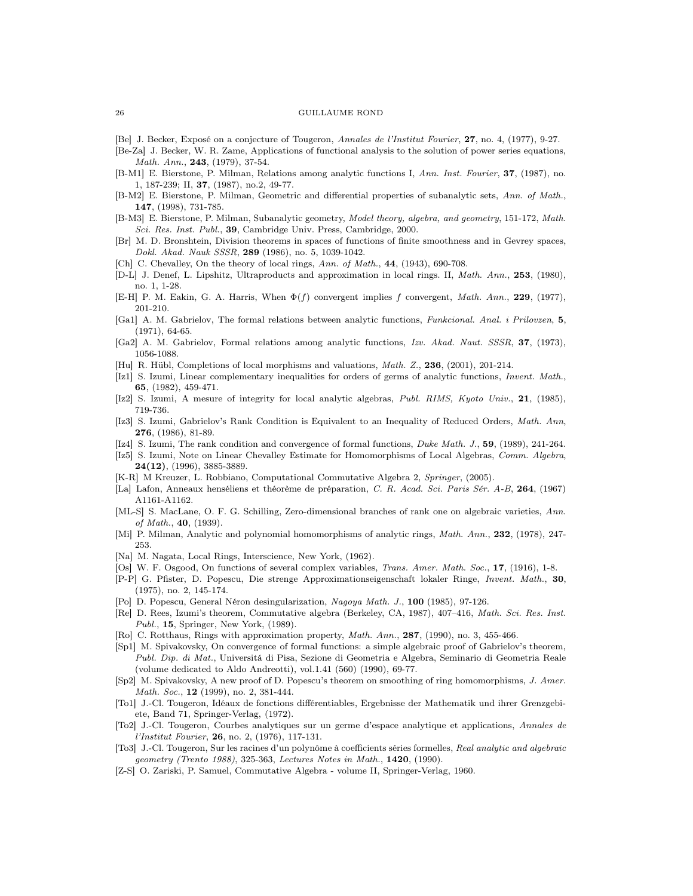[Be] J. Becker, Exposé on a conjecture of Tougeron, *Annales de l'Institut Fourier*, **27**, no. 4, (1977), 9-27.

[Be-Za] J. Becker, W. R. Zame, Applications of functional analysis to the solution of power series equations, *Math. Ann.*, **243**, (1979), 37-54.

[B-M1] E. Bierstone, P. Milman, Relations among analytic functions I, *Ann. Inst. Fourier*, **37**, (1987), no. 1, 187-239; II, **37**, (1987), no.2, 49-77.

[B-M2] E. Bierstone, P. Milman, Geometric and differential properties of subanalytic sets, *Ann. of Math.*, **147**, (1998), 731-785.

[B-M3] E. Bierstone, P. Milman, Subanalytic geometry, *Model theory, algebra, and geometry*, 151-172, *Math. Sci. Res. Inst. Publ.*, **39**, Cambridge Univ. Press, Cambridge, 2000.

[Br] M. D. Bronshtein, Division theorems in spaces of functions of finite smoothness and in Gevrey spaces, *Dokl. Akad. Nauk SSSR*, **289** (1986), no. 5, 1039-1042.

[Ch] C. Chevalley, On the theory of local rings, *Ann. of Math.*, **44**, (1943), 690-708.

[D-L] J. Denef, L. Lipshitz, Ultraproducts and approximation in local rings. II, *Math. Ann.*, **253**, (1980), no. 1, 1-28.

[E-H] P. M. Eakin, G. A. Harris, When $\Phi(f)$ convergent implies $f$ convergent, *Math. Ann.*, **229**, (1977), 201-210.

[Ga1] A. M. Gabrielov, The formal relations between analytic functions, *Funkcional. Anal. i Prilovzen*, **5**, (1971), 64-65.

[Ga2] A. M. Gabrielov, Formal relations among analytic functions, *Izv. Akad. Naut. SSSR*, **37**, (1973), 1056-1088.

[Hu] R. Hübl, Completions of local morphisms and valuations, *Math. Z.*, **236**, (2001), 201-214.

[Iz1] S. Izumi, Linear complementary inequalities for orders of germs of analytic functions, *Invent. Math.*, **65**, (1982), 459-471.

[Iz2] S. Izumi, A mesure of integrity for local analytic algebras, *Publ. RIMS, Kyoto Univ.*, **21**, (1985), 719-736.

[Iz3] S. Izumi, Gabrielov's Rank Condition is Equivalent to an Inequality of Reduced Orders, *Math. Ann*, **276**, (1986), 81-89.

[Iz4] S. Izumi, The rank condition and convergence of formal functions, *Duke Math. J.*, **59**, (1989), 241-264.

[Iz5] S. Izumi, Note on Linear Chevalley Estimate for Homomorphisms of Local Algebras, *Comm. Algebra*, **24(12)**, (1996), 3885-3889.

[K-R] M Kreuzer, L. Robbiano, Computational Commutative Algebra 2, *Springer*, (2005).

[La] Lafon, Anneaux henséliens et théorème de préparation, *C. R. Acad. Sci. Paris Sér. A-B*, **264**, (1967) A1161-A1162.

[ML-S] S. MacLane, O. F. G. Schilling, Zero-dimensional branches of rank one on algebraic varieties, *Ann. of Math.*, **40**, (1939).

[Mi] P. Milman, Analytic and polynomial homomorphisms of analytic rings, *Math. Ann.*, **232**, (1978), 247-253.

[Na] M. Nagata, Local Rings, Interscience, New York, (1962).

[Os] W. F. Osgood, On functions of several complex variables, *Trans. Amer. Math. Soc.*, **17**, (1916), 1-8.

[P-P] G. Pfister, D. Popescu, Die strenge Approximationseigenschaft lokaler Ringe, *Invent. Math.*, **30**, (1975), no. 2, 145-174.

[Po] D. Popescu, General Néron desingularization, *Nagoya Math. J.*, **100** (1985), 97-126.

[Re] D. Rees, Izumi's theorem, Commutative algebra (Berkeley, CA, 1987), 407–416, *Math. Sci. Res. Inst. Publ.*, **15**, Springer, New York, (1989).

[Ro] C. Rotthaus, Rings with approximation property, *Math. Ann.*, **287**, (1990), no. 3, 455-466.

[Sp1] M. Spivakovsky, On convergence of formal functions: a simple algebraic proof of Gabrielov's theorem, *Publ. Dip. di Mat.*, Universitá di Pisa, Sezione di Geometria e Algebra, Seminario di Geometria Reale (volume dedicated to Aldo Andreotti), vol.1.41 (560) (1990), 69-77.

[Sp2] M. Spivakovsky, A new proof of D. Popescu's theorem on smoothing of ring homomorphisms, *J. Amer. Math. Soc.*, **12** (1999), no. 2, 381-444.

[To1] J.-Cl. Tougeron, Idéaux de fonctions différentiables, Ergebnisse der Mathematik und ihrer Grenzgebiete, Band 71, Springer-Verlag, (1972).

[To2] J.-Cl. Tougeron, Courbes analytiques sur un germe d'espace analytique et applications, *Annales de l'Institut Fourier*, **26**, no. 2, (1976), 117-131.

[To3] J.-Cl. Tougeron, Sur les racines d'un polynôme à coefficients séries formelles, *Real analytic and algebraic geometry (Trento 1988)*, 325-363, *Lectures Notes in Math.*, **1420**, (1990).

[Z-S] O. Zariski, P. Samuel, Commutative Algebra - volume II, Springer-Verlag, 1960.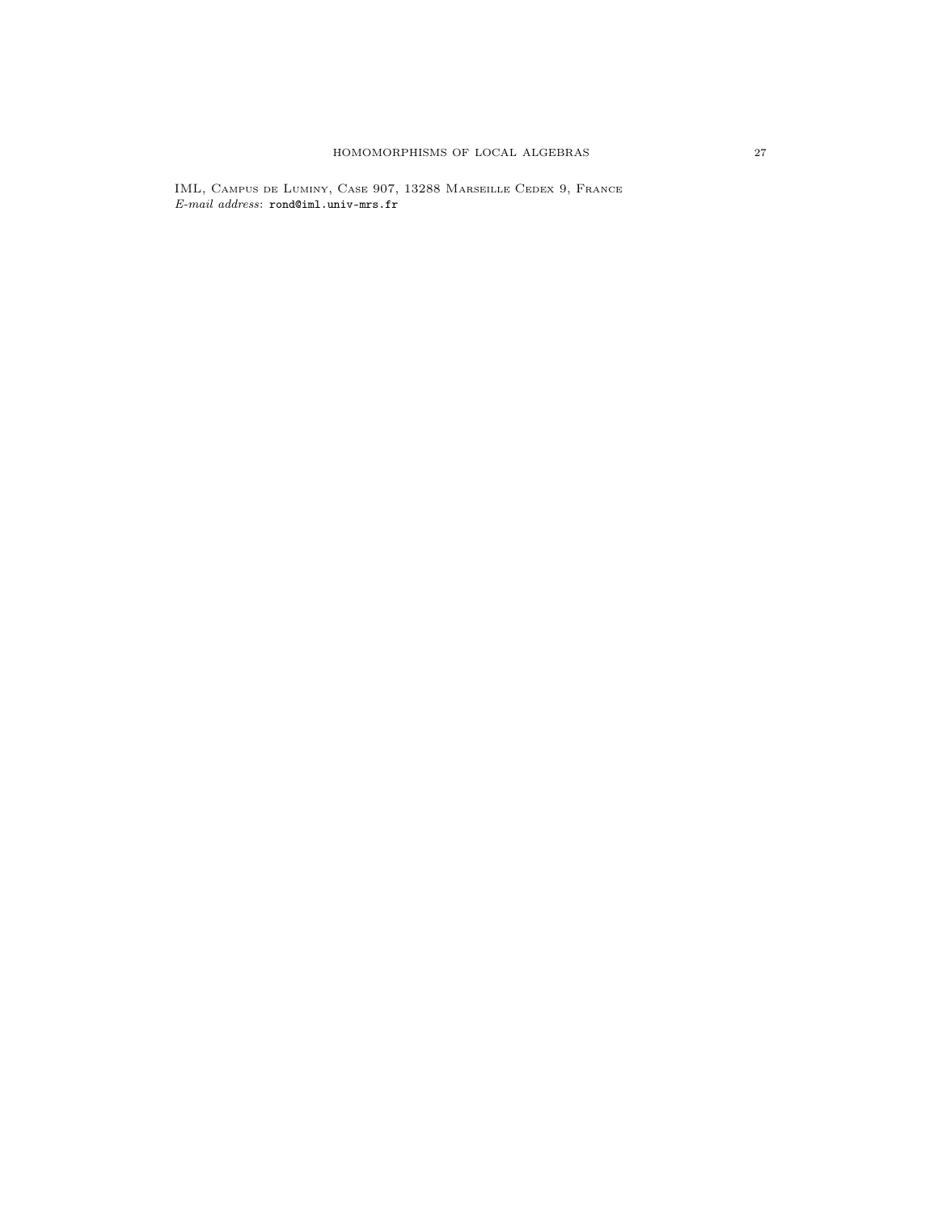IML, Campus de Luminy, Case 907, 13288 Marseille Cedex 9, France
*E-mail address*: rond@iml.univ-mrs.fr